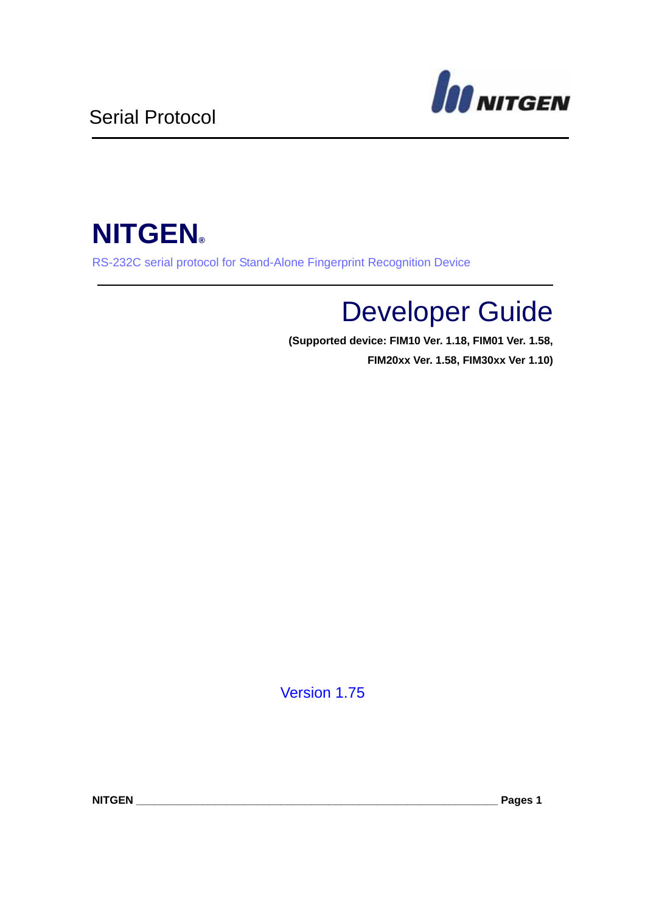Serial Protocol

# NITGEN®

RS-232C serial protocol for Stand-Alone Fingerprint Recognition Device

# Developer Guide

**(Supported device: FIM10 Ver. 1.18, FIM01 Ver. 1.58, FIM20xx Ver. 1.58, FIM30xx Ver 1.10)**

Version 1.75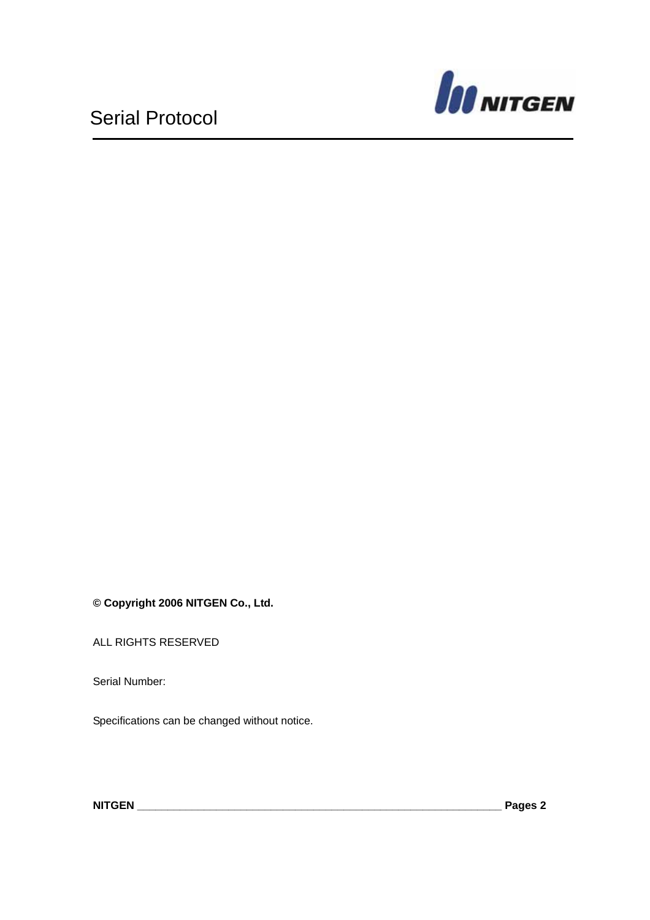**© Copyright 2006 NITGEN Co., Ltd.**

ALL RIGHTS RESERVED

Serial Number:

Specifications can be changed without notice.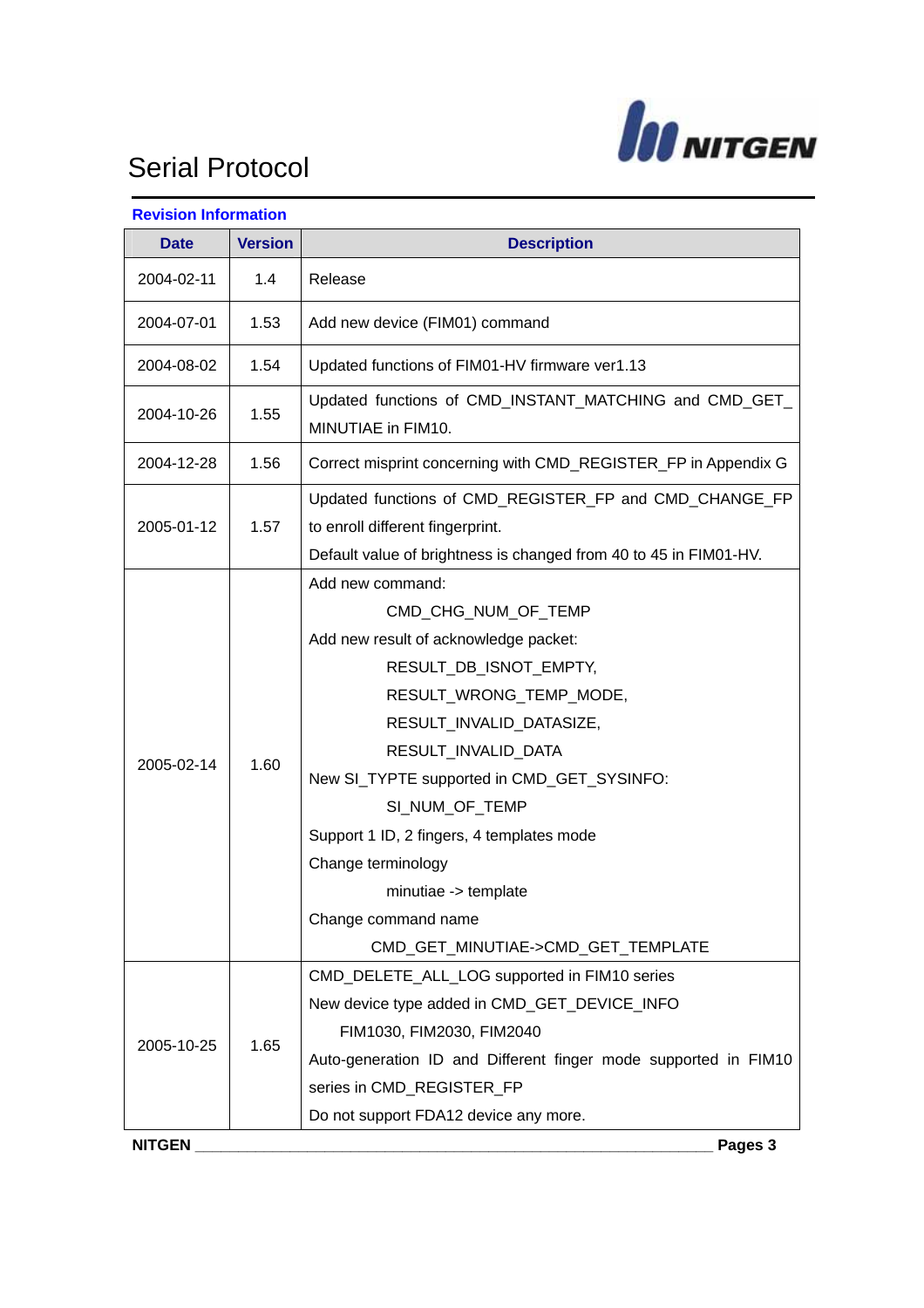# Serial Protocol

**Revision Information**

| Date | Version | Description |
|---|---|---|
| 2004-02-11 | 1.4 | Release |
| 2004-07-01 | 1.53 | Add new device (FIM01) command |
| 2004-08-02 | 1.54 | Updated functions of FIM01-HV firmware ver1.13 |
| 2004-10-26 | 1.55 | Updated functions of CMD_INSTANT_MATCHING and CMD_GET_MINUTIAE in FIM10. |
| 2004-12-28 | 1.56 | Correct misprint concerning with CMD_REGISTER_FP in Appendix G |
| 2005-01-12 | 1.57 | Updated functions of CMD_REGISTER_FP and CMD_CHANGE_FP to enroll different fingerprint.<br>Default value of brightness is changed from 40 to 45 in FIM01-HV. |
| 2005-02-14 | 1.60 | Add new command:<br>CMD_CHG_NUM_OF_TEMP<br>Add new result of acknowledge packet:<br>RESULT_DB_ISNOT_EMPTY,<br>RESULT_WRONG_TEMP_MODE,<br>RESULT_INVALID_DATASIZE,<br>RESULT_INVALID_DATA<br>New SI_TYPTE supported in CMD_GET_SYSINFO:<br>SI_NUM_OF_TEMP<br>Support 1 ID, 2 fingers, 4 templates mode<br>Change terminology<br>minutiae -> template<br>Change command name<br>CMD_GET_MINUTIAE->CMD_GET_TEMPLATE |
| 2005-10-25 | 1.65 | CMD_DELETE_ALL_LOG supported in FIM10 series<br>New device type added in CMD_GET_DEVICE_INFO<br>FIM1030, FIM2030, FIM2040<br>Auto-generation ID and Different finger mode supported in FIM10 series in CMD_REGISTER_FP<br>Do not support FDA12 device any more. |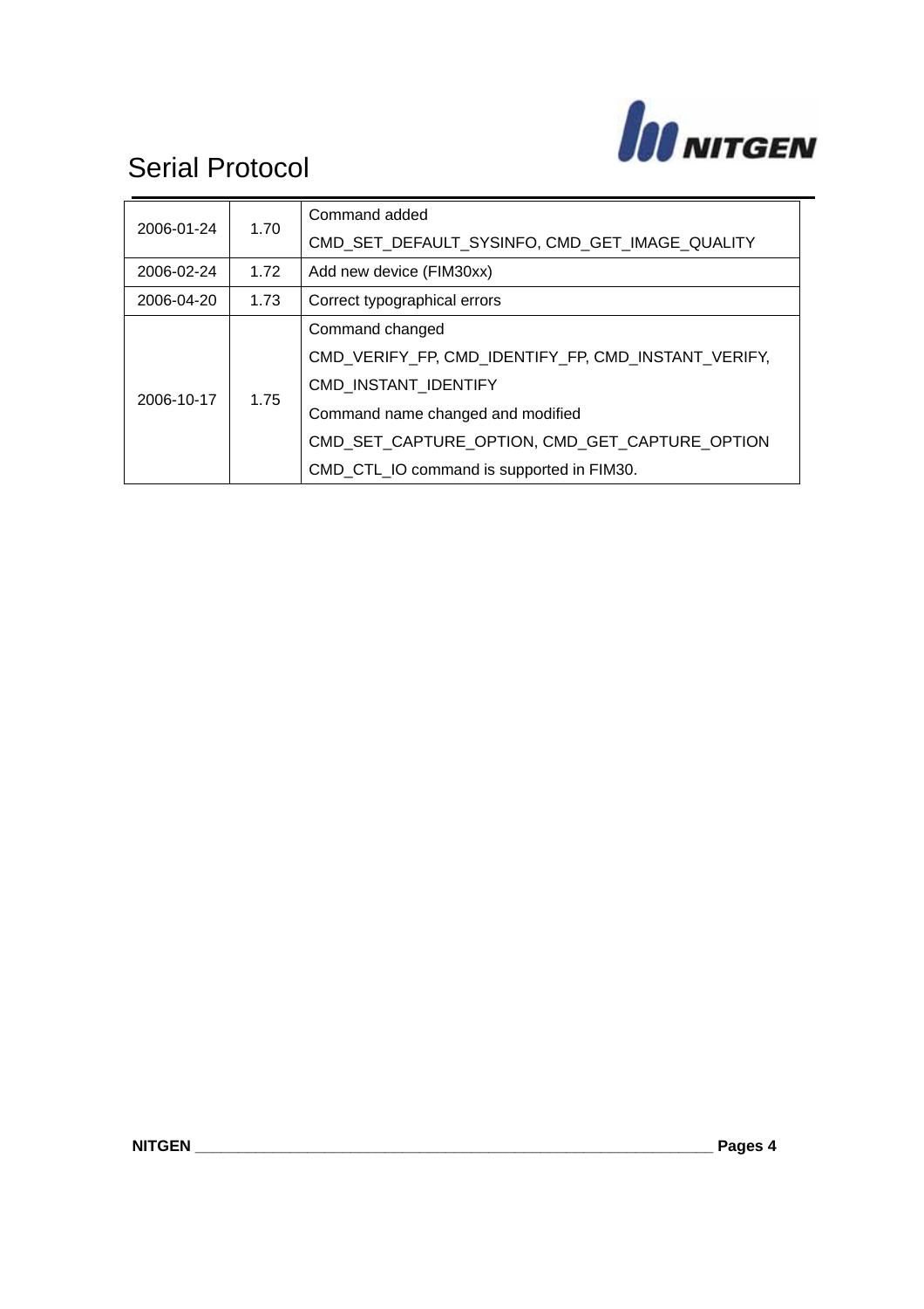| | | |
|---|---|---|
| 2006-01-24 | 1.70 | Command added<br>CMD_SET_DEFAULT_SYSINFO, CMD_GET_IMAGE_QUALITY |
| 2006-02-24 | 1.72 | Add new device (FIM30xx) |
| 2006-04-20 | 1.73 | Correct typographical errors |
| 2006-10-17 | 1.75 | Command changed<br>CMD_VERIFY_FP, CMD_IDENTIFY_FP, CMD_INSTANT_VERIFY,<br>CMD_INSTANT_IDENTIFY<br>Command name changed and modified<br>CMD_SET_CAPTURE_OPTION, CMD_GET_CAPTURE_OPTION<br>CMD_CTL_IO command is supported in FIM30. |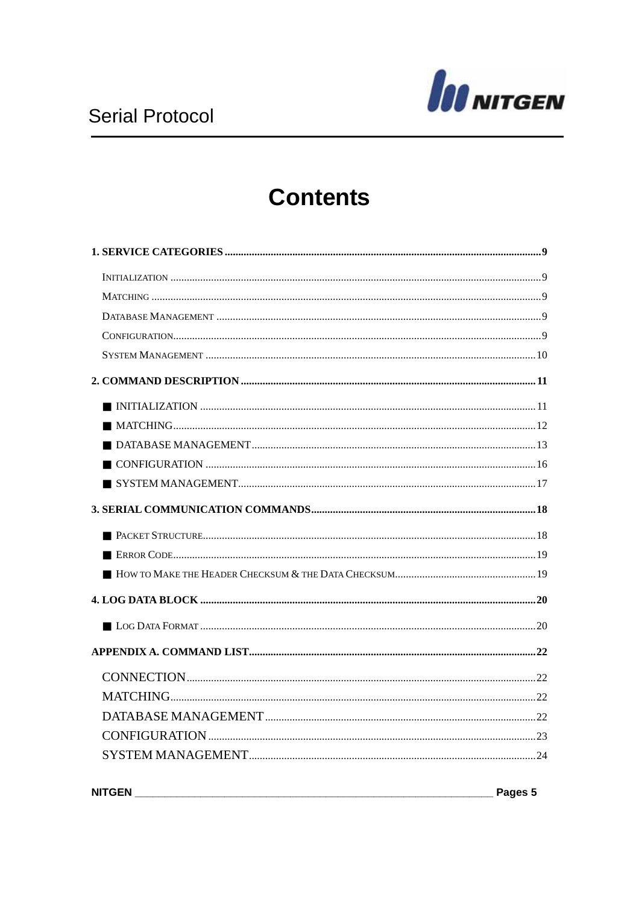# Contents

**1. SERVICE CATEGORIES** ........ 9

- Initialization ........ 9
- Matching ........ 9
- Database Management ........ 9
- Configuration ........ 9
- System Management ........ 10

**2. COMMAND DESCRIPTION** ........ 11

- ■ INITIALIZATION ........ 11
- ■ MATCHING ........ 12
- ■ DATABASE MANAGEMENT ........ 13
- ■ CONFIGURATION ........ 16
- ■ SYSTEM MANAGEMENT ........ 17

**3. SERIAL COMMUNICATION COMMANDS** ........ 18

- ■ Packet Structure ........ 18
- ■ Error Code ........ 19
- ■ How to Make the Header Checksum & the Data Checksum ........ 19

**4. LOG DATA BLOCK** ........ 20

- ■ Log Data Format ........ 20

**APPENDIX A. COMMAND LIST** ........ 22

- CONNECTION ........ 22
- MATCHING ........ 22
- DATABASE MANAGEMENT ........ 22
- CONFIGURATION ........ 23
- SYSTEM MANAGEMENT ........ 24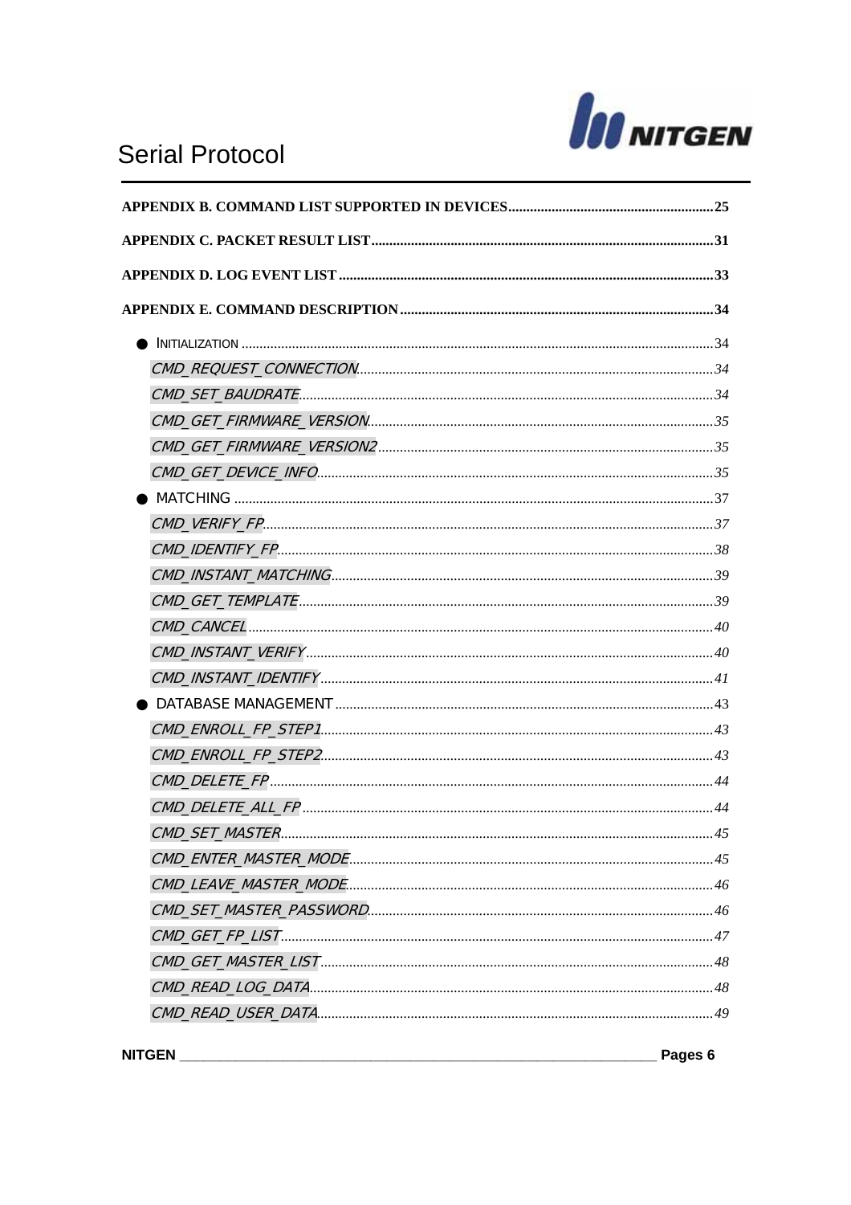**APPENDIX B. COMMAND LIST SUPPORTED IN DEVICES .......................................................... 25**

**APPENDIX C. PACKET RESULT LIST .................................................................................... 31**

**APPENDIX D. LOG EVENT LIST ........................................................................................... 33**

**APPENDIX E. COMMAND DESCRIPTION ............................................................................ 34**

- INITIALIZATION ............................................................................................................ 34
  - *CMD_REQUEST_CONNECTION* ............................................................................. 34
  - *CMD_SET_BAUDRATE* ........................................................................................... 34
  - *CMD_GET_FIRMWARE_VERSION* ......................................................................... 35
  - *CMD_GET_FIRMWARE_VERSION2* ....................................................................... 35
  - *CMD_GET_DEVICE_INFO* ...................................................................................... 35
- MATCHING .................................................................................................................... 37
  - *CMD_VERIFY_FP* .................................................................................................... 37
  - *CMD_IDENTIFY_FP* ................................................................................................ 38
  - *CMD_INSTANT_MATCHING* .................................................................................. 39
  - *CMD_GET_TEMPLATE* ........................................................................................... 39
  - *CMD_CANCEL* ......................................................................................................... 40
  - *CMD_INSTANT_VERIFY* ......................................................................................... 40
  - *CMD_INSTANT_IDENTIFY* ..................................................................................... 41
- DATABASE MANAGEMENT .......................................................................................... 43
  - *CMD_ENROLL_FP_STEP1* ...................................................................................... 43
  - *CMD_ENROLL_FP_STEP2* ...................................................................................... 43
  - *CMD_DELETE_FP* ................................................................................................... 44
  - *CMD_DELETE_ALL_FP* ........................................................................................... 44
  - *CMD_SET_MASTER* ................................................................................................. 45
  - *CMD_ENTER_MASTER_MODE* ............................................................................... 45
  - *CMD_LEAVE_MASTER_MODE* ............................................................................... 46
  - *CMD_SET_MASTER_PASSWORD* .......................................................................... 46
  - *CMD_GET_FP_LIST* ................................................................................................ 47
  - *CMD_GET_MASTER_LIST* ...................................................................................... 48
  - *CMD_READ_LOG_DATA* .......................................................................................... 48
  - *CMD_READ_USER_DATA* ........................................................................................ 49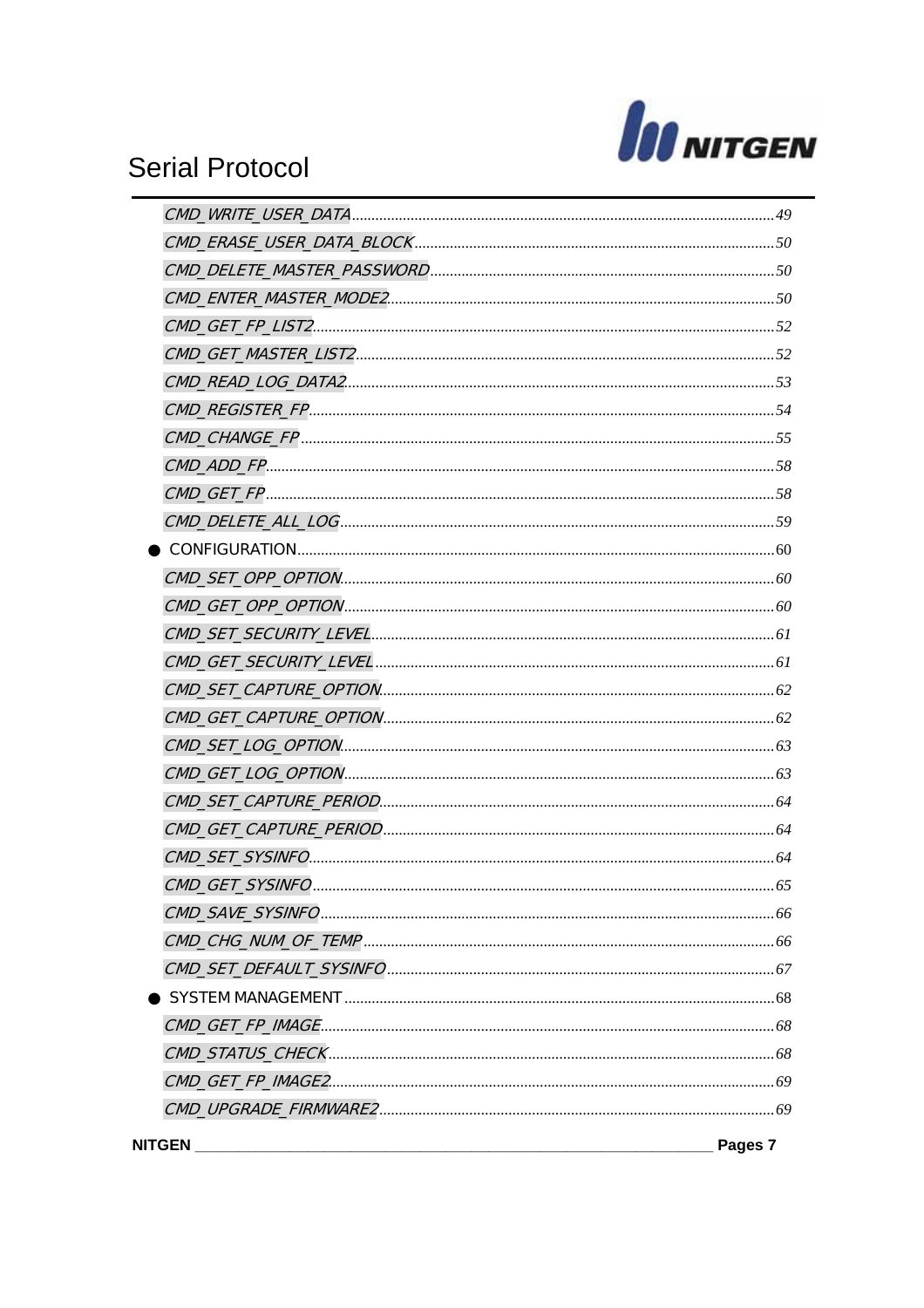CMD_WRITE_USER_DATA.....49
CMD_ERASE_USER_DATA_BLOCK.....50
CMD_DELETE_MASTER_PASSWORD.....50
CMD_ENTER_MASTER_MODE2.....50
CMD_GET_FP_LIST2.....52
CMD_GET_MASTER_LIST2.....52
CMD_READ_LOG_DATA2.....53
CMD_REGISTER_FP.....54
CMD_CHANGE_FP.....55
CMD_ADD_FP.....58
CMD_GET_FP.....58
CMD_DELETE_ALL_LOG.....59

- CONFIGURATION.....60

CMD_SET_OPP_OPTION.....60
CMD_GET_OPP_OPTION.....60
CMD_SET_SECURITY_LEVEL.....61
CMD_GET_SECURITY_LEVEL.....61
CMD_SET_CAPTURE_OPTION.....62
CMD_GET_CAPTURE_OPTION.....62
CMD_SET_LOG_OPTION.....63
CMD_GET_LOG_OPTION.....63
CMD_SET_CAPTURE_PERIOD.....64
CMD_GET_CAPTURE_PERIOD.....64
CMD_SET_SYSINFO.....64
CMD_GET_SYSINFO.....65
CMD_SAVE_SYSINFO.....66
CMD_CHG_NUM_OF_TEMP.....66
CMD_SET_DEFAULT_SYSINFO.....67

- SYSTEM MANAGEMENT.....68

CMD_GET_FP_IMAGE.....68
CMD_STATUS_CHECK.....68
CMD_GET_FP_IMAGE2.....69
CMD_UPGRADE_FIRMWARE2.....69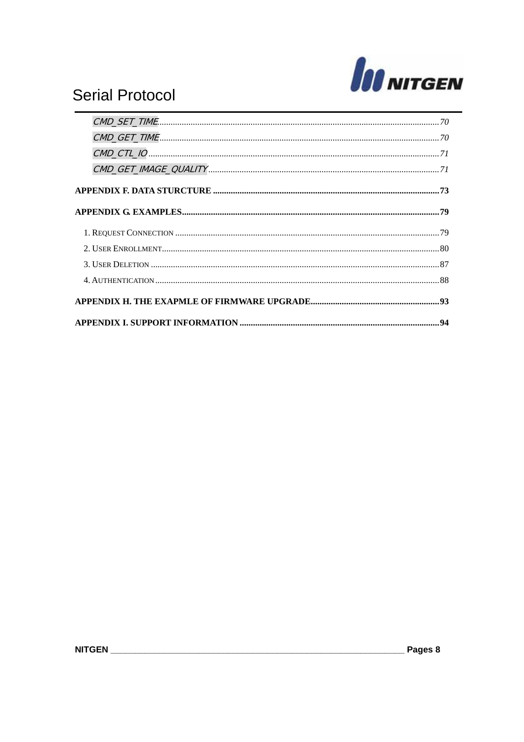*CMD_SET_TIME*....................................................................................................................70
*CMD_GET_TIME*...................................................................................................................70
*CMD_CTL_IO*........................................................................................................................71
*CMD_GET_IMAGE_QUALITY*................................................................................................71

**APPENDIX F. DATA STURCTURE** ..........................................................................................73

**APPENDIX G. EXAMPLES**......................................................................................................79

1. REQUEST CONNECTION ..........................................................................................................79
2. USER ENROLLMENT.................................................................................................................80
3. USER DELETION ......................................................................................................................87
4. AUTHENTICATION ....................................................................................................................88

**APPENDIX H. THE EXAPMLE OF FIRMWARE UPGRADE**..........................................................93

**APPENDIX I. SUPPORT INFORMATION** ..................................................................................94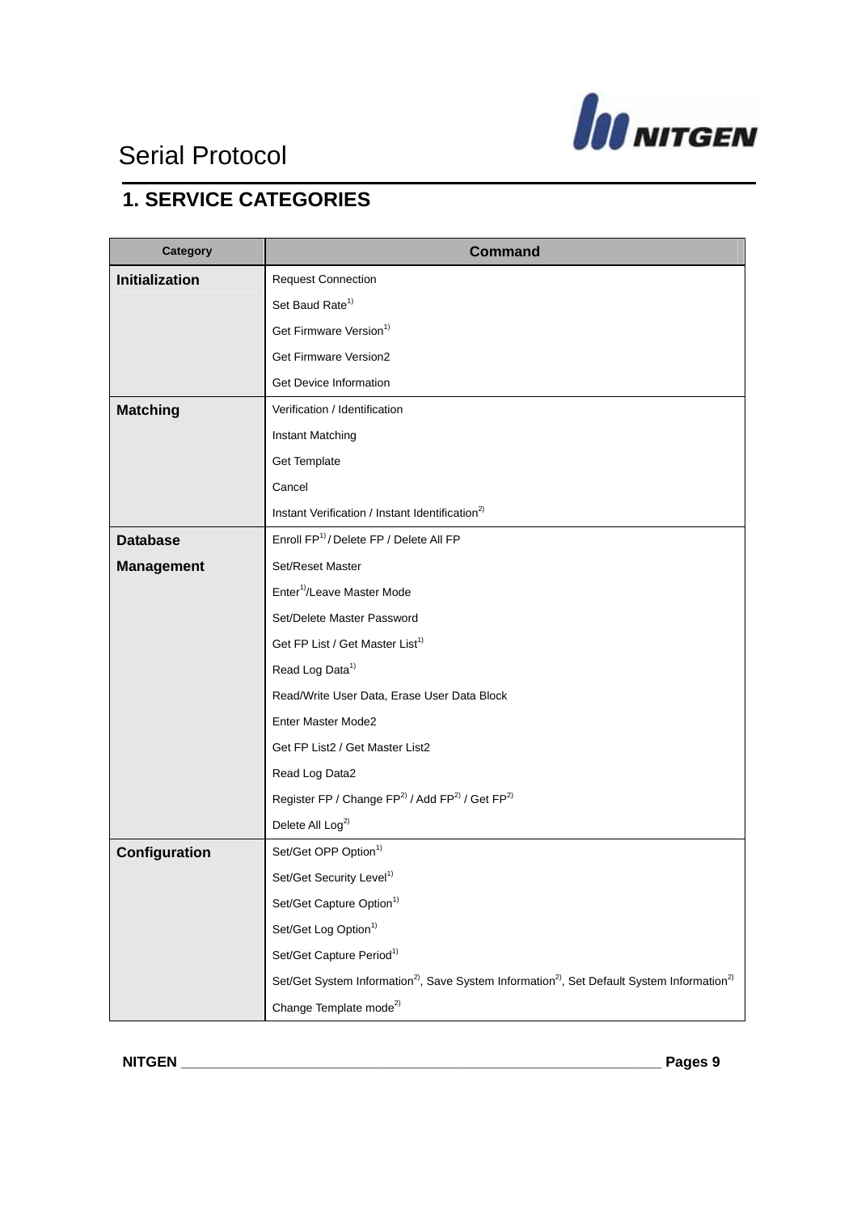# Serial Protocol

## 1. SERVICE CATEGORIES

| Category | Command |
|---|---|
| **Initialization** | Request Connection |
| | Set Baud Rate[1)] |
| | Get Firmware Version[1)] |
| | Get Firmware Version2 |
| | Get Device Information |
| **Matching** | Verification / Identification |
| | Instant Matching |
| | Get Template |
| | Cancel |
| | Instant Verification / Instant Identification[2)] |
| **Database Management** | Enroll FP[1)] / Delete FP / Delete All FP |
| | Set/Reset Master |
| | Enter[1)]/Leave Master Mode |
| | Set/Delete Master Password |
| | Get FP List / Get Master List[1)] |
| | Read Log Data[1)] |
| | Read/Write User Data, Erase User Data Block |
| | Enter Master Mode2 |
| | Get FP List2 / Get Master List2 |
| | Read Log Data2 |
| | Register FP / Change FP[2)] / Add FP[2)] / Get FP[2)] |
| | Delete All Log[2)] |
| **Configuration** | Set/Get OPP Option[1)] |
| | Set/Get Security Level[1)] |
| | Set/Get Capture Option[1)] |
| | Set/Get Log Option[1)] |
| | Set/Get Capture Period[1)] |
| | Set/Get System Information[2)], Save System Information[2)], Set Default System Information[2)] |
| | Change Template mode[2)] |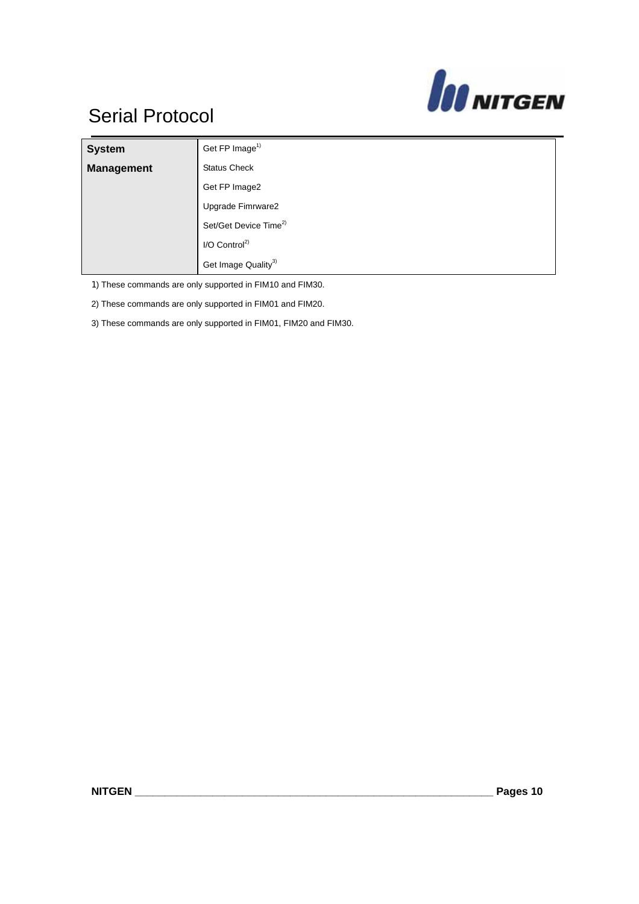| System Management | Get FP Image[1] |
|---|---|
| | Status Check |
| | Get FP Image2 |
| | Upgrade Fimrware2 |
| | Set/Get Device Time[2] |
| | I/O Control[2] |
| | Get Image Quality[3] |

1) These commands are only supported in FIM10 and FIM30.

2) These commands are only supported in FIM01 and FIM20.

3) These commands are only supported in FIM01, FIM20 and FIM30.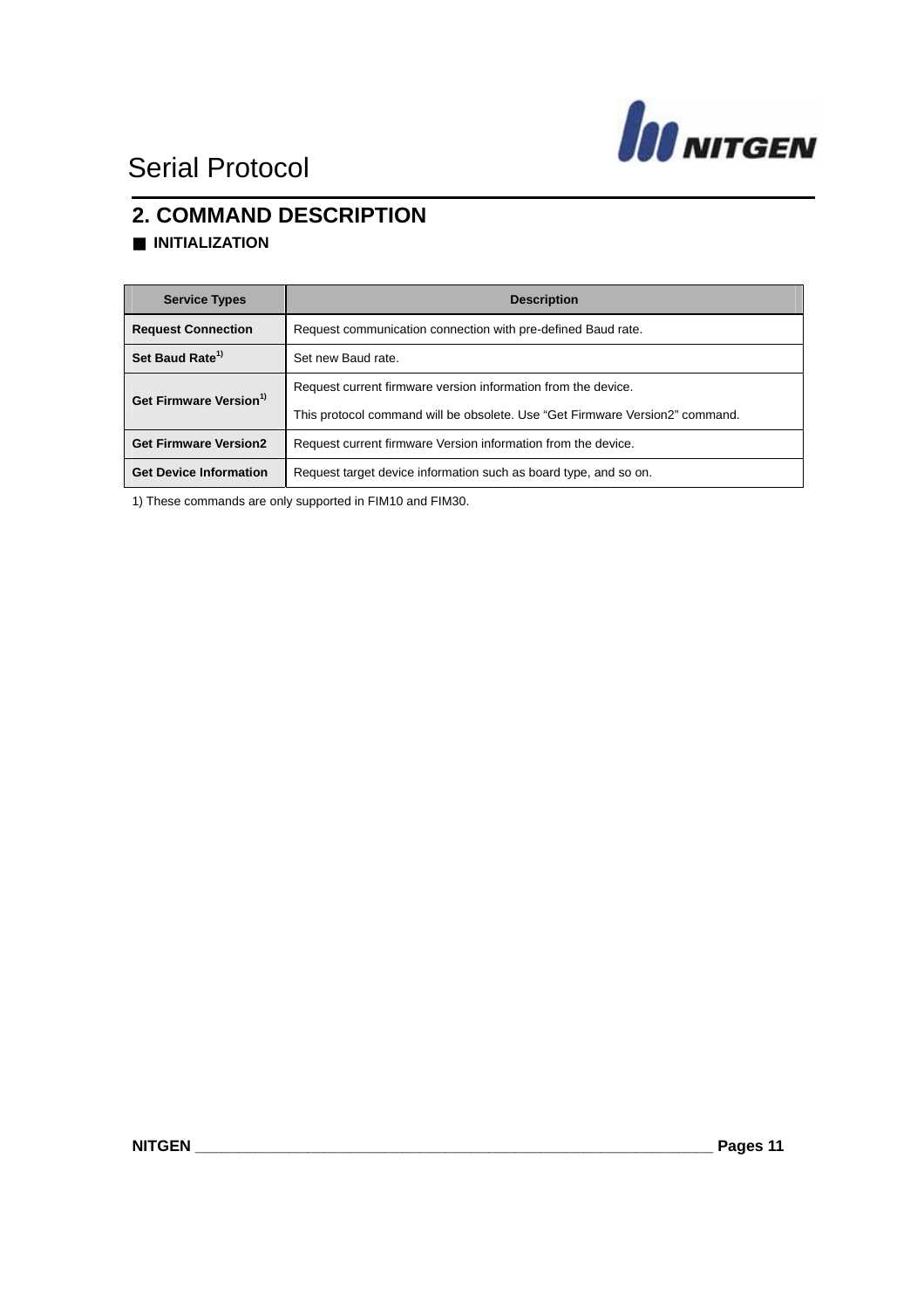## 2. COMMAND DESCRIPTION

### ■ INITIALIZATION

| Service Types | Description |
|---|---|
| **Request Connection** | Request communication connection with pre-defined Baud rate. |
| **Set Baud Rate**[1)] | Set new Baud rate. |
| **Get Firmware Version**[1)] | Request current firmware version information from the device.<br>This protocol command will be obsolete. Use "Get Firmware Version2" command. |
| **Get Firmware Version2** | Request current firmware Version information from the device. |
| **Get Device Information** | Request target device information such as board type, and so on. |

1) These commands are only supported in FIM10 and FIM30.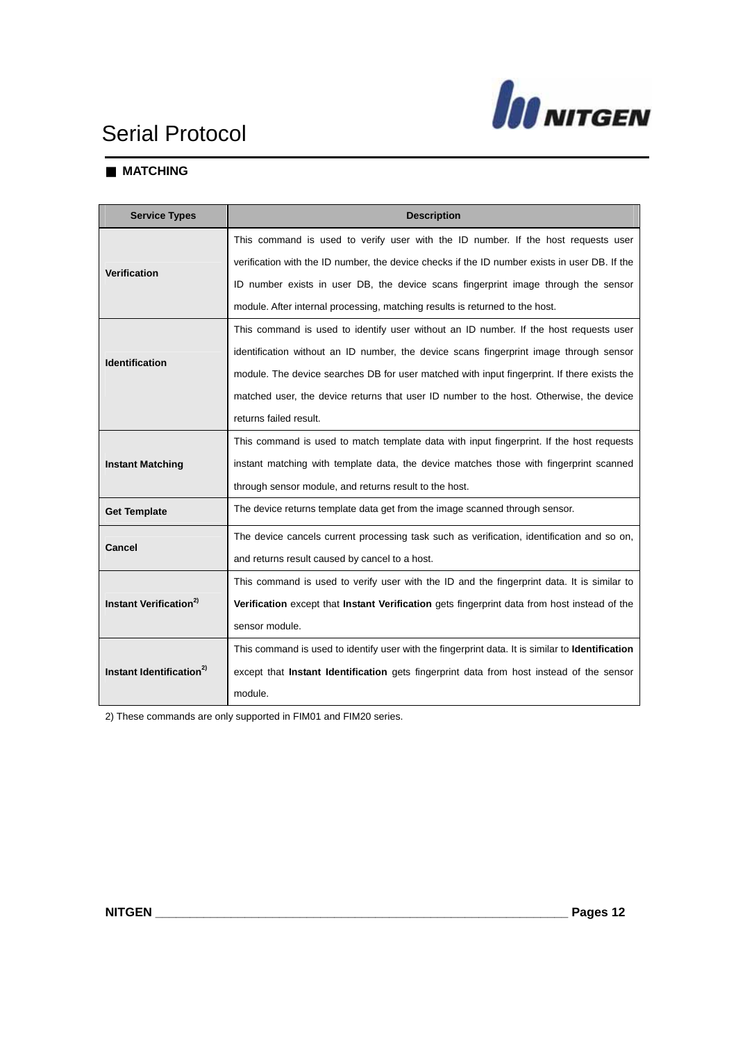# Serial Protocol

## ■ MATCHING

| Service Types | Description |
|---|---|
| **Verification** | This command is used to verify user with the ID number. If the host requests user verification with the ID number, the device checks if the ID number exists in user DB. If the ID number exists in user DB, the device scans fingerprint image through the sensor module. After internal processing, matching results is returned to the host. |
| **Identification** | This command is used to identify user without an ID number. If the host requests user identification without an ID number, the device scans fingerprint image through sensor module. The device searches DB for user matched with input fingerprint. If there exists the matched user, the device returns that user ID number to the host. Otherwise, the device returns failed result. |
| **Instant Matching** | This command is used to match template data with input fingerprint. If the host requests instant matching with template data, the device matches those with fingerprint scanned through sensor module, and returns result to the host. |
| **Get Template** | The device returns template data get from the image scanned through sensor. |
| **Cancel** | The device cancels current processing task such as verification, identification and so on, and returns result caused by cancel to a host. |
| **Instant Verification[2)]** | This command is used to verify user with the ID and the fingerprint data. It is similar to **Verification** except that **Instant Verification** gets fingerprint data from host instead of the sensor module. |
| **Instant Identification[2)]** | This command is used to identify user with the fingerprint data. It is similar to **Identification** except that **Instant Identification** gets fingerprint data from host instead of the sensor module. |

2) These commands are only supported in FIM01 and FIM20 series.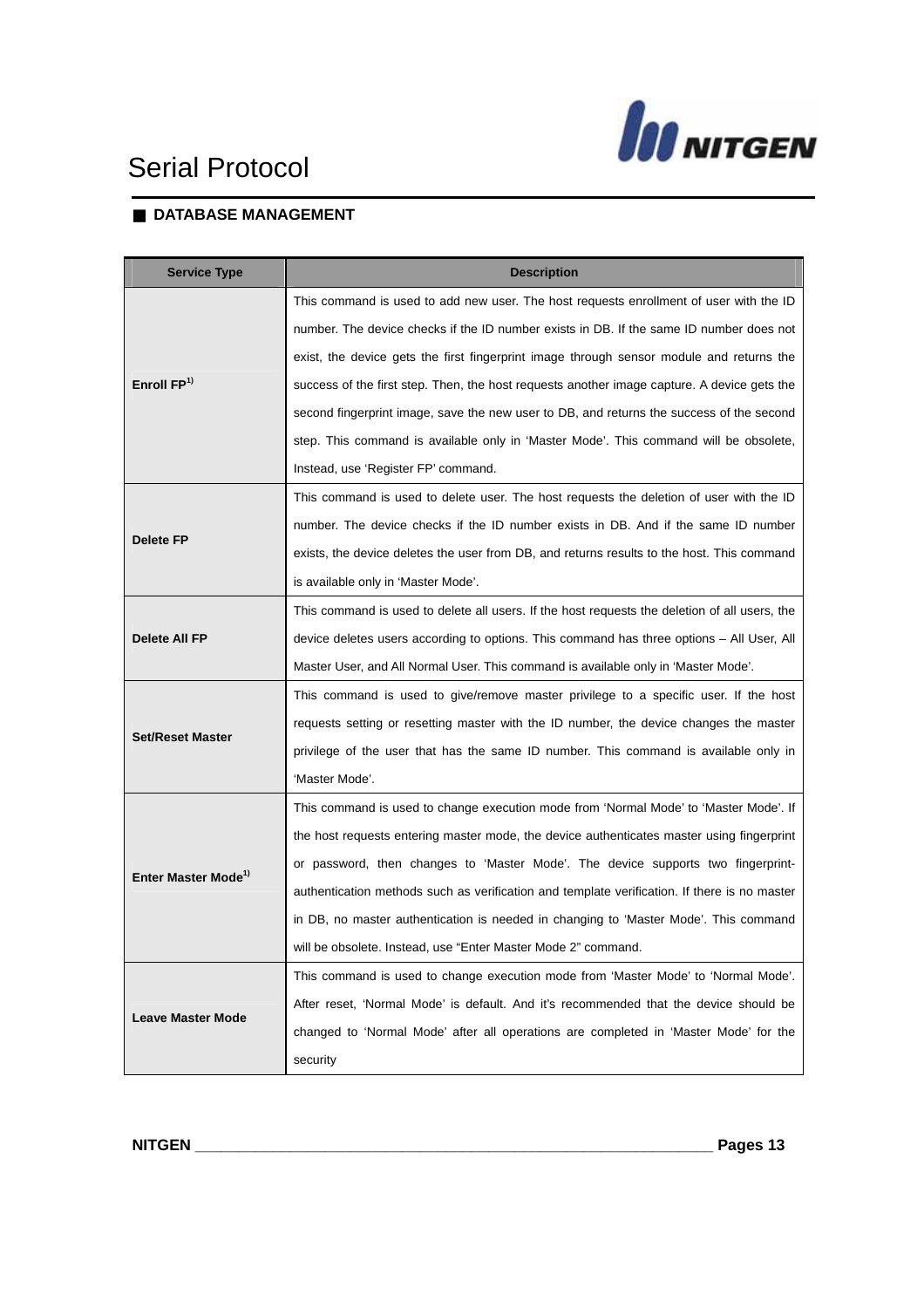# Serial Protocol

## ■ DATABASE MANAGEMENT

| Service Type | Description |
|---|---|
| **Enroll FP[1)]** | This command is used to add new user. The host requests enrollment of user with the ID number. The device checks if the ID number exists in DB. If the same ID number does not exist, the device gets the first fingerprint image through sensor module and returns the success of the first step. Then, the host requests another image capture. A device gets the second fingerprint image, save the new user to DB, and returns the success of the second step. This command is available only in 'Master Mode'. This command will be obsolete, Instead, use 'Register FP' command. |
| **Delete FP** | This command is used to delete user. The host requests the deletion of user with the ID number. The device checks if the ID number exists in DB. And if the same ID number exists, the device deletes the user from DB, and returns results to the host. This command is available only in 'Master Mode'. |
| **Delete All FP** | This command is used to delete all users. If the host requests the deletion of all users, the device deletes users according to options. This command has three options – All User, All Master User, and All Normal User. This command is available only in 'Master Mode'. |
| **Set/Reset Master** | This command is used to give/remove master privilege to a specific user. If the host requests setting or resetting master with the ID number, the device changes the master privilege of the user that has the same ID number. This command is available only in 'Master Mode'. |
| **Enter Master Mode[1)]** | This command is used to change execution mode from 'Normal Mode' to 'Master Mode'. If the host requests entering master mode, the device authenticates master using fingerprint or password, then changes to 'Master Mode'. The device supports two fingerprint-authentication methods such as verification and template verification. If there is no master in DB, no master authentication is needed in changing to 'Master Mode'. This command will be obsolete. Instead, use "Enter Master Mode 2" command. |
| **Leave Master Mode** | This command is used to change execution mode from 'Master Mode' to 'Normal Mode'. After reset, 'Normal Mode' is default. And it's recommended that the device should be changed to 'Normal Mode' after all operations are completed in 'Master Mode' for the security |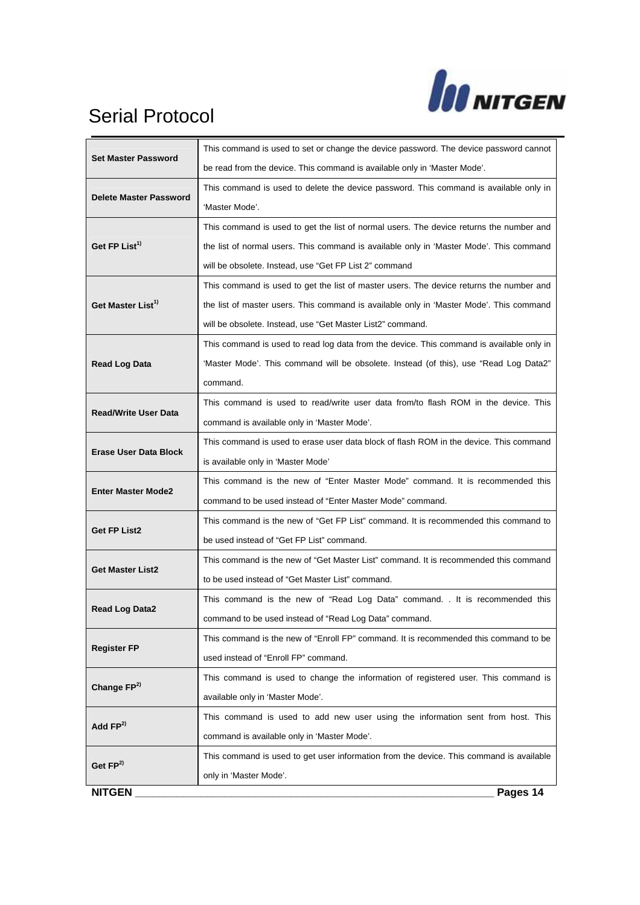| | |
|---|---|
| **Set Master Password** | This command is used to set or change the device password. The device password cannot be read from the device. This command is available only in 'Master Mode'. |
| **Delete Master Password** | This command is used to delete the device password. This command is available only in 'Master Mode'. |
| **Get FP List**[1)] | This command is used to get the list of normal users. The device returns the number and the list of normal users. This command is available only in 'Master Mode'. This command will be obsolete. Instead, use "Get FP List 2" command |
| **Get Master List**[1)] | This command is used to get the list of master users. The device returns the number and the list of master users. This command is available only in 'Master Mode'. This command will be obsolete. Instead, use "Get Master List2" command. |
| **Read Log Data** | This command is used to read log data from the device. This command is available only in 'Master Mode'. This command will be obsolete. Instead (of this), use "Read Log Data2" command. |
| **Read/Write User Data** | This command is used to read/write user data from/to flash ROM in the device. This command is available only in 'Master Mode'. |
| **Erase User Data Block** | This command is used to erase user data block of flash ROM in the device. This command is available only in 'Master Mode' |
| **Enter Master Mode2** | This command is the new of "Enter Master Mode" command. It is recommended this command to be used instead of "Enter Master Mode" command. |
| **Get FP List2** | This command is the new of "Get FP List" command. It is recommended this command to be used instead of "Get FP List" command. |
| **Get Master List2** | This command is the new of "Get Master List" command. It is recommended this command to be used instead of "Get Master List" command. |
| **Read Log Data2** | This command is the new of "Read Log Data" command. . It is recommended this command to be used instead of "Read Log Data" command. |
| **Register FP** | This command is the new of "Enroll FP" command. It is recommended this command to be used instead of "Enroll FP" command. |
| **Change FP**[2)] | This command is used to change the information of registered user. This command is available only in 'Master Mode'. |
| **Add FP**[2)] | This command is used to add new user using the information sent from host. This command is available only in 'Master Mode'. |
| **Get FP**[2)] | This command is used to get user information from the device. This command is available only in 'Master Mode'. |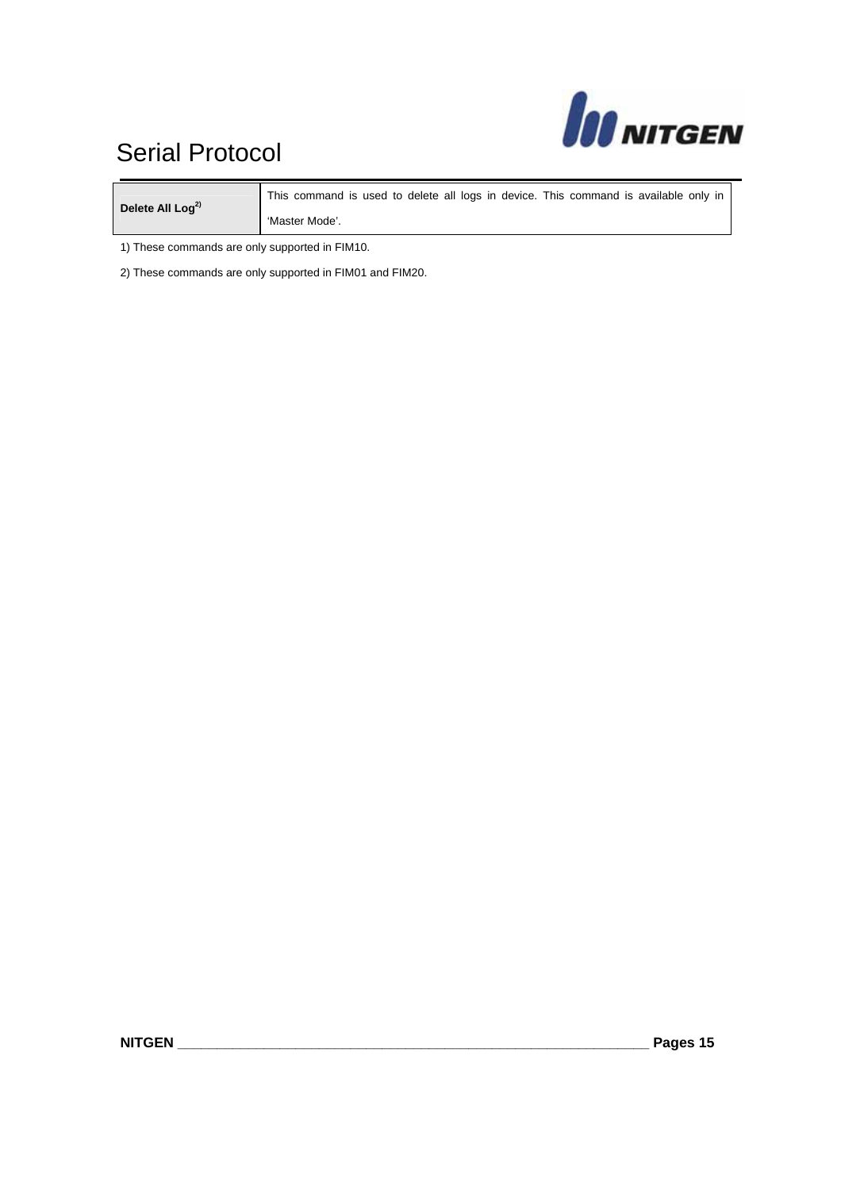| Delete All Log[2)] | This command is used to delete all logs in device. This command is available only in 'Master Mode'. |
|---|---|

1) These commands are only supported in FIM10.

2) These commands are only supported in FIM01 and FIM20.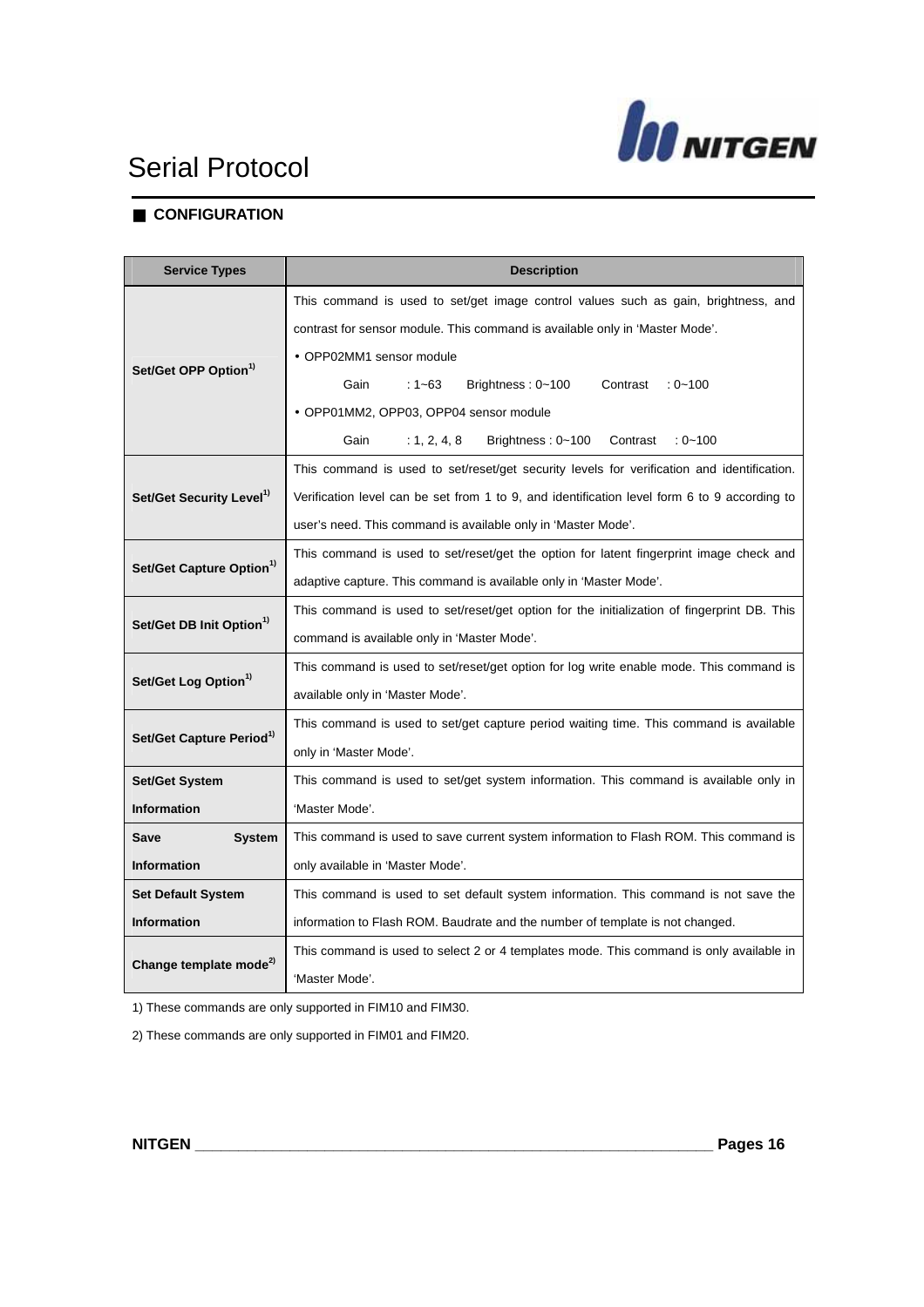## CONFIGURATION

| Service Types | Description |
|---|---|
| **Set/Get OPP Option[1)]** | This command is used to set/get image control values such as gain, brightness, and contrast for sensor module. This command is available only in 'Master Mode'.<br>• OPP02MM1 sensor module<br>Gain : 1~63 Brightness : 0~100 Contrast : 0~100<br>• OPP01MM2, OPP03, OPP04 sensor module<br>Gain : 1, 2, 4, 8 Brightness : 0~100 Contrast : 0~100 |
| **Set/Get Security Level[1)]** | This command is used to set/reset/get security levels for verification and identification. Verification level can be set from 1 to 9, and identification level form 6 to 9 according to user's need. This command is available only in 'Master Mode'. |
| **Set/Get Capture Option[1)]** | This command is used to set/reset/get the option for latent fingerprint image check and adaptive capture. This command is available only in 'Master Mode'. |
| **Set/Get DB Init Option[1)]** | This command is used to set/reset/get option for the initialization of fingerprint DB. This command is available only in 'Master Mode'. |
| **Set/Get Log Option[1)]** | This command is used to set/reset/get option for log write enable mode. This command is available only in 'Master Mode'. |
| **Set/Get Capture Period[1)]** | This command is used to set/get capture period waiting time. This command is available only in 'Master Mode'. |
| **Set/Get System Information** | This command is used to set/get system information. This command is available only in 'Master Mode'. |
| **Save System Information** | This command is used to save current system information to Flash ROM. This command is only available in 'Master Mode'. |
| **Set Default System Information** | This command is used to set default system information. This command is not save the information to Flash ROM. Baudrate and the number of template is not changed. |
| **Change template mode[2)]** | This command is used to select 2 or 4 templates mode. This command is only available in 'Master Mode'. |

1) These commands are only supported in FIM10 and FIM30.

2) These commands are only supported in FIM01 and FIM20.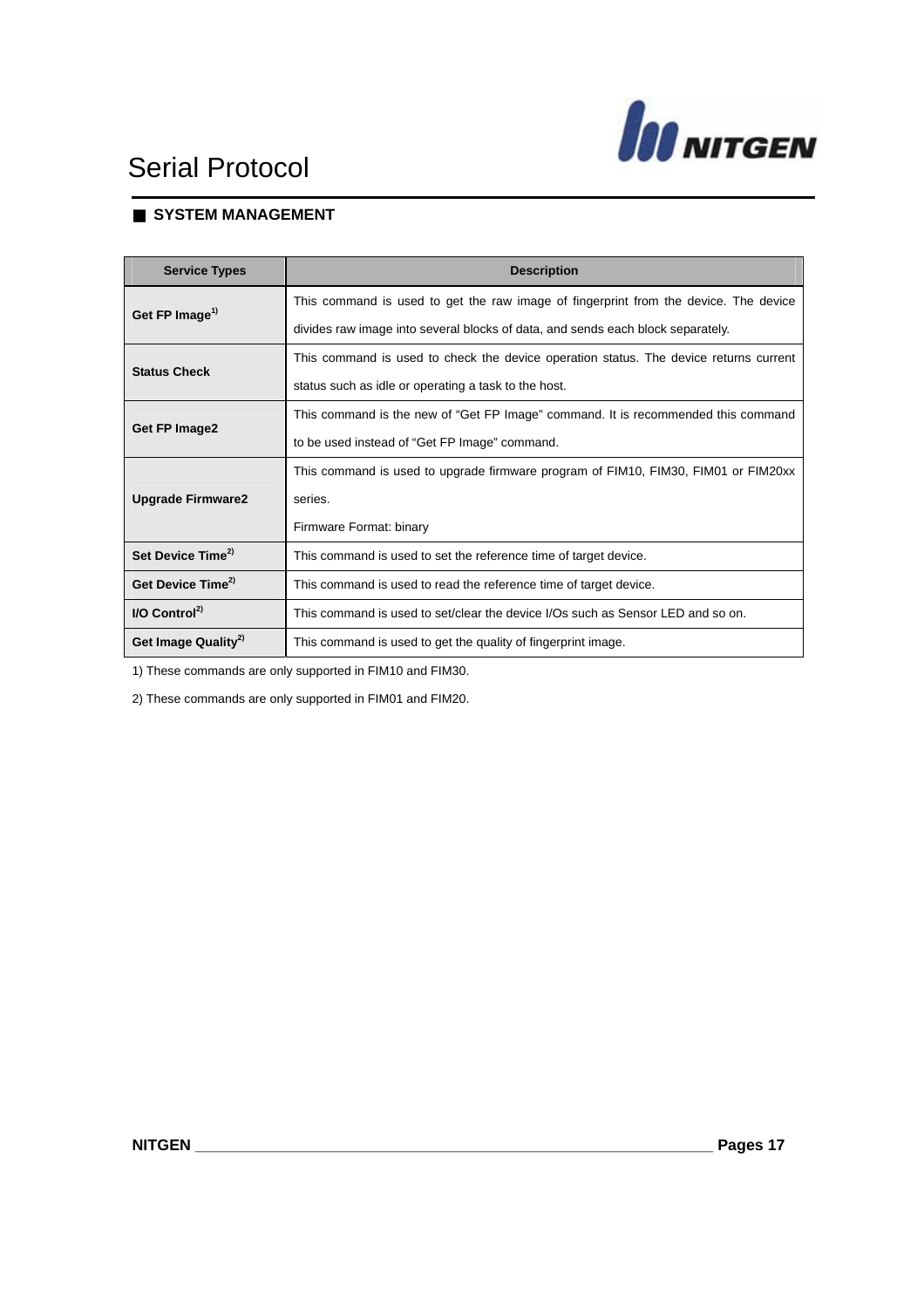# Serial Protocol

## ■ SYSTEM MANAGEMENT

| Service Types | Description |
|---|---|
| **Get FP Image[1)]** | This command is used to get the raw image of fingerprint from the device. The device divides raw image into several blocks of data, and sends each block separately. |
| **Status Check** | This command is used to check the device operation status. The device returns current status such as idle or operating a task to the host. |
| **Get FP Image2** | This command is the new of "Get FP Image" command. It is recommended this command to be used instead of "Get FP Image" command. |
| **Upgrade Firmware2** | This command is used to upgrade firmware program of FIM10, FIM30, FIM01 or FIM20xx series.<br>Firmware Format: binary |
| **Set Device Time[2)]** | This command is used to set the reference time of target device. |
| **Get Device Time[2)]** | This command is used to read the reference time of target device. |
| **I/O Control[2)]** | This command is used to set/clear the device I/Os such as Sensor LED and so on. |
| **Get Image Quality[2)]** | This command is used to get the quality of fingerprint image. |

1) These commands are only supported in FIM10 and FIM30.

2) These commands are only supported in FIM01 and FIM20.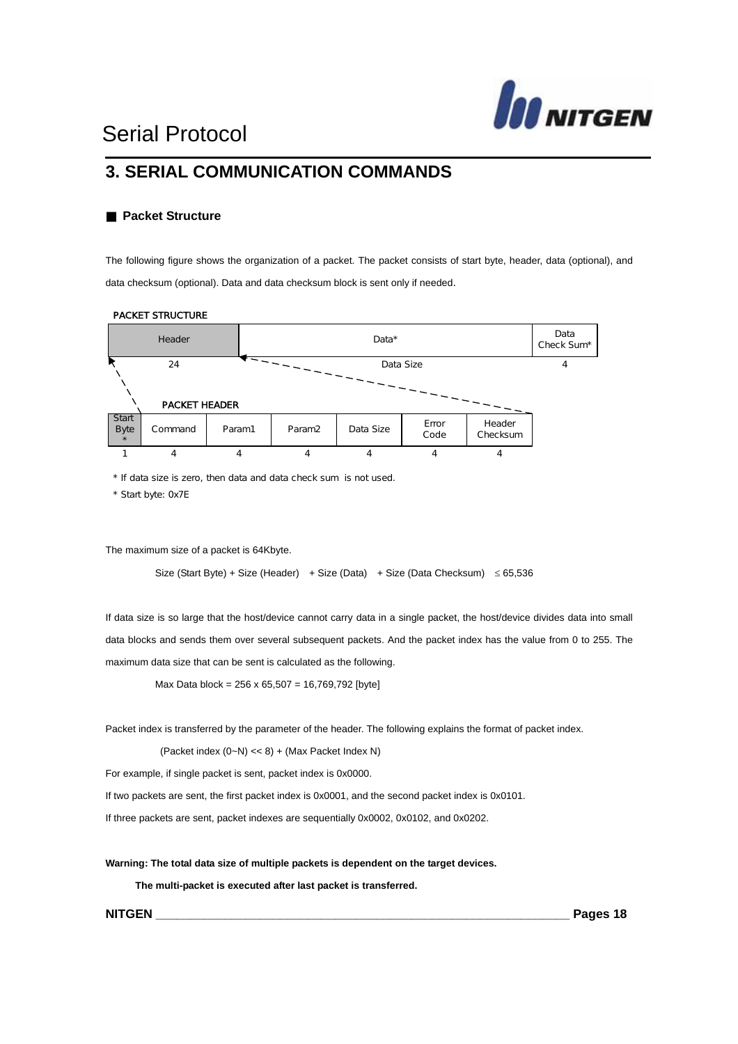# 3. SERIAL COMMUNICATION COMMANDS

## ■ Packet Structure

The following figure shows the organization of a packet. The packet consists of start byte, header, data (optional), and data checksum (optional). Data and data checksum block is sent only if needed.

**PACKET STRUCTURE**

| Header | Data* | Data Check Sum* |
|---|---|---|
| 24 | Data Size | 4 |

**PACKET HEADER**

| Start Byte * | Command | Param1 | Param2 | Data Size | Error Code | Header Checksum |
|---|---|---|---|---|---|---|
| 1 | 4 | 4 | 4 | 4 | 4 | 4 |

\* If data size is zero, then data and data check sum is not used.

\* Start byte: 0x7E

The maximum size of a packet is 64Kbyte.

Size (Start Byte) + Size (Header) + Size (Data) + Size (Data Checksum) $\leq$ 65,536

If data size is so large that the host/device cannot carry data in a single packet, the host/device divides data into small data blocks and sends them over several subsequent packets. And the packet index has the value from 0 to 255. The maximum data size that can be sent is calculated as the following.

Max Data block = 256 x 65,507 = 16,769,792 [byte]

Packet index is transferred by the parameter of the header. The following explains the format of packet index.

(Packet index (0~N) << 8) + (Max Packet Index N)

For example, if single packet is sent, packet index is 0x0000.

If two packets are sent, the first packet index is 0x0001, and the second packet index is 0x0101.

If three packets are sent, packet indexes are sequentially 0x0002, 0x0102, and 0x0202.

**Warning: The total data size of multiple packets is dependent on the target devices.**

**The multi-packet is executed after last packet is transferred.**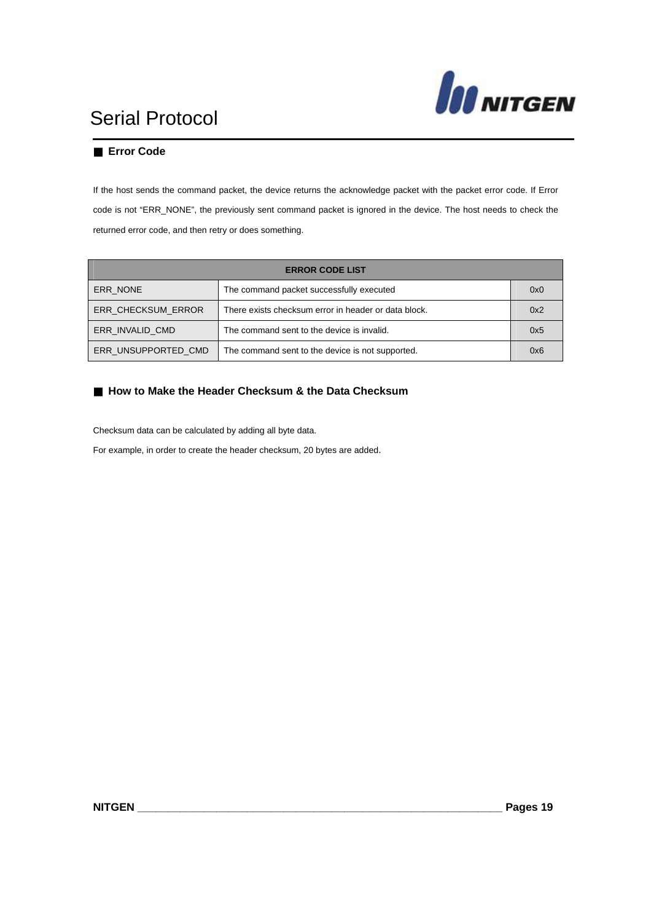# Serial Protocol

## ■ Error Code

If the host sends the command packet, the device returns the acknowledge packet with the packet error code. If Error code is not "ERR_NONE", the previously sent command packet is ignored in the device. The host needs to check the returned error code, and then retry or does something.

| ERROR CODE LIST | | |
|---|---|---|
| ERR_NONE | The command packet successfully executed | 0x0 |
| ERR_CHECKSUM_ERROR | There exists checksum error in header or data block. | 0x2 |
| ERR_INVALID_CMD | The command sent to the device is invalid. | 0x5 |
| ERR_UNSUPPORTED_CMD | The command sent to the device is not supported. | 0x6 |

## ■ How to Make the Header Checksum & the Data Checksum

Checksum data can be calculated by adding all byte data.

For example, in order to create the header checksum, 20 bytes are added.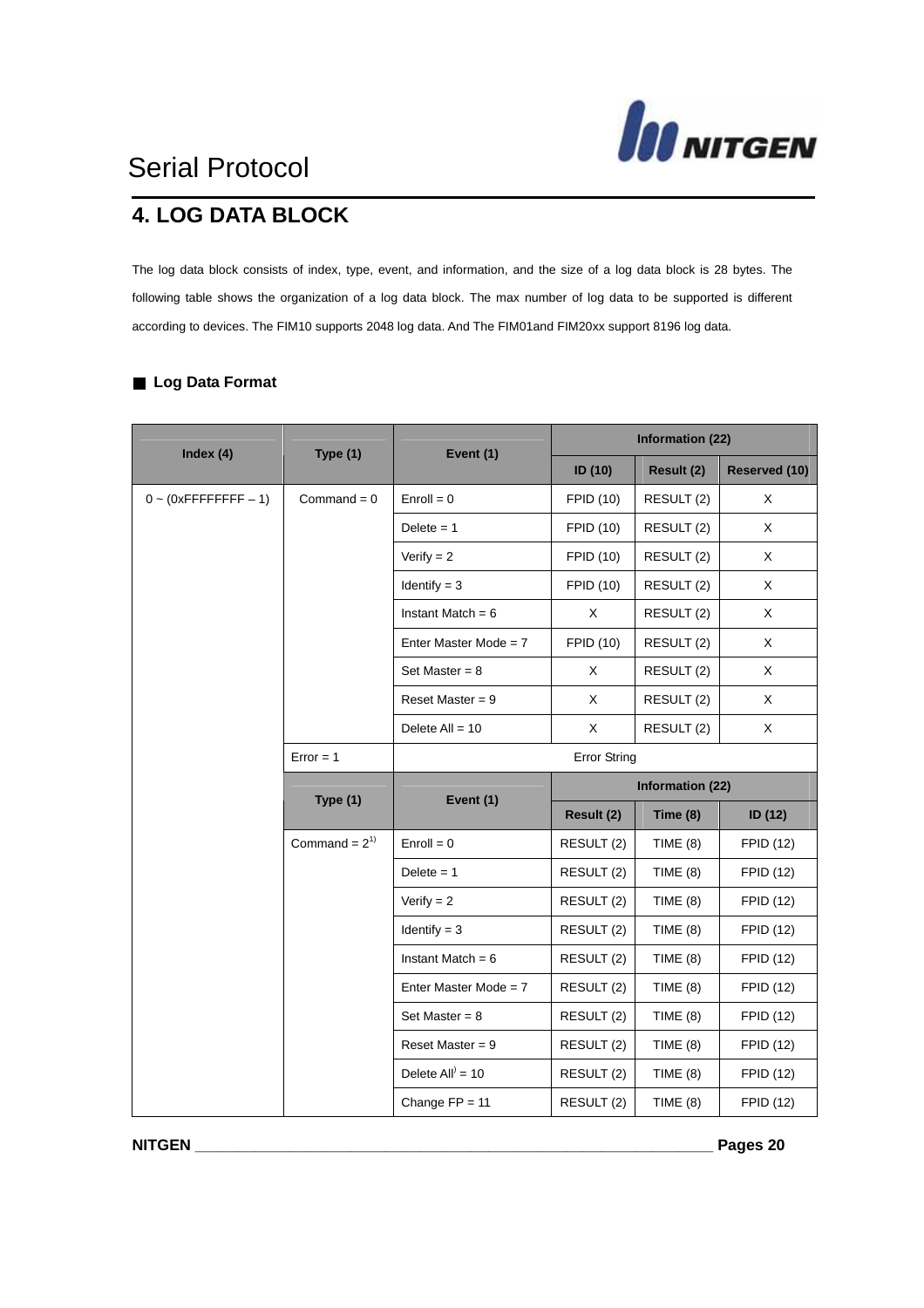## 4. LOG DATA BLOCK

The log data block consists of index, type, event, and information, and the size of a log data block is 28 bytes. The following table shows the organization of a log data block. The max number of log data to be supported is different according to devices. The FIM10 supports 2048 log data. And The FIM01and FIM20xx support 8196 log data.

### ■ Log Data Format

| Index (4) | Type (1) | Event (1) | Information (22) | | |
|---|---|---|---|---|---|
| | | | ID (10) | Result (2) | Reserved (10) |
| 0 ~ (0xFFFFFFFF – 1) | Command = 0 | Enroll = 0 | FPID (10) | RESULT (2) | X |
| | | Delete = 1 | FPID (10) | RESULT (2) | X |
| | | Verify = 2 | FPID (10) | RESULT (2) | X |
| | | Identify = 3 | FPID (10) | RESULT (2) | X |
| | | Instant Match = 6 | X | RESULT (2) | X |
| | | Enter Master Mode = 7 | FPID (10) | RESULT (2) | X |
| | | Set Master = 8 | X | RESULT (2) | X |
| | | Reset Master = 9 | X | RESULT (2) | X |
| | | Delete All = 10 | X | RESULT (2) | X |
| | Error = 1 | Error String | | | |
| | Type (1) | Event (1) | Information (22) | | |
| | | | Result (2) | Time (8) | ID (12) |
| | Command = 2[1)] | Enroll = 0 | RESULT (2) | TIME (8) | FPID (12) |
| | | Delete = 1 | RESULT (2) | TIME (8) | FPID (12) |
| | | Verify = 2 | RESULT (2) | TIME (8) | FPID (12) |
| | | Identify = 3 | RESULT (2) | TIME (8) | FPID (12) |
| | | Instant Match = 6 | RESULT (2) | TIME (8) | FPID (12) |
| | | Enter Master Mode = 7 | RESULT (2) | TIME (8) | FPID (12) |
| | | Set Master = 8 | RESULT (2) | TIME (8) | FPID (12) |
| | | Reset Master = 9 | RESULT (2) | TIME (8) | FPID (12) |
| | | Delete All[)] = 10 | RESULT (2) | TIME (8) | FPID (12) |
| | | Change FP = 11 | RESULT (2) | TIME (8) | FPID (12) |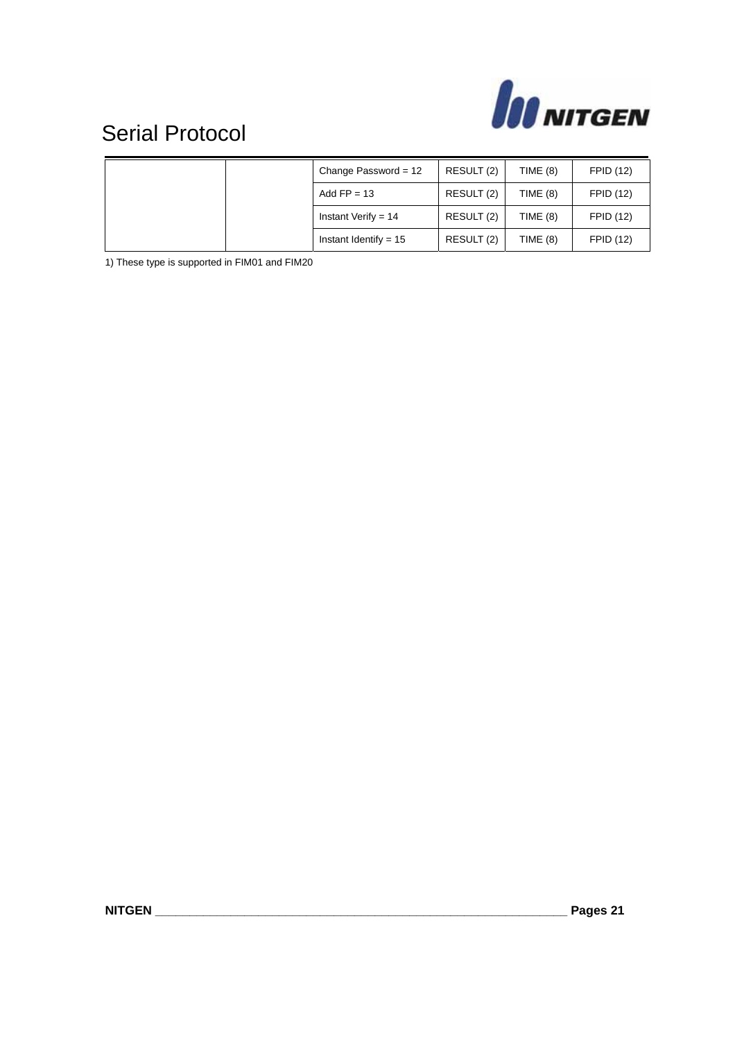| | | | | | |
|---|---|---|---|---|---|
| | | Change Password = 12 | RESULT (2) | TIME (8) | FPID (12) |
| | | Add FP = 13 | RESULT (2) | TIME (8) | FPID (12) |
| | | Instant Verify = 14 | RESULT (2) | TIME (8) | FPID (12) |
| | | Instant Identify = 15 | RESULT (2) | TIME (8) | FPID (12) |

1) These type is supported in FIM01 and FIM20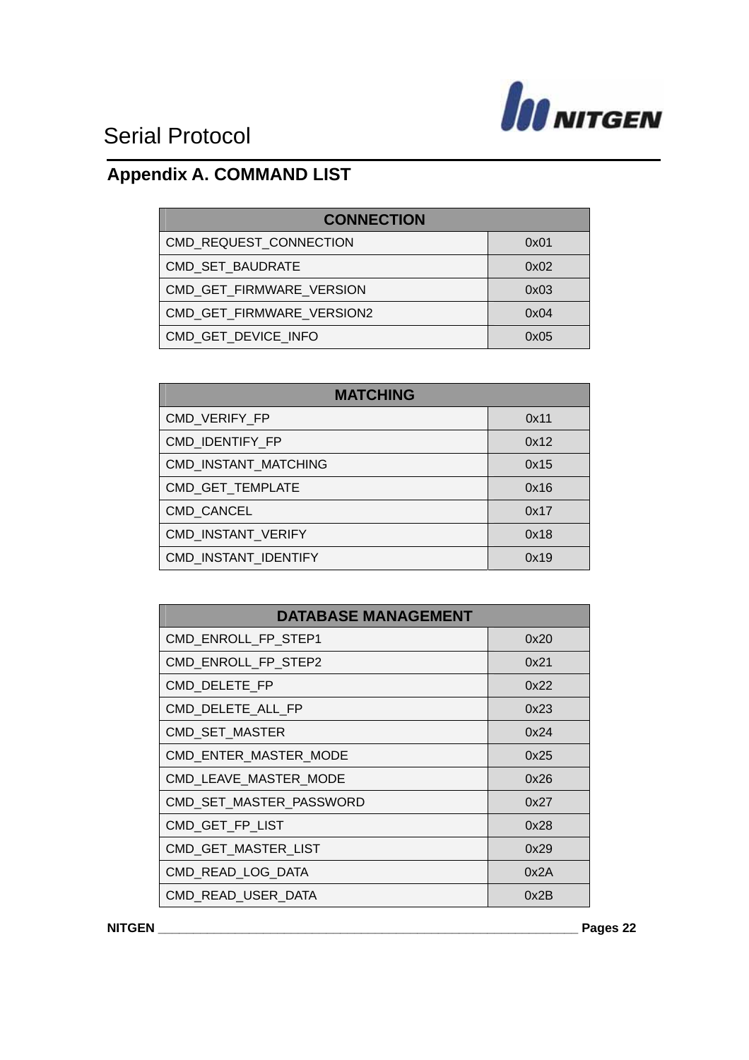## Appendix A. COMMAND LIST

| CONNECTION | |
|---|---|
| CMD_REQUEST_CONNECTION | 0x01 |
| CMD_SET_BAUDRATE | 0x02 |
| CMD_GET_FIRMWARE_VERSION | 0x03 |
| CMD_GET_FIRMWARE_VERSION2 | 0x04 |
| CMD_GET_DEVICE_INFO | 0x05 |

| MATCHING | |
|---|---|
| CMD_VERIFY_FP | 0x11 |
| CMD_IDENTIFY_FP | 0x12 |
| CMD_INSTANT_MATCHING | 0x15 |
| CMD_GET_TEMPLATE | 0x16 |
| CMD_CANCEL | 0x17 |
| CMD_INSTANT_VERIFY | 0x18 |
| CMD_INSTANT_IDENTIFY | 0x19 |

| DATABASE MANAGEMENT | |
|---|---|
| CMD_ENROLL_FP_STEP1 | 0x20 |
| CMD_ENROLL_FP_STEP2 | 0x21 |
| CMD_DELETE_FP | 0x22 |
| CMD_DELETE_ALL_FP | 0x23 |
| CMD_SET_MASTER | 0x24 |
| CMD_ENTER_MASTER_MODE | 0x25 |
| CMD_LEAVE_MASTER_MODE | 0x26 |
| CMD_SET_MASTER_PASSWORD | 0x27 |
| CMD_GET_FP_LIST | 0x28 |
| CMD_GET_MASTER_LIST | 0x29 |
| CMD_READ_LOG_DATA | 0x2A |
| CMD_READ_USER_DATA | 0x2B |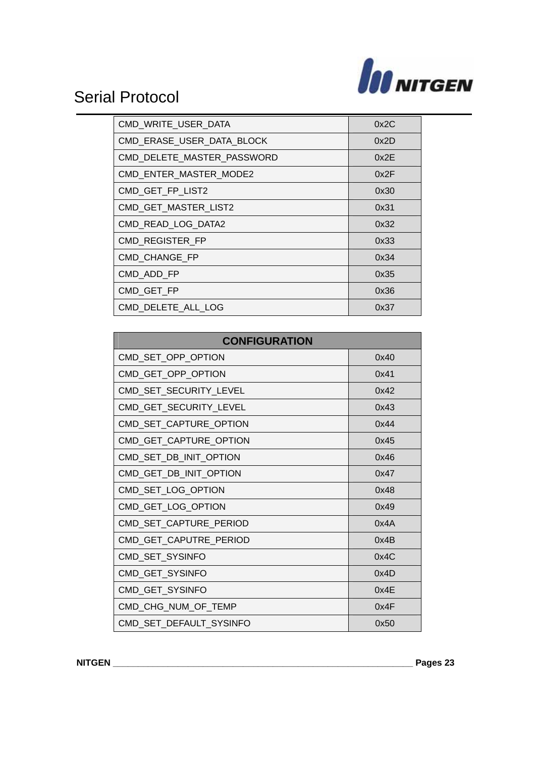| CMD_WRITE_USER_DATA | 0x2C |
|---|---|
| CMD_ERASE_USER_DATA_BLOCK | 0x2D |
| CMD_DELETE_MASTER_PASSWORD | 0x2E |
| CMD_ENTER_MASTER_MODE2 | 0x2F |
| CMD_GET_FP_LIST2 | 0x30 |
| CMD_GET_MASTER_LIST2 | 0x31 |
| CMD_READ_LOG_DATA2 | 0x32 |
| CMD_REGISTER_FP | 0x33 |
| CMD_CHANGE_FP | 0x34 |
| CMD_ADD_FP | 0x35 |
| CMD_GET_FP | 0x36 |
| CMD_DELETE_ALL_LOG | 0x37 |

| CONFIGURATION | |
|---|---|
| CMD_SET_OPP_OPTION | 0x40 |
| CMD_GET_OPP_OPTION | 0x41 |
| CMD_SET_SECURITY_LEVEL | 0x42 |
| CMD_GET_SECURITY_LEVEL | 0x43 |
| CMD_SET_CAPTURE_OPTION | 0x44 |
| CMD_GET_CAPTURE_OPTION | 0x45 |
| CMD_SET_DB_INIT_OPTION | 0x46 |
| CMD_GET_DB_INIT_OPTION | 0x47 |
| CMD_SET_LOG_OPTION | 0x48 |
| CMD_GET_LOG_OPTION | 0x49 |
| CMD_SET_CAPTURE_PERIOD | 0x4A |
| CMD_GET_CAPUTRE_PERIOD | 0x4B |
| CMD_SET_SYSINFO | 0x4C |
| CMD_GET_SYSINFO | 0x4D |
| CMD_GET_SYSINFO | 0x4E |
| CMD_CHG_NUM_OF_TEMP | 0x4F |
| CMD_SET_DEFAULT_SYSINFO | 0x50 |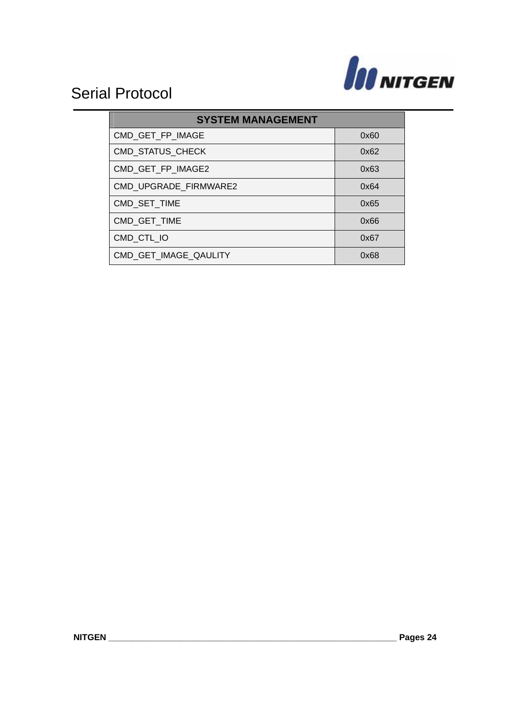| SYSTEM MANAGEMENT | |
|---|---|
| CMD_GET_FP_IMAGE | 0x60 |
| CMD_STATUS_CHECK | 0x62 |
| CMD_GET_FP_IMAGE2 | 0x63 |
| CMD_UPGRADE_FIRMWARE2 | 0x64 |
| CMD_SET_TIME | 0x65 |
| CMD_GET_TIME | 0x66 |
| CMD_CTL_IO | 0x67 |
| CMD_GET_IMAGE_QAULITY | 0x68 |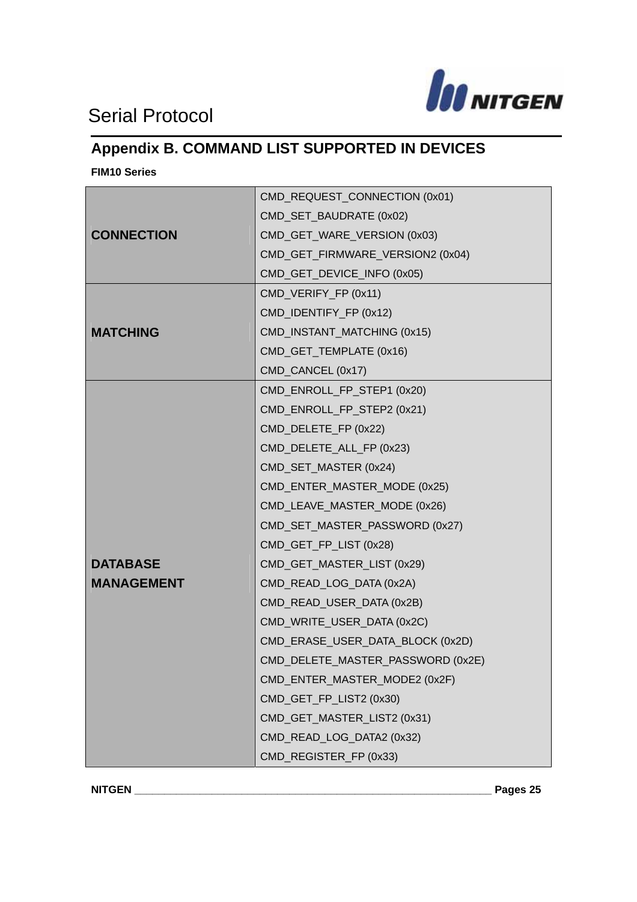## Appendix B. COMMAND LIST SUPPORTED IN DEVICES

**FIM10 Series**

| | |
|---|---|
| **CONNECTION** | CMD_REQUEST_CONNECTION (0x01)<br>CMD_SET_BAUDRATE (0x02)<br>CMD_GET_WARE_VERSION (0x03)<br>CMD_GET_FIRMWARE_VERSION2 (0x04)<br>CMD_GET_DEVICE_INFO (0x05) |
| **MATCHING** | CMD_VERIFY_FP (0x11)<br>CMD_IDENTIFY_FP (0x12)<br>CMD_INSTANT_MATCHING (0x15)<br>CMD_GET_TEMPLATE (0x16)<br>CMD_CANCEL (0x17) |
| **DATABASE MANAGEMENT** | CMD_ENROLL_FP_STEP1 (0x20)<br>CMD_ENROLL_FP_STEP2 (0x21)<br>CMD_DELETE_FP (0x22)<br>CMD_DELETE_ALL_FP (0x23)<br>CMD_SET_MASTER (0x24)<br>CMD_ENTER_MASTER_MODE (0x25)<br>CMD_LEAVE_MASTER_MODE (0x26)<br>CMD_SET_MASTER_PASSWORD (0x27)<br>CMD_GET_FP_LIST (0x28)<br>CMD_GET_MASTER_LIST (0x29)<br>CMD_READ_LOG_DATA (0x2A)<br>CMD_READ_USER_DATA (0x2B)<br>CMD_WRITE_USER_DATA (0x2C)<br>CMD_ERASE_USER_DATA_BLOCK (0x2D)<br>CMD_DELETE_MASTER_PASSWORD (0x2E)<br>CMD_ENTER_MASTER_MODE2 (0x2F)<br>CMD_GET_FP_LIST2 (0x30)<br>CMD_GET_MASTER_LIST2 (0x31)<br>CMD_READ_LOG_DATA2 (0x32)<br>CMD_REGISTER_FP (0x33) |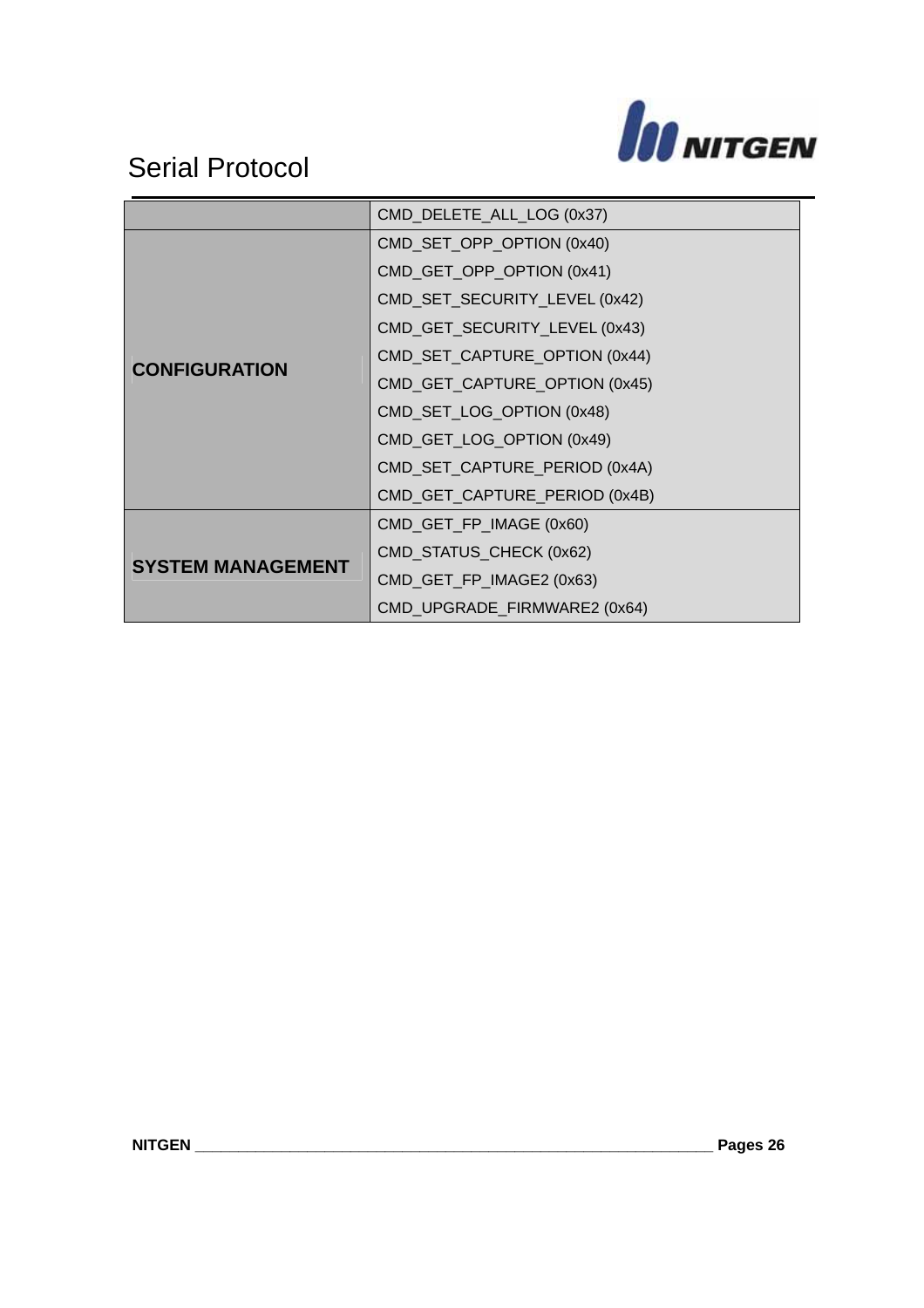| | |
|---|---|
| | CMD_DELETE_ALL_LOG (0x37) |
| **CONFIGURATION** | CMD_SET_OPP_OPTION (0x40) |
| | CMD_GET_OPP_OPTION (0x41) |
| | CMD_SET_SECURITY_LEVEL (0x42) |
| | CMD_GET_SECURITY_LEVEL (0x43) |
| | CMD_SET_CAPTURE_OPTION (0x44) |
| | CMD_GET_CAPTURE_OPTION (0x45) |
| | CMD_SET_LOG_OPTION (0x48) |
| | CMD_GET_LOG_OPTION (0x49) |
| | CMD_SET_CAPTURE_PERIOD (0x4A) |
| | CMD_GET_CAPTURE_PERIOD (0x4B) |
| **SYSTEM MANAGEMENT** | CMD_GET_FP_IMAGE (0x60) |
| | CMD_STATUS_CHECK (0x62) |
| | CMD_GET_FP_IMAGE2 (0x63) |
| | CMD_UPGRADE_FIRMWARE2 (0x64) |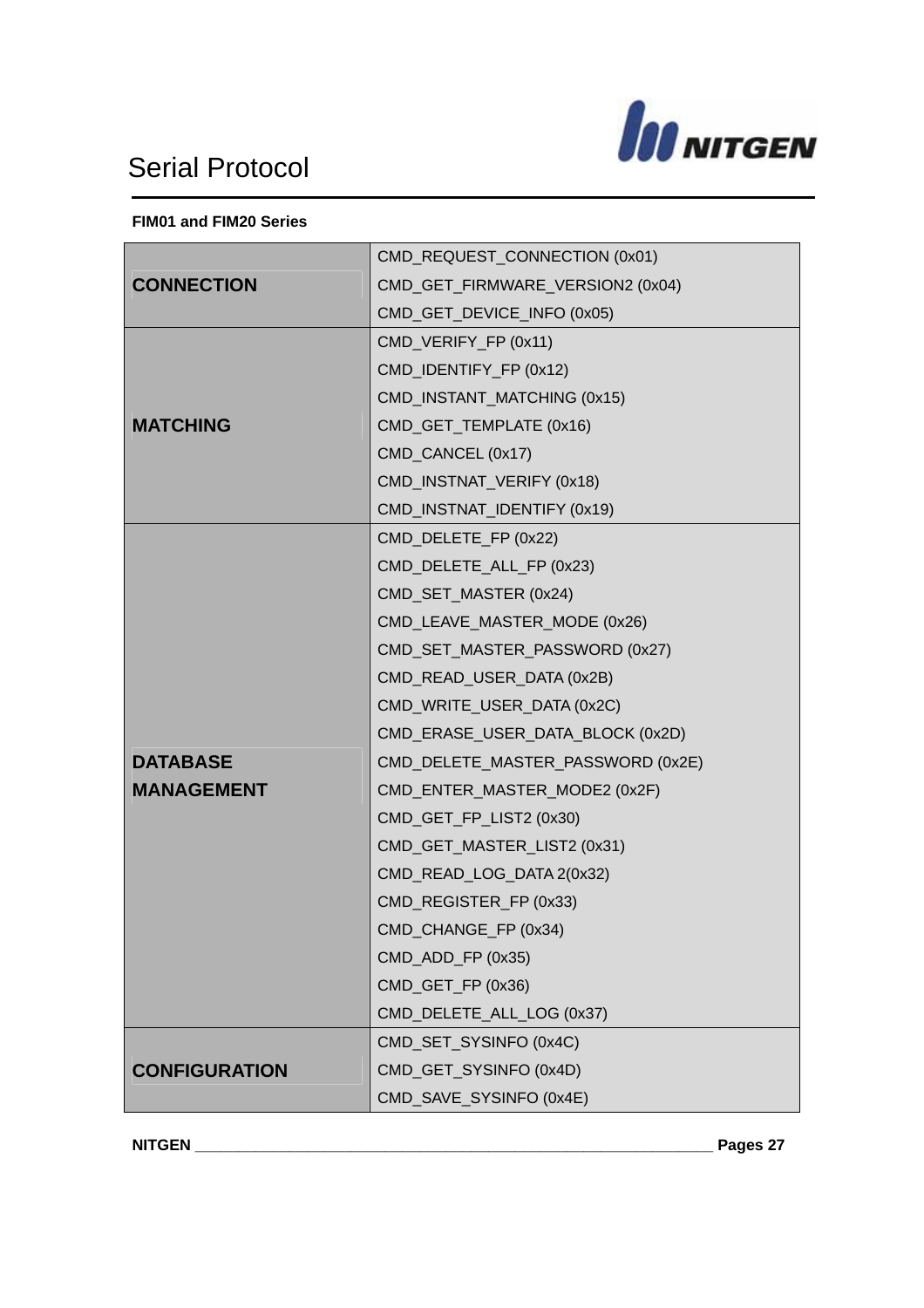**FIM01 and FIM20 Series**

| | |
|---|---|
| **CONNECTION** | CMD_REQUEST_CONNECTION (0x01)<br>CMD_GET_FIRMWARE_VERSION2 (0x04)<br>CMD_GET_DEVICE_INFO (0x05) |
| **MATCHING** | CMD_VERIFY_FP (0x11)<br>CMD_IDENTIFY_FP (0x12)<br>CMD_INSTANT_MATCHING (0x15)<br>CMD_GET_TEMPLATE (0x16)<br>CMD_CANCEL (0x17)<br>CMD_INSTNAT_VERIFY (0x18)<br>CMD_INSTNAT_IDENTIFY (0x19) |
| **DATABASE MANAGEMENT** | CMD_DELETE_FP (0x22)<br>CMD_DELETE_ALL_FP (0x23)<br>CMD_SET_MASTER (0x24)<br>CMD_LEAVE_MASTER_MODE (0x26)<br>CMD_SET_MASTER_PASSWORD (0x27)<br>CMD_READ_USER_DATA (0x2B)<br>CMD_WRITE_USER_DATA (0x2C)<br>CMD_ERASE_USER_DATA_BLOCK (0x2D)<br>CMD_DELETE_MASTER_PASSWORD (0x2E)<br>CMD_ENTER_MASTER_MODE2 (0x2F)<br>CMD_GET_FP_LIST2 (0x30)<br>CMD_GET_MASTER_LIST2 (0x31)<br>CMD_READ_LOG_DATA 2(0x32)<br>CMD_REGISTER_FP (0x33)<br>CMD_CHANGE_FP (0x34)<br>CMD_ADD_FP (0x35)<br>CMD_GET_FP (0x36)<br>CMD_DELETE_ALL_LOG (0x37) |
| **CONFIGURATION** | CMD_SET_SYSINFO (0x4C)<br>CMD_GET_SYSINFO (0x4D)<br>CMD_SAVE_SYSINFO (0x4E) |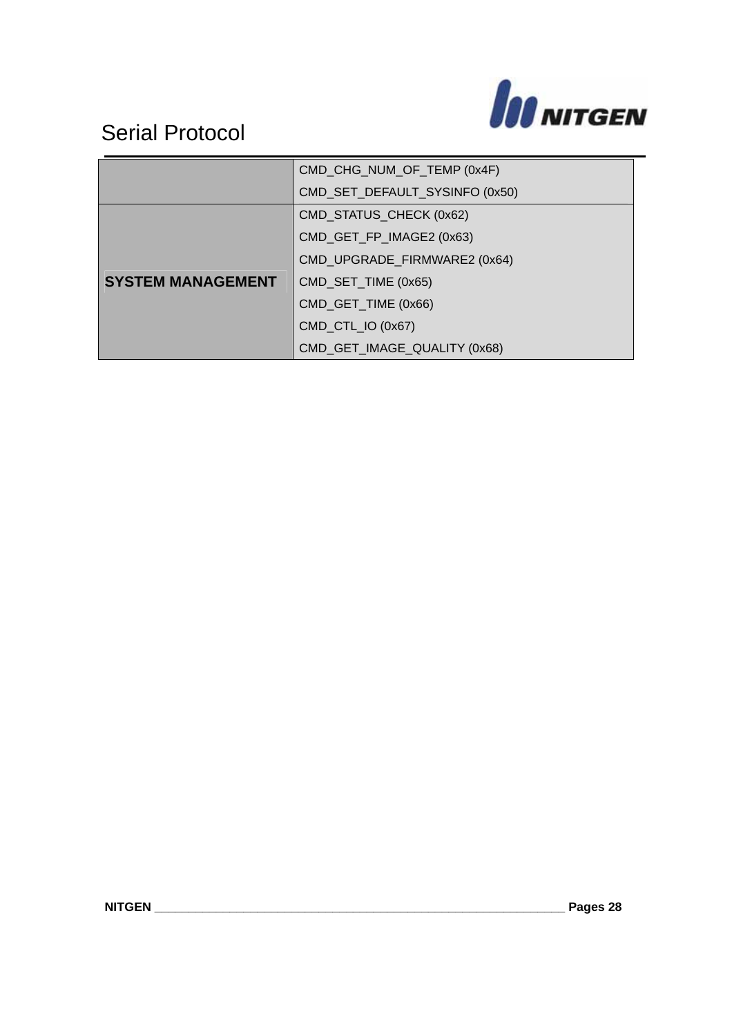| | |
|---|---|
| | CMD_CHG_NUM_OF_TEMP (0x4F) |
| | CMD_SET_DEFAULT_SYSINFO (0x50) |
| **SYSTEM MANAGEMENT** | CMD_STATUS_CHECK (0x62) |
| | CMD_GET_FP_IMAGE2 (0x63) |
| | CMD_UPGRADE_FIRMWARE2 (0x64) |
| | CMD_SET_TIME (0x65) |
| | CMD_GET_TIME (0x66) |
| | CMD_CTL_IO (0x67) |
| | CMD_GET_IMAGE_QUALITY (0x68) |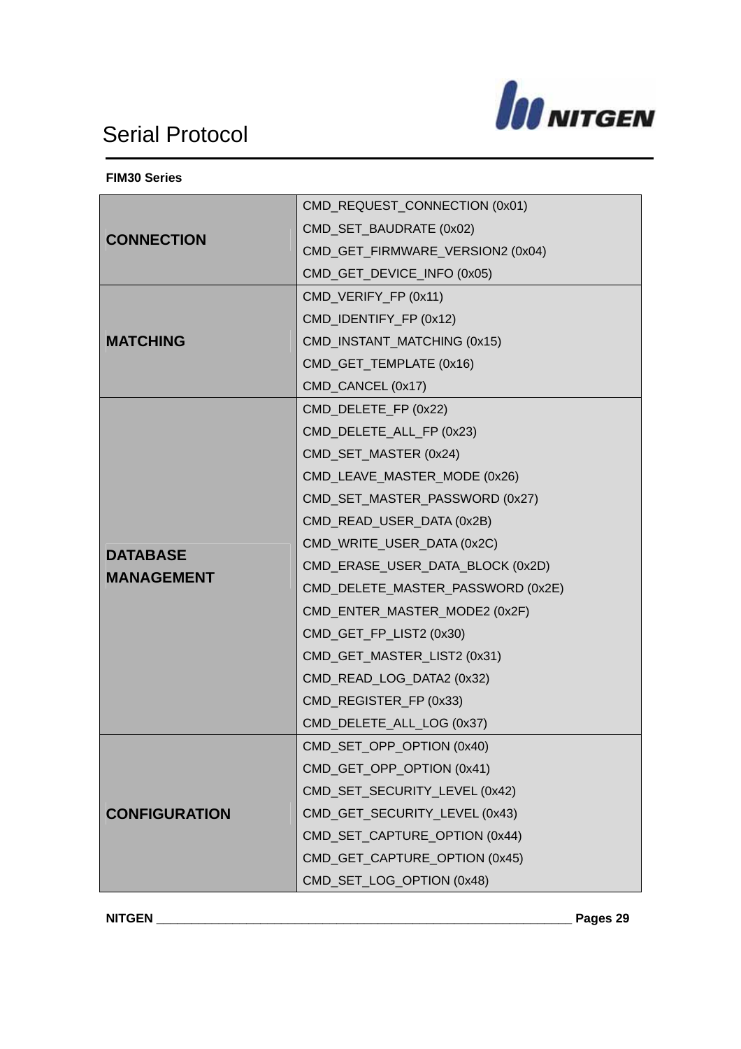**FIM30 Series**

| | |
|---|---|
| **CONNECTION** | CMD_REQUEST_CONNECTION (0x01) |
| | CMD_SET_BAUDRATE (0x02) |
| | CMD_GET_FIRMWARE_VERSION2 (0x04) |
| | CMD_GET_DEVICE_INFO (0x05) |
| **MATCHING** | CMD_VERIFY_FP (0x11) |
| | CMD_IDENTIFY_FP (0x12) |
| | CMD_INSTANT_MATCHING (0x15) |
| | CMD_GET_TEMPLATE (0x16) |
| | CMD_CANCEL (0x17) |
| **DATABASE MANAGEMENT** | CMD_DELETE_FP (0x22) |
| | CMD_DELETE_ALL_FP (0x23) |
| | CMD_SET_MASTER (0x24) |
| | CMD_LEAVE_MASTER_MODE (0x26) |
| | CMD_SET_MASTER_PASSWORD (0x27) |
| | CMD_READ_USER_DATA (0x2B) |
| | CMD_WRITE_USER_DATA (0x2C) |
| | CMD_ERASE_USER_DATA_BLOCK (0x2D) |
| | CMD_DELETE_MASTER_PASSWORD (0x2E) |
| | CMD_ENTER_MASTER_MODE2 (0x2F) |
| | CMD_GET_FP_LIST2 (0x30) |
| | CMD_GET_MASTER_LIST2 (0x31) |
| | CMD_READ_LOG_DATA2 (0x32) |
| | CMD_REGISTER_FP (0x33) |
| | CMD_DELETE_ALL_LOG (0x37) |
| **CONFIGURATION** | CMD_SET_OPP_OPTION (0x40) |
| | CMD_GET_OPP_OPTION (0x41) |
| | CMD_SET_SECURITY_LEVEL (0x42) |
| | CMD_GET_SECURITY_LEVEL (0x43) |
| | CMD_SET_CAPTURE_OPTION (0x44) |
| | CMD_GET_CAPTURE_OPTION (0x45) |
| | CMD_SET_LOG_OPTION (0x48) |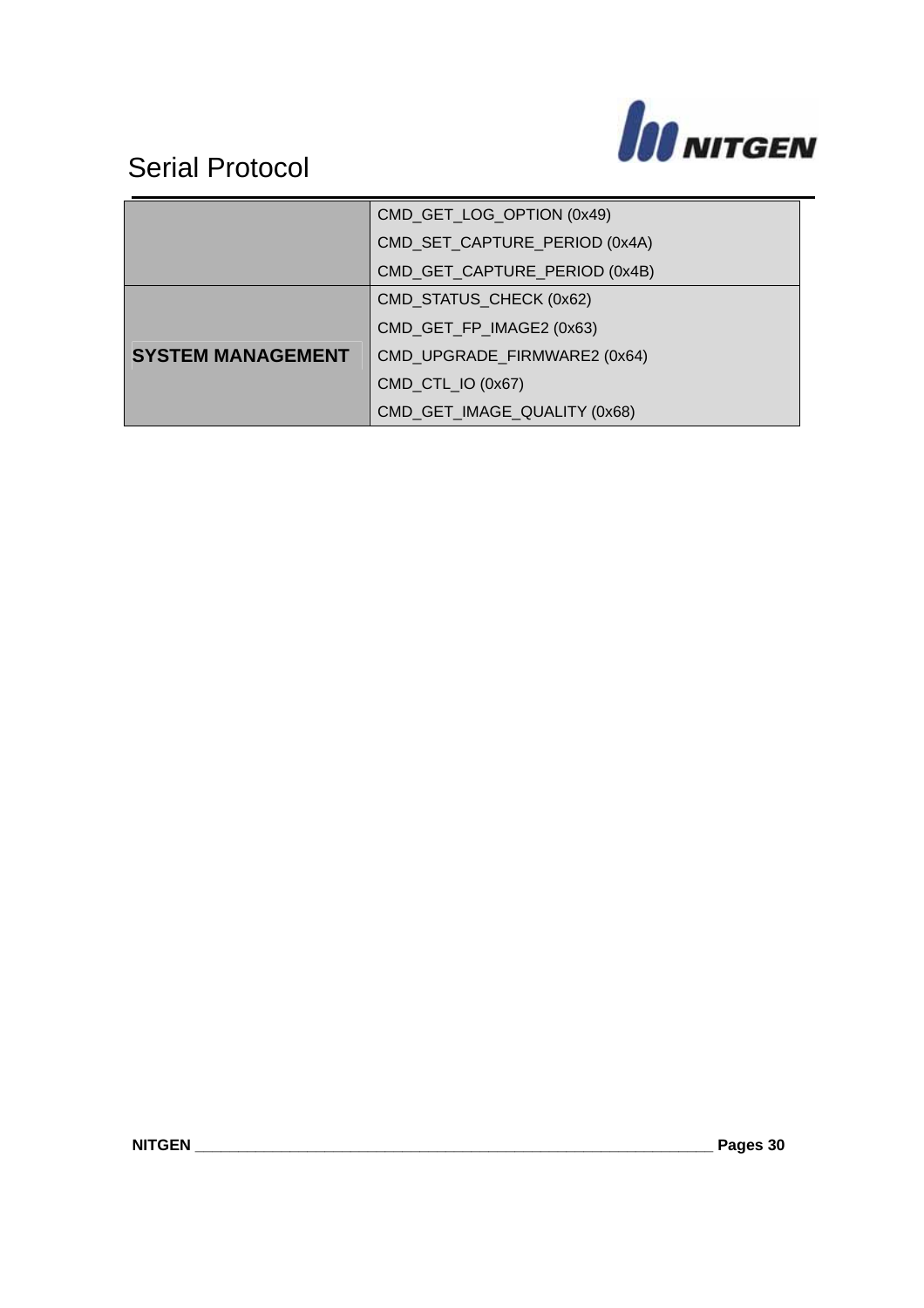| | |
|---|---|
| | CMD_GET_LOG_OPTION (0x49) |
| | CMD_SET_CAPTURE_PERIOD (0x4A) |
| | CMD_GET_CAPTURE_PERIOD (0x4B) |
| **SYSTEM MANAGEMENT** | CMD_STATUS_CHECK (0x62) |
| | CMD_GET_FP_IMAGE2 (0x63) |
| | CMD_UPGRADE_FIRMWARE2 (0x64) |
| | CMD_CTL_IO (0x67) |
| | CMD_GET_IMAGE_QUALITY (0x68) |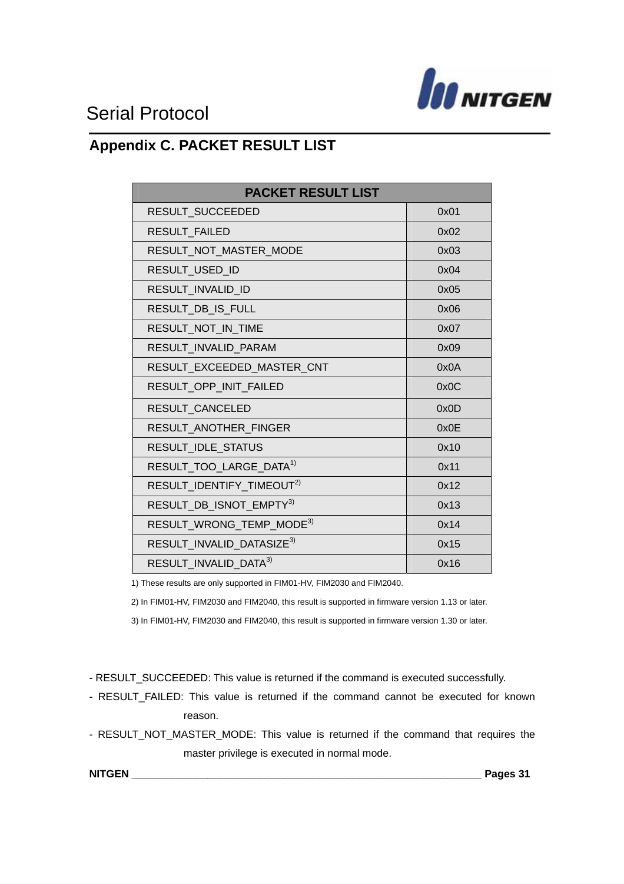## Appendix C. PACKET RESULT LIST

| PACKET RESULT LIST | |
|---|---|
| RESULT_SUCCEEDED | 0x01 |
| RESULT_FAILED | 0x02 |
| RESULT_NOT_MASTER_MODE | 0x03 |
| RESULT_USED_ID | 0x04 |
| RESULT_INVALID_ID | 0x05 |
| RESULT_DB_IS_FULL | 0x06 |
| RESULT_NOT_IN_TIME | 0x07 |
| RESULT_INVALID_PARAM | 0x09 |
| RESULT_EXCEEDED_MASTER_CNT | 0x0A |
| RESULT_OPP_INIT_FAILED | 0x0C |
| RESULT_CANCELED | 0x0D |
| RESULT_ANOTHER_FINGER | 0x0E |
| RESULT_IDLE_STATUS | 0x10 |
| RESULT_TOO_LARGE_DATA[1)] | 0x11 |
| RESULT_IDENTIFY_TIMEOUT[2)] | 0x12 |
| RESULT_DB_ISNOT_EMPTY[3)] | 0x13 |
| RESULT_WRONG_TEMP_MODE[3)] | 0x14 |
| RESULT_INVALID_DATASIZE[3)] | 0x15 |
| RESULT_INVALID_DATA[3)] | 0x16 |

1) These results are only supported in FIM01-HV, FIM2030 and FIM2040.

2) In FIM01-HV, FIM2030 and FIM2040, this result is supported in firmware version 1.13 or later.

3) In FIM01-HV, FIM2030 and FIM2040, this result is supported in firmware version 1.30 or later.

- RESULT_SUCCEEDED: This value is returned if the command is executed successfully.
- RESULT_FAILED: This value is returned if the command cannot be executed for known reason.
- RESULT_NOT_MASTER_MODE: This value is returned if the command that requires the master privilege is executed in normal mode.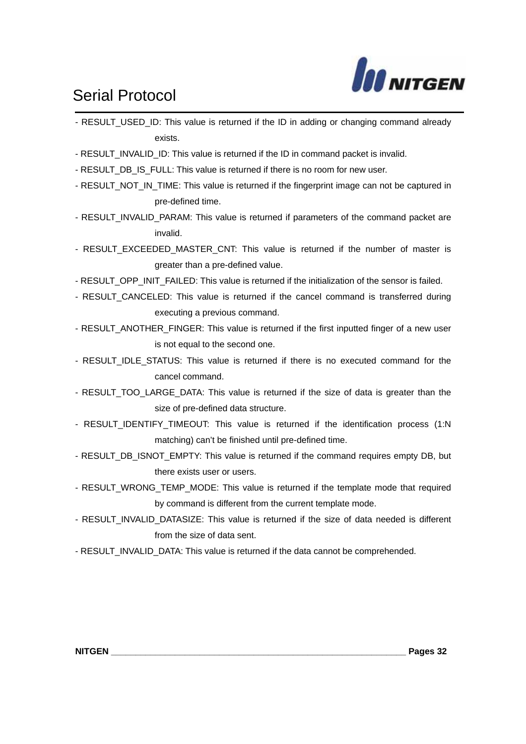- RESULT_USED_ID: This value is returned if the ID in adding or changing command already exists.
- RESULT_INVALID_ID: This value is returned if the ID in command packet is invalid.
- RESULT_DB_IS_FULL: This value is returned if there is no room for new user.
- RESULT_NOT_IN_TIME: This value is returned if the fingerprint image can not be captured in pre-defined time.
- RESULT_INVALID_PARAM: This value is returned if parameters of the command packet are invalid.
- RESULT_EXCEEDED_MASTER_CNT: This value is returned if the number of master is greater than a pre-defined value.
- RESULT_OPP_INIT_FAILED: This value is returned if the initialization of the sensor is failed.
- RESULT_CANCELED: This value is returned if the cancel command is transferred during executing a previous command.
- RESULT_ANOTHER_FINGER: This value is returned if the first inputted finger of a new user is not equal to the second one.
- RESULT_IDLE_STATUS: This value is returned if there is no executed command for the cancel command.
- RESULT_TOO_LARGE_DATA: This value is returned if the size of data is greater than the size of pre-defined data structure.
- RESULT_IDENTIFY_TIMEOUT: This value is returned if the identification process (1:N matching) can't be finished until pre-defined time.
- RESULT_DB_ISNOT_EMPTY: This value is returned if the command requires empty DB, but there exists user or users.
- RESULT_WRONG_TEMP_MODE: This value is returned if the template mode that required by command is different from the current template mode.
- RESULT_INVALID_DATASIZE: This value is returned if the size of data needed is different from the size of data sent.
- RESULT_INVALID_DATA: This value is returned if the data cannot be comprehended.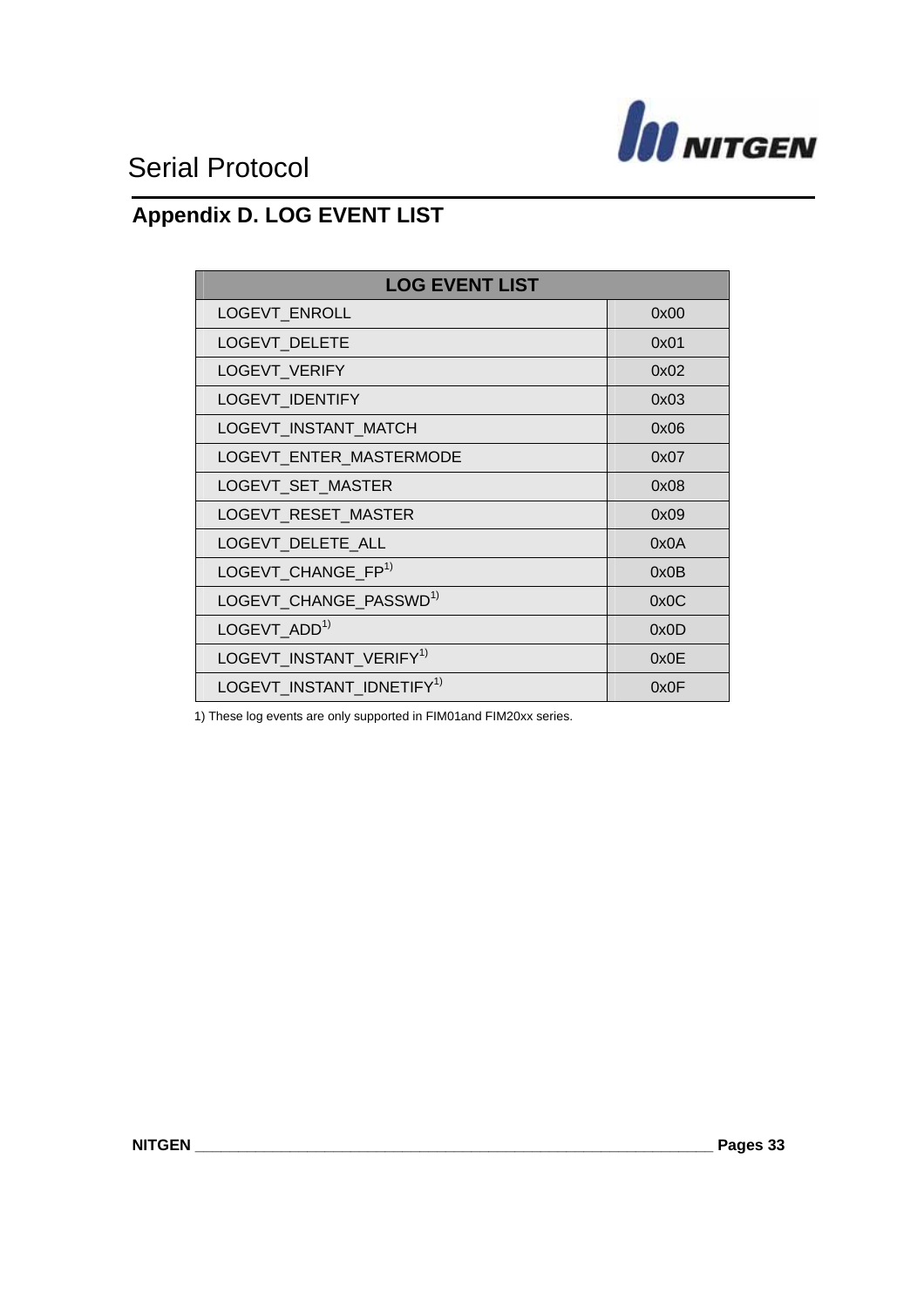## Appendix D. LOG EVENT LIST

| LOG EVENT LIST | |
|---|---|
| LOGEVT_ENROLL | 0x00 |
| LOGEVT_DELETE | 0x01 |
| LOGEVT_VERIFY | 0x02 |
| LOGEVT_IDENTIFY | 0x03 |
| LOGEVT_INSTANT_MATCH | 0x06 |
| LOGEVT_ENTER_MASTERMODE | 0x07 |
| LOGEVT_SET_MASTER | 0x08 |
| LOGEVT_RESET_MASTER | 0x09 |
| LOGEVT_DELETE_ALL | 0x0A |
| LOGEVT_CHANGE_FP[1)] | 0x0B |
| LOGEVT_CHANGE_PASSWD[1)] | 0x0C |
| LOGEVT_ADD[1)] | 0x0D |
| LOGEVT_INSTANT_VERIFY[1)] | 0x0E |
| LOGEVT_INSTANT_IDNETIFY[1)] | 0x0F |

1) These log events are only supported in FIM01and FIM20xx series.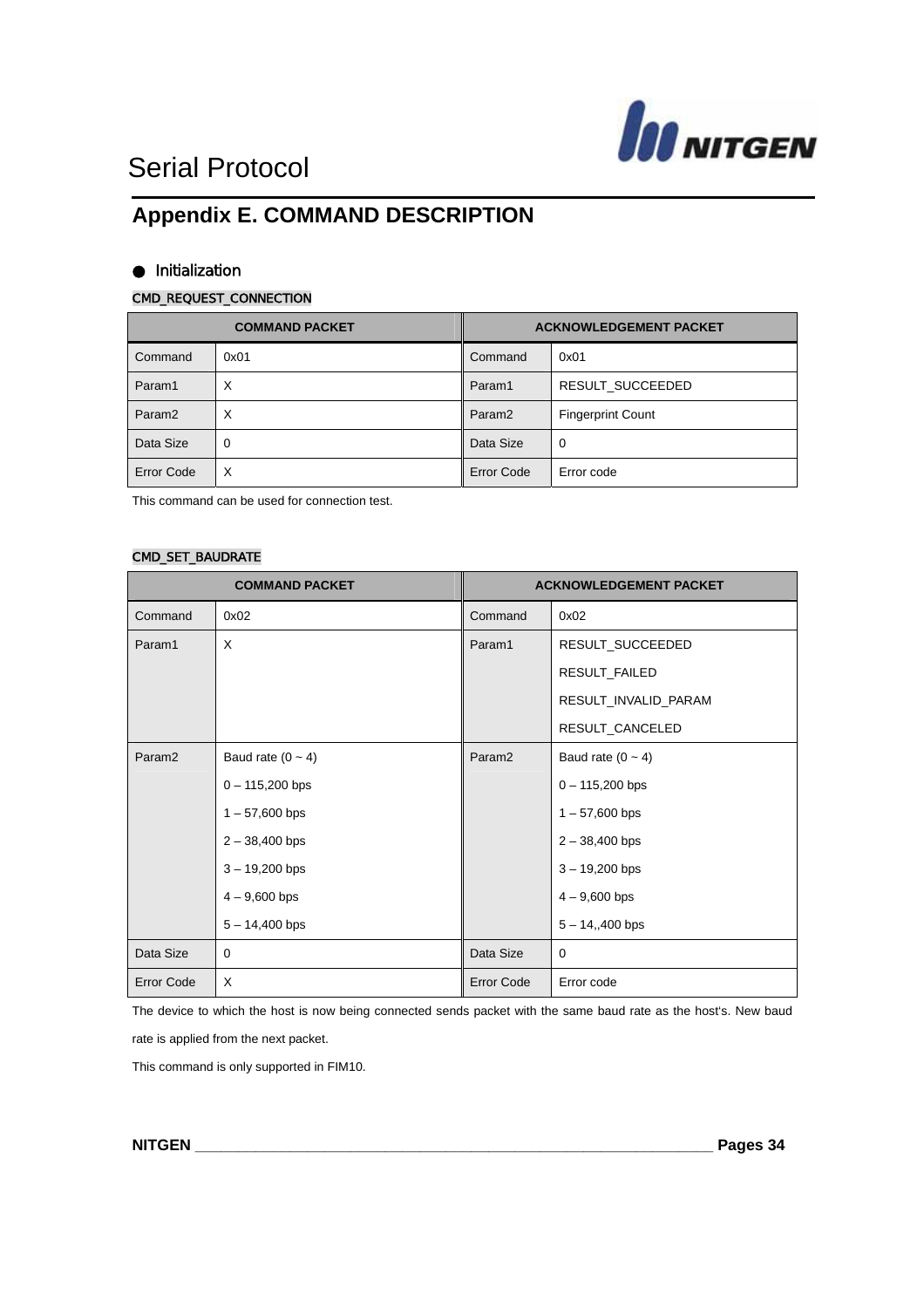## Appendix E. COMMAND DESCRIPTION

### ● Initialization

**CMD_REQUEST_CONNECTION**

| COMMAND PACKET | | ACKNOWLEDGEMENT PACKET | |
|---|---|---|---|
| Command | 0x01 | Command | 0x01 |
| Param1 | X | Param1 | RESULT_SUCCEEDED |
| Param2 | X | Param2 | Fingerprint Count |
| Data Size | 0 | Data Size | 0 |
| Error Code | X | Error Code | Error code |

This command can be used for connection test.

**CMD_SET_BAUDRATE**

| COMMAND PACKET | | ACKNOWLEDGEMENT PACKET | |
|---|---|---|---|
| Command | 0x02 | Command | 0x02 |
| Param1 | X | Param1 | RESULT_SUCCEEDED<br>RESULT_FAILED<br>RESULT_INVALID_PARAM<br>RESULT_CANCELED |
| Param2 | Baud rate (0 ~ 4)<br>0 – 115,200 bps<br>1 – 57,600 bps<br>2 – 38,400 bps<br>3 – 19,200 bps<br>4 – 9,600 bps<br>5 – 14,400 bps | Param2 | Baud rate (0 ~ 4)<br>0 – 115,200 bps<br>1 – 57,600 bps<br>2 – 38,400 bps<br>3 – 19,200 bps<br>4 – 9,600 bps<br>5 – 14,,400 bps |
| Data Size | 0 | Data Size | 0 |
| Error Code | X | Error Code | Error code |

The device to which the host is now being connected sends packet with the same baud rate as the host's. New baud rate is applied from the next packet.

This command is only supported in FIM10.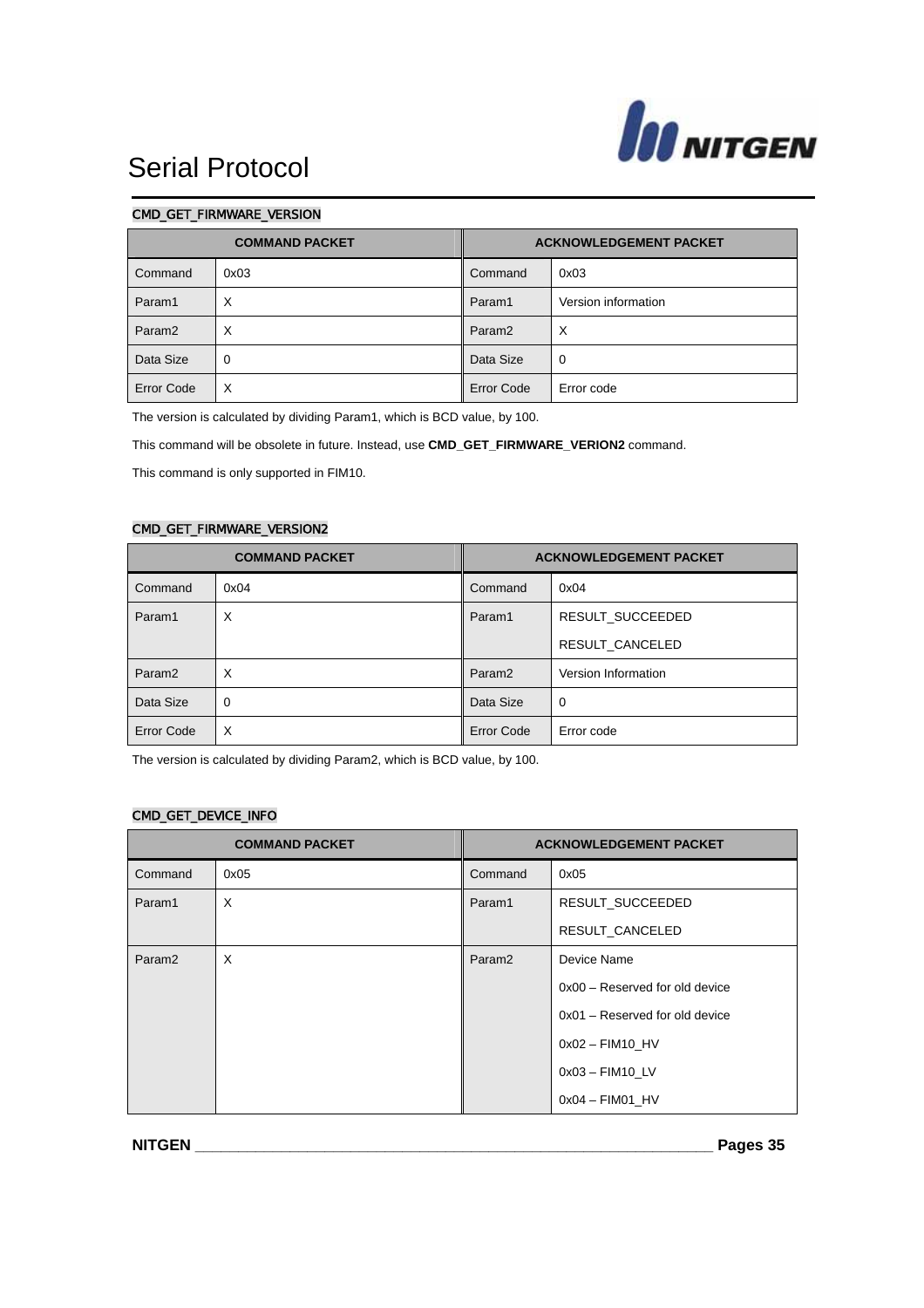### CMD_GET_FIRMWARE_VERSION

| COMMAND PACKET | | ACKNOWLEDGEMENT PACKET | |
|---|---|---|---|
| Command | 0x03 | Command | 0x03 |
| Param1 | X | Param1 | Version information |
| Param2 | X | Param2 | X |
| Data Size | 0 | Data Size | 0 |
| Error Code | X | Error Code | Error code |

The version is calculated by dividing Param1, which is BCD value, by 100.

This command will be obsolete in future. Instead, use **CMD_GET_FIRMWARE_VERION2** command.

This command is only supported in FIM10.

### CMD_GET_FIRMWARE_VERSION2

| COMMAND PACKET | | ACKNOWLEDGEMENT PACKET | |
|---|---|---|---|
| Command | 0x04 | Command | 0x04 |
| Param1 | X | Param1 | RESULT_SUCCEEDED<br>RESULT_CANCELED |
| Param2 | X | Param2 | Version Information |
| Data Size | 0 | Data Size | 0 |
| Error Code | X | Error Code | Error code |

The version is calculated by dividing Param2, which is BCD value, by 100.

### CMD_GET_DEVICE_INFO

| COMMAND PACKET | | ACKNOWLEDGEMENT PACKET | |
|---|---|---|---|
| Command | 0x05 | Command | 0x05 |
| Param1 | X | Param1 | RESULT_SUCCEEDED<br>RESULT_CANCELED |
| Param2 | X | Param2 | Device Name<br>0x00 – Reserved for old device<br>0x01 – Reserved for old device<br>0x02 – FIM10_HV<br>0x03 – FIM10_LV<br>0x04 – FIM01_HV |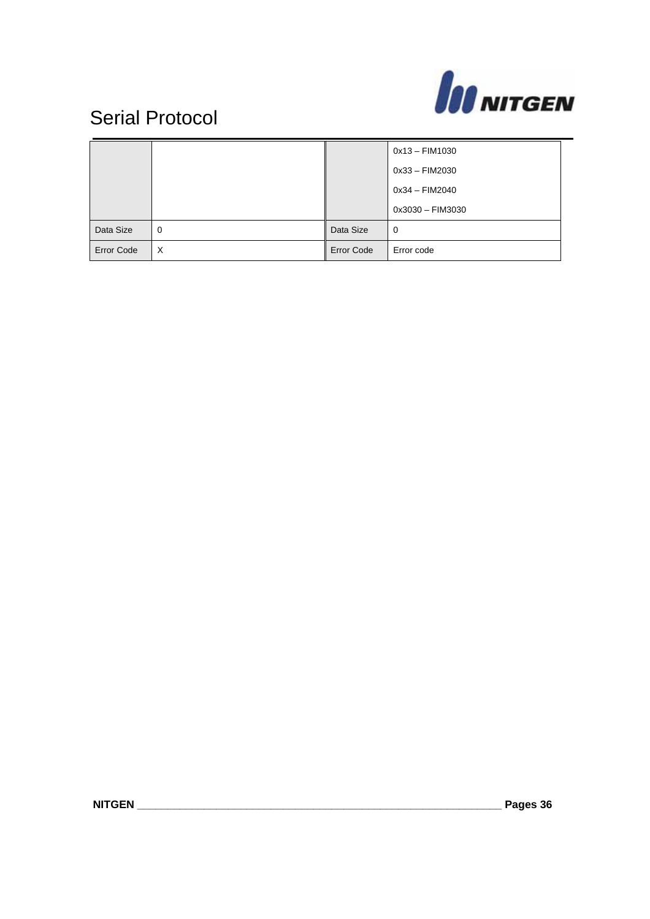| | | | |
|---|---|---|---|
| | | | 0x13 – FIM1030<br>0x33 – FIM2030<br>0x34 – FIM2040<br>0x3030 – FIM3030 |
| Data Size | 0 | Data Size | 0 |
| Error Code | X | Error Code | Error code |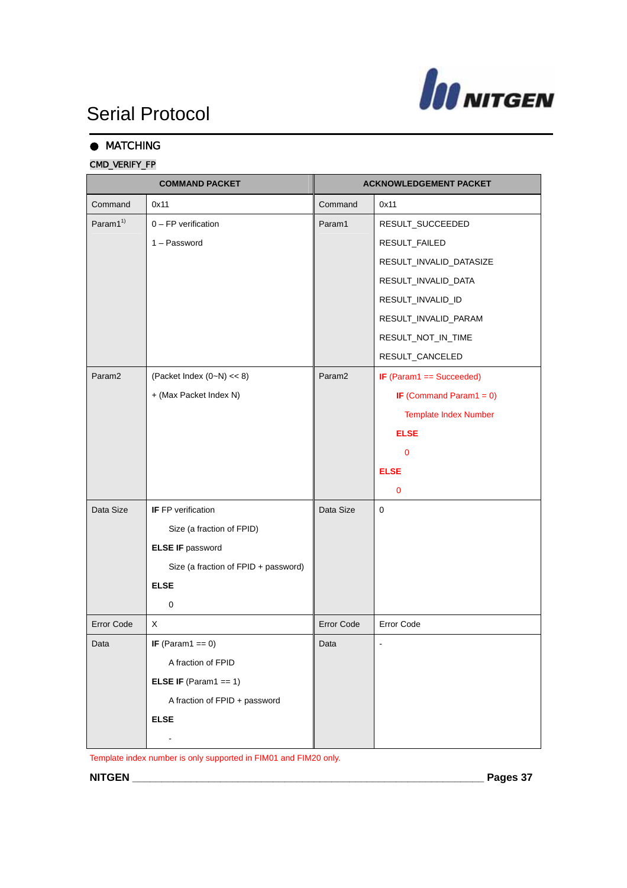# Serial Protocol

## MATCHING

**CMD_VERIFY_FP**

| COMMAND PACKET | | ACKNOWLEDGEMENT PACKET | |
|---|---|---|---|
| Command | 0x11 | Command | 0x11 |
| Param1[1)] | 0 – FP verification<br>1 – Password | Param1 | RESULT_SUCCEEDED<br>RESULT_FAILED<br>RESULT_INVALID_DATASIZE<br>RESULT_INVALID_DATA<br>RESULT_INVALID_ID<br>RESULT_INVALID_PARAM<br>RESULT_NOT_IN_TIME<br>RESULT_CANCELED |
| Param2 | (Packet Index (0~N) << 8)<br>+ (Max Packet Index N) | Param2 | **IF** (Param1 == Succeeded)<br>**IF** (Command Param1 = 0)<br>Template Index Number<br>**ELSE**<br>0<br>**ELSE**<br>0 |
| Data Size | **IF** FP verification<br>Size (a fraction of FPID)<br>**ELSE IF** password<br>Size (a fraction of FPID + password)<br>**ELSE**<br>0 | Data Size | 0 |
| Error Code | X | Error Code | Error Code |
| Data | **IF** (Param1 == 0)<br>A fraction of FPID<br>**ELSE IF** (Param1 == 1)<br>A fraction of FPID + password<br>**ELSE**<br>- | Data | - |

Template index number is only supported in FIM01 and FIM20 only.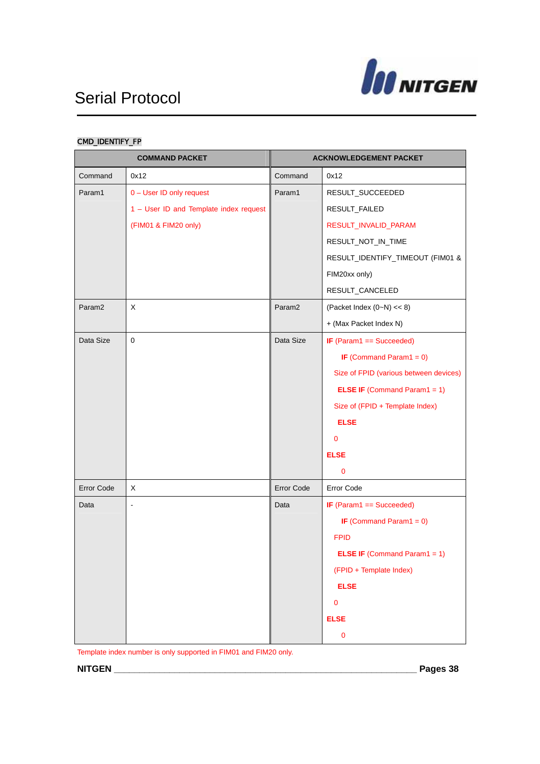CMD_IDENTIFY_FP

| COMMAND PACKET | | ACKNOWLEDGEMENT PACKET | |
|---|---|---|---|
| Command | 0x12 | Command | 0x12 |
| Param1 | 0 – User ID only request<br>1 – User ID and Template index request<br>(FIM01 & FIM20 only) | Param1 | RESULT_SUCCEEDED<br>RESULT_FAILED<br>RESULT_INVALID_PARAM<br>RESULT_NOT_IN_TIME<br>RESULT_IDENTIFY_TIMEOUT (FIM01 & FIM20xx only)<br>RESULT_CANCELED |
| Param2 | X | Param2 | (Packet Index (0~N) << 8)<br>+ (Max Packet Index N) |
| Data Size | 0 | Data Size | **IF** (Param1 == Succeeded)<br>**IF** (Command Param1 = 0)<br>Size of FPID (various between devices)<br>**ELSE IF** (Command Param1 = 1)<br>Size of (FPID + Template Index)<br>**ELSE**<br>0<br>**ELSE**<br>0 |
| Error Code | X | Error Code | Error Code |
| Data | - | Data | **IF** (Param1 == Succeeded)<br>**IF** (Command Param1 = 0)<br>FPID<br>**ELSE IF** (Command Param1 = 1)<br>(FPID + Template Index)<br>**ELSE**<br>0<br>**ELSE**<br>0 |

Template index number is only supported in FIM01 and FIM20 only.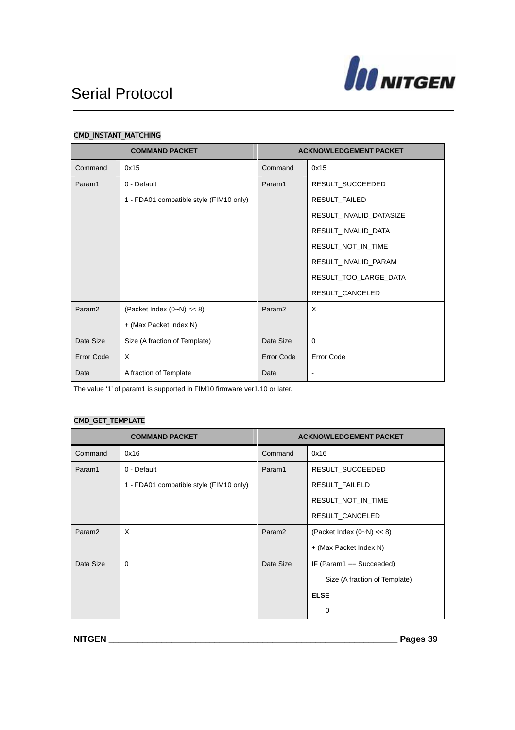## CMD_INSTANT_MATCHING

| COMMAND PACKET | | ACKNOWLEDGEMENT PACKET | |
|---|---|---|---|
| Command | 0x15 | Command | 0x15 |
| Param1 | 0 - Default<br>1 - FDA01 compatible style (FIM10 only) | Param1 | RESULT_SUCCEEDED<br>RESULT_FAILED<br>RESULT_INVALID_DATASIZE<br>RESULT_INVALID_DATA<br>RESULT_NOT_IN_TIME<br>RESULT_INVALID_PARAM<br>RESULT_TOO_LARGE_DATA<br>RESULT_CANCELED |
| Param2 | (Packet Index (0~N) << 8)<br>+ (Max Packet Index N) | Param2 | X |
| Data Size | Size (A fraction of Template) | Data Size | 0 |
| Error Code | X | Error Code | Error Code |
| Data | A fraction of Template | Data | - |

The value '1' of param1 is supported in FIM10 firmware ver1.10 or later.

## CMD_GET_TEMPLATE

| COMMAND PACKET | | ACKNOWLEDGEMENT PACKET | |
|---|---|---|---|
| Command | 0x16 | Command | 0x16 |
| Param1 | 0 - Default<br>1 - FDA01 compatible style (FIM10 only) | Param1 | RESULT_SUCCEEDED<br>RESULT_FAILELD<br>RESULT_NOT_IN_TIME<br>RESULT_CANCELED |
| Param2 | X | Param2 | (Packet Index (0~N) << 8)<br>+ (Max Packet Index N) |
| Data Size | 0 | Data Size | **IF** (Param1 == Succeeded)<br>Size (A fraction of Template)<br>**ELSE**<br>0 |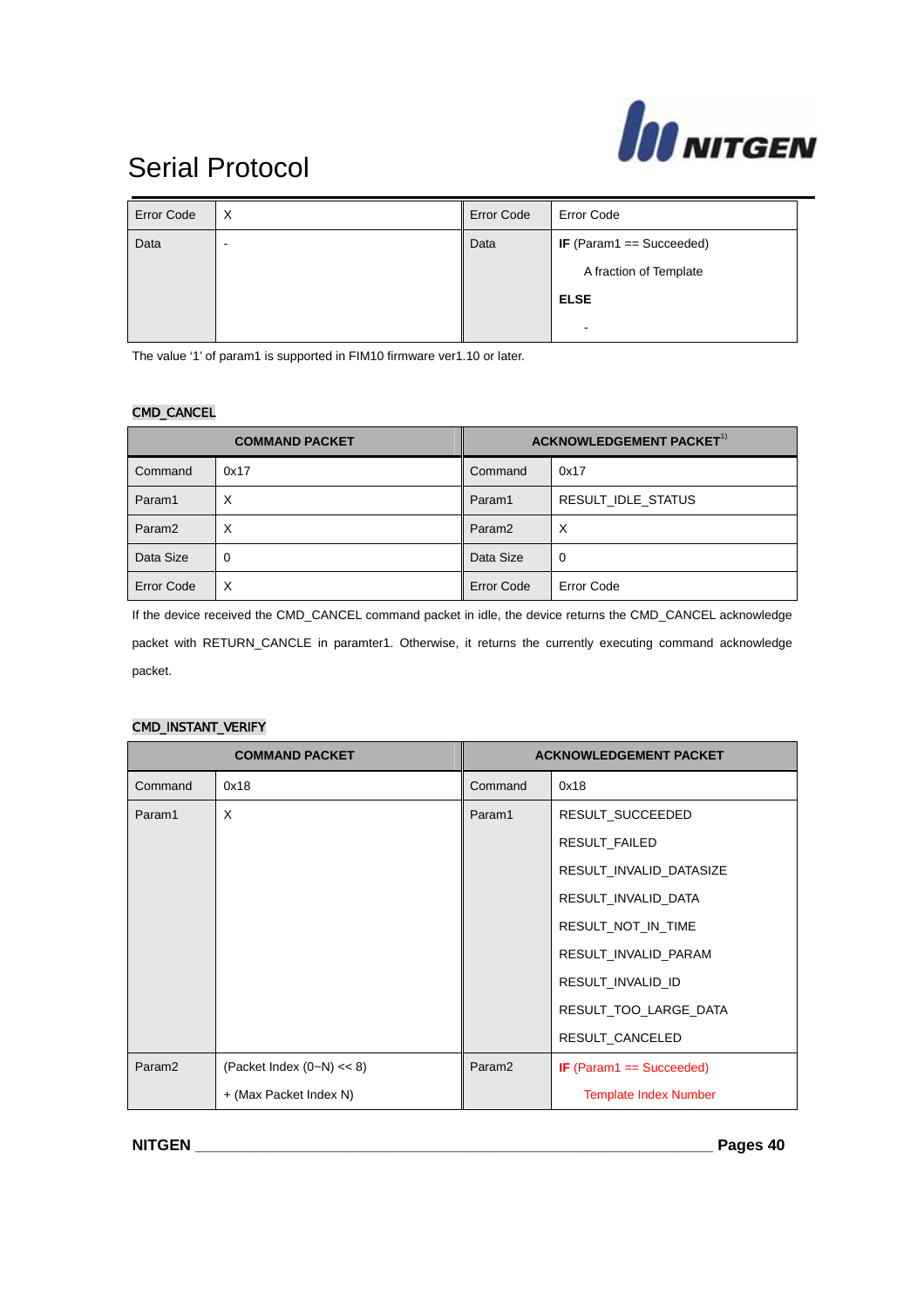| Error Code | X | Error Code | Error Code |
| --- | --- | --- | --- |
| Data | - | Data | **IF** (Param1 == Succeeded)<br>A fraction of Template<br>**ELSE**<br>- |

The value '1' of param1 is supported in FIM10 firmware ver1.10 or later.

### CMD_CANCEL

| COMMAND PACKET | | ACKNOWLEDGEMENT PACKET[1)] | |
| --- | --- | --- | --- |
| Command | 0x17 | Command | 0x17 |
| Param1 | X | Param1 | RESULT_IDLE_STATUS |
| Param2 | X | Param2 | X |
| Data Size | 0 | Data Size | 0 |
| Error Code | X | Error Code | Error Code |

If the device received the CMD_CANCEL command packet in idle, the device returns the CMD_CANCEL acknowledge packet with RETURN_CANCLE in paramter1. Otherwise, it returns the currently executing command acknowledge packet.

### CMD_INSTANT_VERIFY

| COMMAND PACKET | | ACKNOWLEDGEMENT PACKET | |
| --- | --- | --- | --- |
| Command | 0x18 | Command | 0x18 |
| Param1 | X | Param1 | RESULT_SUCCEEDED<br>RESULT_FAILED<br>RESULT_INVALID_DATASIZE<br>RESULT_INVALID_DATA<br>RESULT_NOT_IN_TIME<br>RESULT_INVALID_PARAM<br>RESULT_INVALID_ID<br>RESULT_TOO_LARGE_DATA<br>RESULT_CANCELED |
| Param2 | (Packet Index (0~N) << 8)<br>+ (Max Packet Index N) | Param2 | **IF** (Param1 == Succeeded)<br>Template Index Number |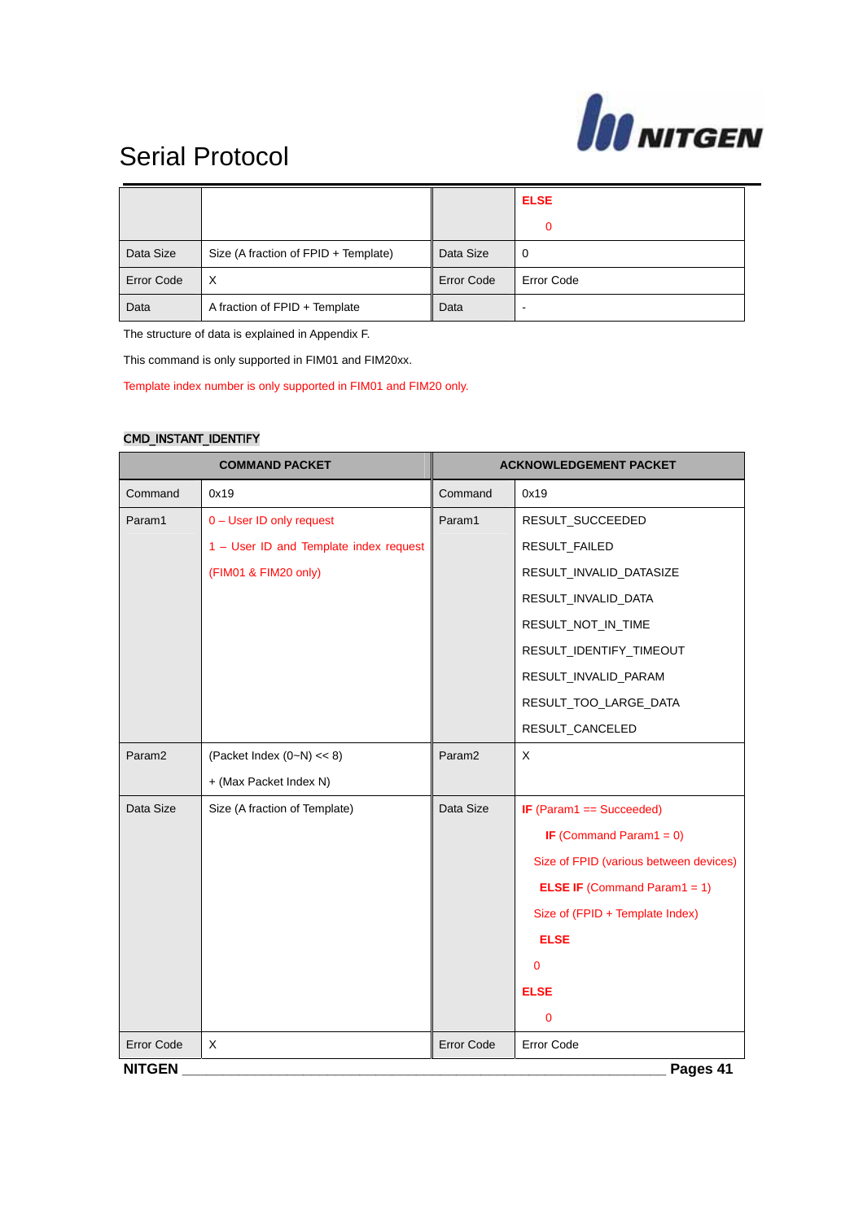|  |  |  | **ELSE**<br>0 |
|---|---|---|---|
| Data Size | Size (A fraction of FPID + Template) | Data Size | 0 |
| Error Code | X | Error Code | Error Code |
| Data | A fraction of FPID + Template | Data | - |

The structure of data is explained in Appendix F.

This command is only supported in FIM01 and FIM20xx.

Template index number is only supported in FIM01 and FIM20 only.

### CMD_INSTANT_IDENTIFY

| COMMAND PACKET | | ACKNOWLEDGEMENT PACKET | |
|---|---|---|---|
| Command | 0x19 | Command | 0x19 |
| Param1 | 0 – User ID only request<br>1 – User ID and Template index request (FIM01 & FIM20 only) | Param1 | RESULT_SUCCEEDED<br>RESULT_FAILED<br>RESULT_INVALID_DATASIZE<br>RESULT_INVALID_DATA<br>RESULT_NOT_IN_TIME<br>RESULT_IDENTIFY_TIMEOUT<br>RESULT_INVALID_PARAM<br>RESULT_TOO_LARGE_DATA<br>RESULT_CANCELED |
| Param2 | (Packet Index (0~N) << 8)<br>+ (Max Packet Index N) | Param2 | X |
| Data Size | Size (A fraction of Template) | Data Size | **IF** (Param1 == Succeeded)<br>**IF** (Command Param1 = 0)<br>Size of FPID (various between devices)<br>**ELSE IF** (Command Param1 = 1)<br>Size of (FPID + Template Index)<br>**ELSE**<br>0<br>**ELSE**<br>0 |
| Error Code | X | Error Code | Error Code |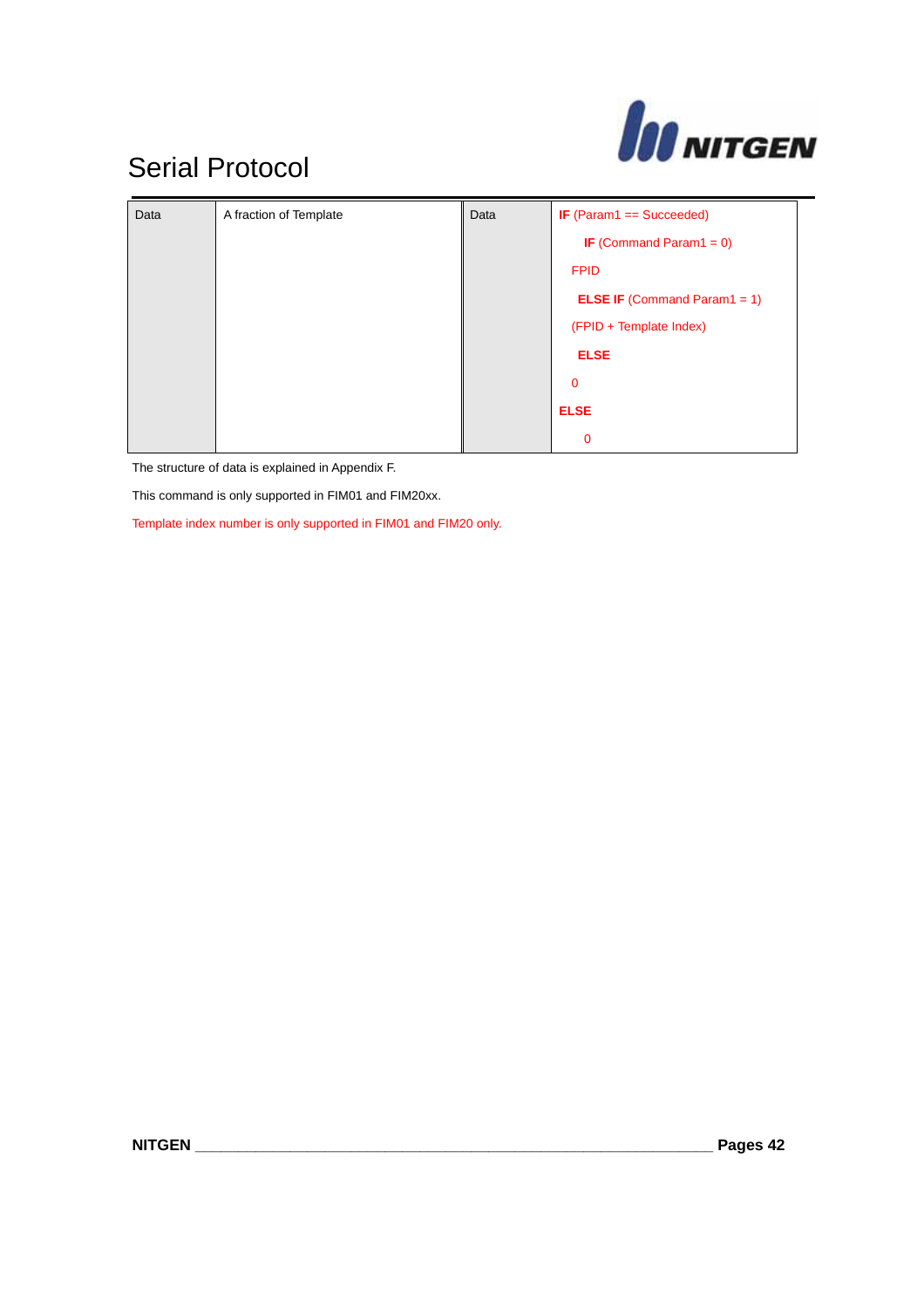| Data | A fraction of Template | Data | **IF** (Param1 == Succeeded)<br>**IF** (Command Param1 = 0)<br>FPID<br>**ELSE IF** (Command Param1 = 1)<br>(FPID + Template Index)<br>**ELSE**<br>0<br>**ELSE**<br>0 |
|---|---|---|---|

The structure of data is explained in Appendix F.

This command is only supported in FIM01 and FIM20xx.

Template index number is only supported in FIM01 and FIM20 only.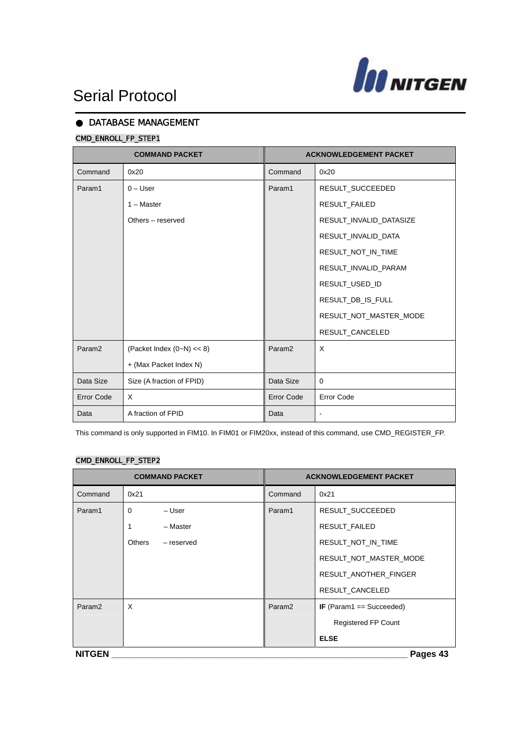## DATABASE MANAGEMENT

### CMD_ENROLL_FP_STEP1

| COMMAND PACKET | | ACKNOWLEDGEMENT PACKET | |
|---|---|---|---|
| Command | 0x20 | Command | 0x20 |
| Param1 | 0 – User<br>1 – Master<br>Others – reserved | Param1 | RESULT_SUCCEEDED<br>RESULT_FAILED<br>RESULT_INVALID_DATASIZE<br>RESULT_INVALID_DATA<br>RESULT_NOT_IN_TIME<br>RESULT_INVALID_PARAM<br>RESULT_USED_ID<br>RESULT_DB_IS_FULL<br>RESULT_NOT_MASTER_MODE<br>RESULT_CANCELED |
| Param2 | (Packet Index (0~N) << 8)<br>+ (Max Packet Index N) | Param2 | X |
| Data Size | Size (A fraction of FPID) | Data Size | 0 |
| Error Code | X | Error Code | Error Code |
| Data | A fraction of FPID | Data | - |

This command is only supported in FIM10. In FIM01 or FIM20xx, instead of this command, use CMD_REGISTER_FP.

### CMD_ENROLL_FP_STEP2

| COMMAND PACKET | | ACKNOWLEDGEMENT PACKET | |
|---|---|---|---|
| Command | 0x21 | Command | 0x21 |
| Param1 | 0 – User<br>1 – Master<br>Others – reserved | Param1 | RESULT_SUCCEEDED<br>RESULT_FAILED<br>RESULT_NOT_IN_TIME<br>RESULT_NOT_MASTER_MODE<br>RESULT_ANOTHER_FINGER<br>RESULT_CANCELED |
| Param2 | X | Param2 | **IF** (Param1 == Succeeded)<br>Registered FP Count<br>**ELSE** |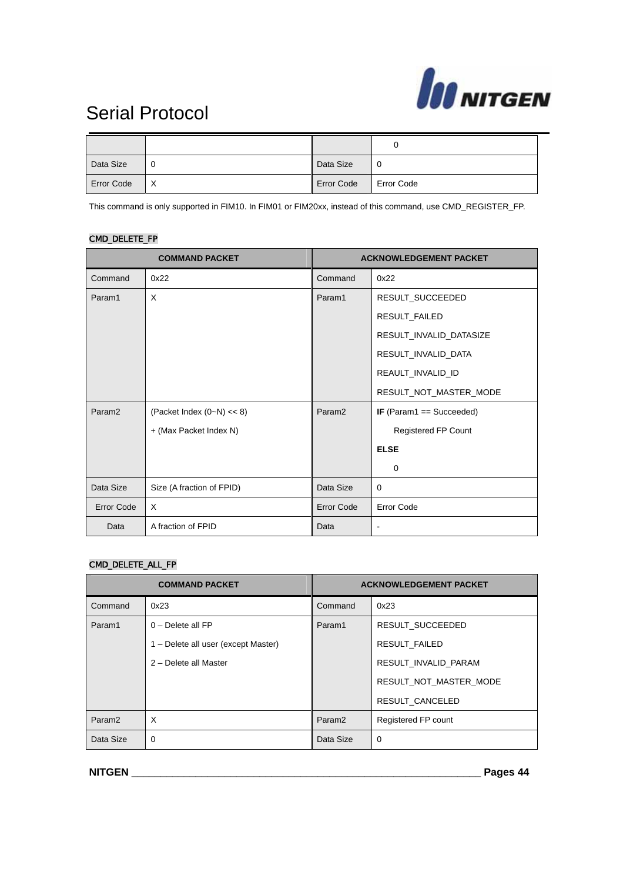| | | | 0 |
|---|---|---|---|
| Data Size | 0 | Data Size | 0 |
| Error Code | X | Error Code | Error Code |

This command is only supported in FIM10. In FIM01 or FIM20xx, instead of this command, use CMD_REGISTER_FP.

### CMD_DELETE_FP

| COMMAND PACKET | | ACKNOWLEDGEMENT PACKET | |
|---|---|---|---|
| Command | 0x22 | Command | 0x22 |
| Param1 | X | Param1 | RESULT_SUCCEEDED<br>RESULT_FAILED<br>RESULT_INVALID_DATASIZE<br>RESULT_INVALID_DATA<br>REAULT_INVALID_ID<br>RESULT_NOT_MASTER_MODE |
| Param2 | (Packet Index (0~N) << 8)<br>+ (Max Packet Index N) | Param2 | **IF** (Param1 == Succeeded)<br>Registered FP Count<br>**ELSE**<br>0 |
| Data Size | Size (A fraction of FPID) | Data Size | 0 |
| Error Code | X | Error Code | Error Code |
| Data | A fraction of FPID | Data | - |

### CMD_DELETE_ALL_FP

| COMMAND PACKET | | ACKNOWLEDGEMENT PACKET | |
|---|---|---|---|
| Command | 0x23 | Command | 0x23 |
| Param1 | 0 – Delete all FP<br>1 – Delete all user (except Master)<br>2 – Delete all Master | Param1 | RESULT_SUCCEEDED<br>RESULT_FAILED<br>RESULT_INVALID_PARAM<br>RESULT_NOT_MASTER_MODE<br>RESULT_CANCELED |
| Param2 | X | Param2 | Registered FP count |
| Data Size | 0 | Data Size | 0 |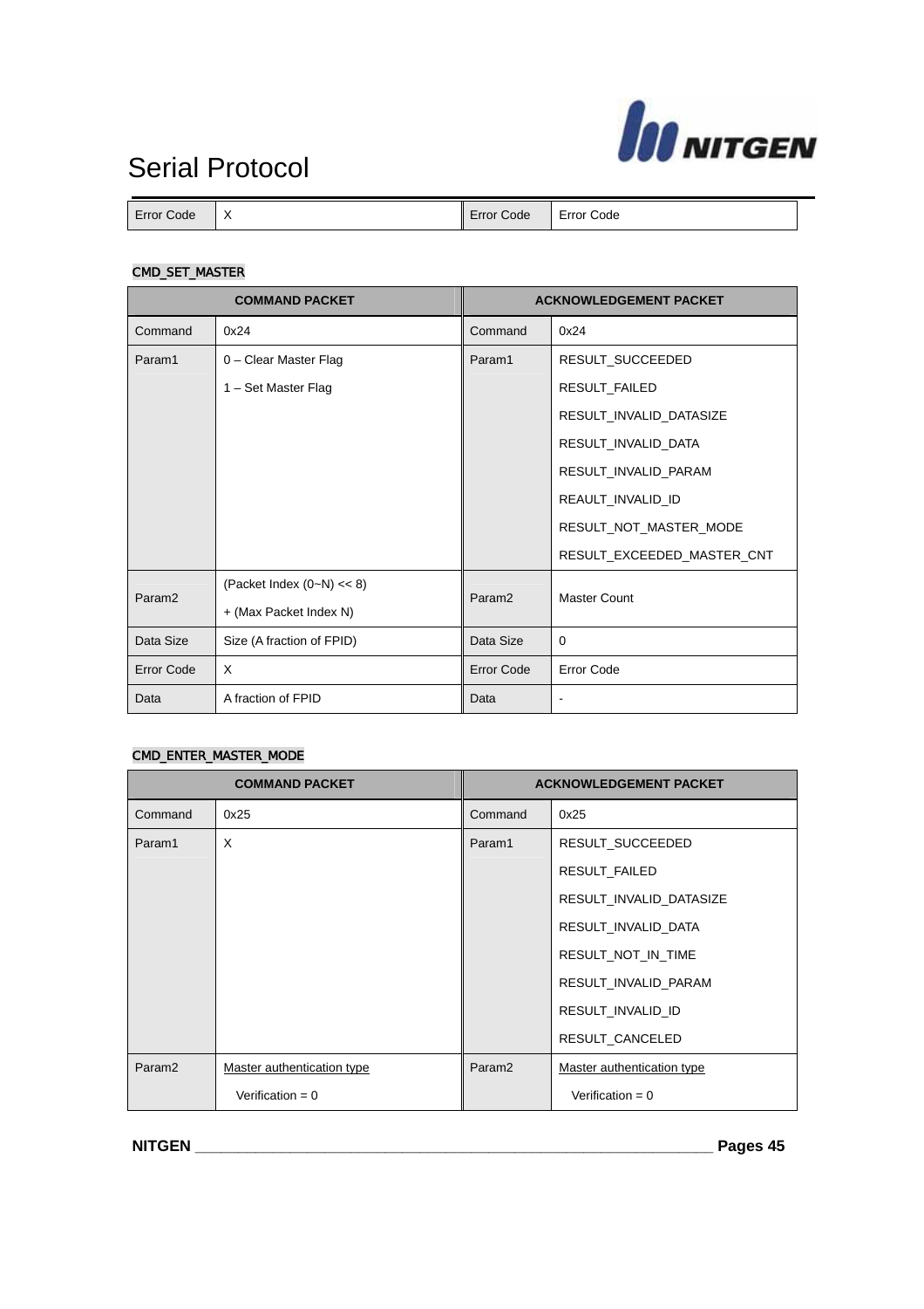| Error Code | X | Error Code | Error Code |
|---|---|---|---|

### CMD_SET_MASTER

| COMMAND PACKET | | ACKNOWLEDGEMENT PACKET | |
|---|---|---|---|
| Command | 0x24 | Command | 0x24 |
| Param1 | 0 – Clear Master Flag<br>1 – Set Master Flag | Param1 | RESULT_SUCCEEDED<br>RESULT_FAILED<br>RESULT_INVALID_DATASIZE<br>RESULT_INVALID_DATA<br>RESULT_INVALID_PARAM<br>REAULT_INVALID_ID<br>RESULT_NOT_MASTER_MODE<br>RESULT_EXCEEDED_MASTER_CNT |
| Param2 | (Packet Index (0~N) << 8)<br>+ (Max Packet Index N) | Param2 | Master Count |
| Data Size | Size (A fraction of FPID) | Data Size | 0 |
| Error Code | X | Error Code | Error Code |
| Data | A fraction of FPID | Data | - |

### CMD_ENTER_MASTER_MODE

| COMMAND PACKET | | ACKNOWLEDGEMENT PACKET | |
|---|---|---|---|
| Command | 0x25 | Command | 0x25 |
| Param1 | X | Param1 | RESULT_SUCCEEDED<br>RESULT_FAILED<br>RESULT_INVALID_DATASIZE<br>RESULT_INVALID_DATA<br>RESULT_NOT_IN_TIME<br>RESULT_INVALID_PARAM<br>RESULT_INVALID_ID<br>RESULT_CANCELED |
| Param2 | Master authentication type<br>Verification = 0 | Param2 | Master authentication type<br>Verification = 0 |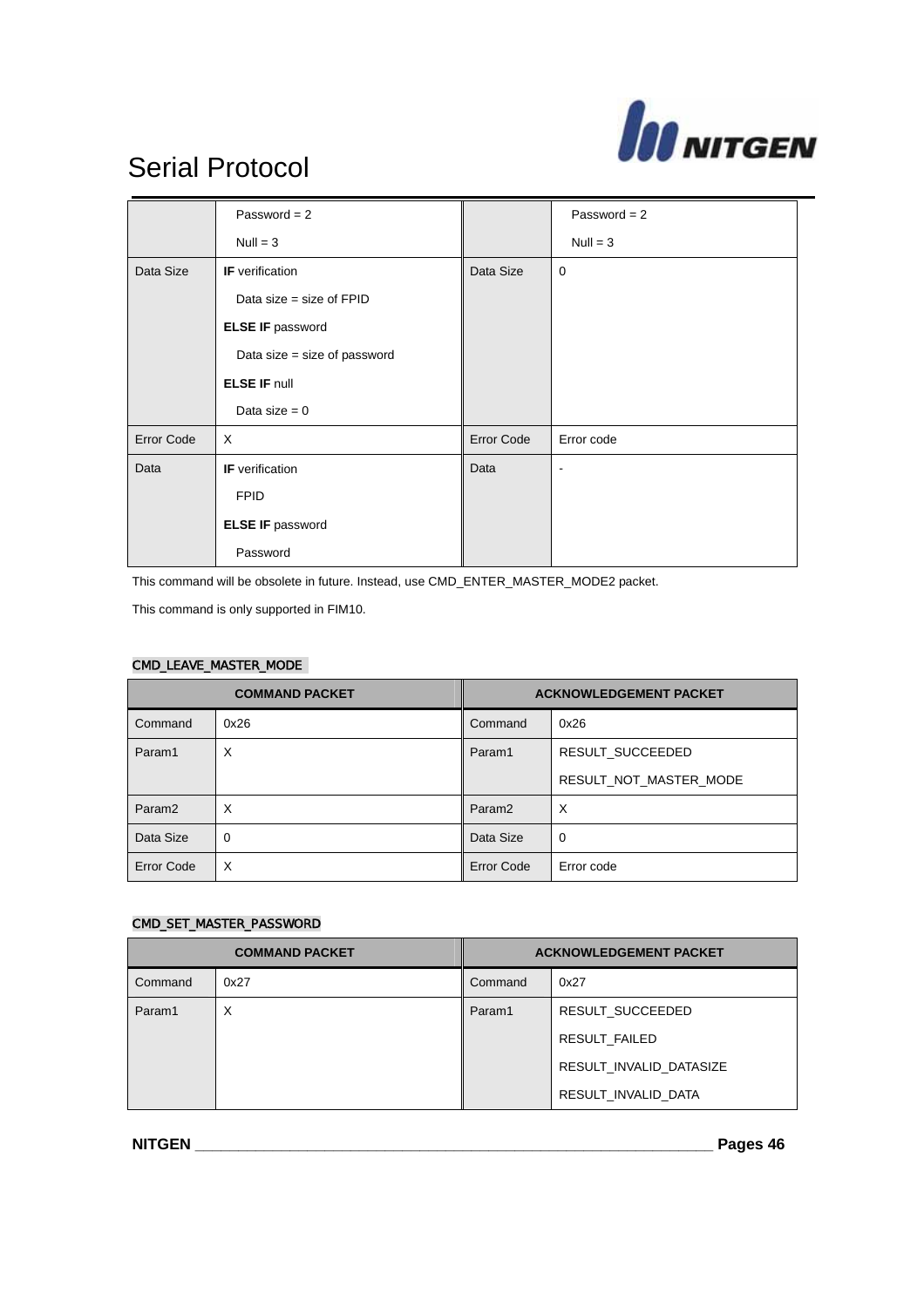| | Password = 2<br>Null = 3 | | Password = 2<br>Null = 3 |
|---|---|---|---|
| Data Size | **IF** verification<br>Data size = size of FPID<br>**ELSE IF** password<br>Data size = size of password<br>**ELSE IF** null<br>Data size = 0 | Data Size | 0 |
| Error Code | X | Error Code | Error code |
| Data | **IF** verification<br>FPID<br>**ELSE IF** password<br>Password | Data | - |

This command will be obsolete in future. Instead, use CMD_ENTER_MASTER_MODE2 packet.

This command is only supported in FIM10.

### CMD_LEAVE_MASTER_MODE

| COMMAND PACKET | | ACKNOWLEDGEMENT PACKET | |
|---|---|---|---|
| Command | 0x26 | Command | 0x26 |
| Param1 | X | Param1 | RESULT_SUCCEEDED<br>RESULT_NOT_MASTER_MODE |
| Param2 | X | Param2 | X |
| Data Size | 0 | Data Size | 0 |
| Error Code | X | Error Code | Error code |

### CMD_SET_MASTER_PASSWORD

| COMMAND PACKET | | ACKNOWLEDGEMENT PACKET | |
|---|---|---|---|
| Command | 0x27 | Command | 0x27 |
| Param1 | X | Param1 | RESULT_SUCCEEDED<br>RESULT_FAILED<br>RESULT_INVALID_DATASIZE<br>RESULT_INVALID_DATA |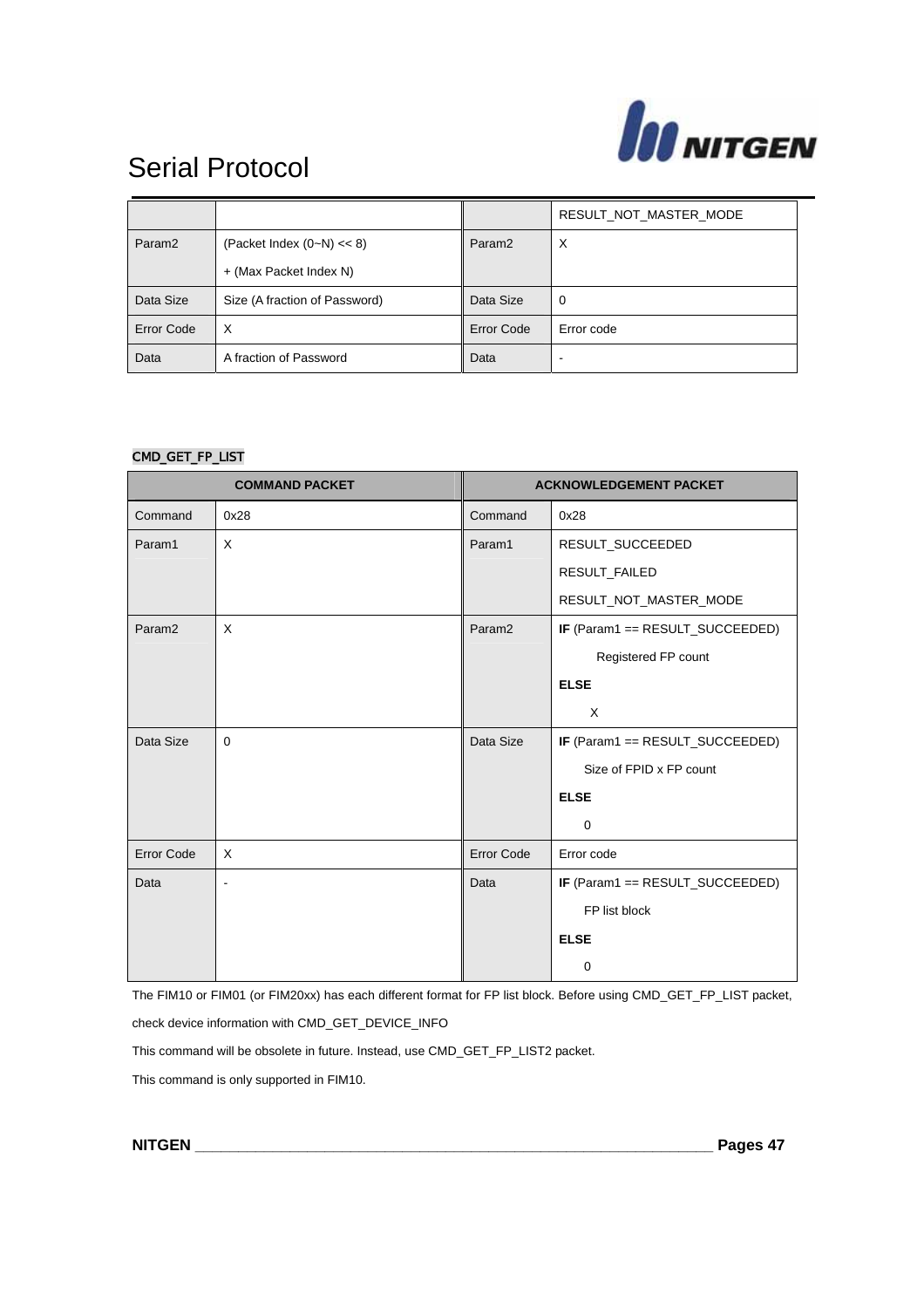| | | | RESULT_NOT_MASTER_MODE |
|---|---|---|---|
| Param2 | (Packet Index (0~N) << 8)<br>+ (Max Packet Index N) | Param2 | X |
| Data Size | Size (A fraction of Password) | Data Size | 0 |
| Error Code | X | Error Code | Error code |
| Data | A fraction of Password | Data | - |

### CMD_GET_FP_LIST

| COMMAND PACKET | | ACKNOWLEDGEMENT PACKET | |
|---|---|---|---|
| Command | 0x28 | Command | 0x28 |
| Param1 | X | Param1 | RESULT_SUCCEEDED<br>RESULT_FAILED<br>RESULT_NOT_MASTER_MODE |
| Param2 | X | Param2 | **IF** (Param1 == RESULT_SUCCEEDED)<br>Registered FP count<br>**ELSE**<br>X |
| Data Size | 0 | Data Size | **IF** (Param1 == RESULT_SUCCEEDED)<br>Size of FPID x FP count<br>**ELSE**<br>0 |
| Error Code | X | Error Code | Error code |
| Data | - | Data | **IF** (Param1 == RESULT_SUCCEEDED)<br>FP list block<br>**ELSE**<br>0 |

The FIM10 or FIM01 (or FIM20xx) has each different format for FP list block. Before using CMD_GET_FP_LIST packet, check device information with CMD_GET_DEVICE_INFO

This command will be obsolete in future. Instead, use CMD_GET_FP_LIST2 packet.

This command is only supported in FIM10.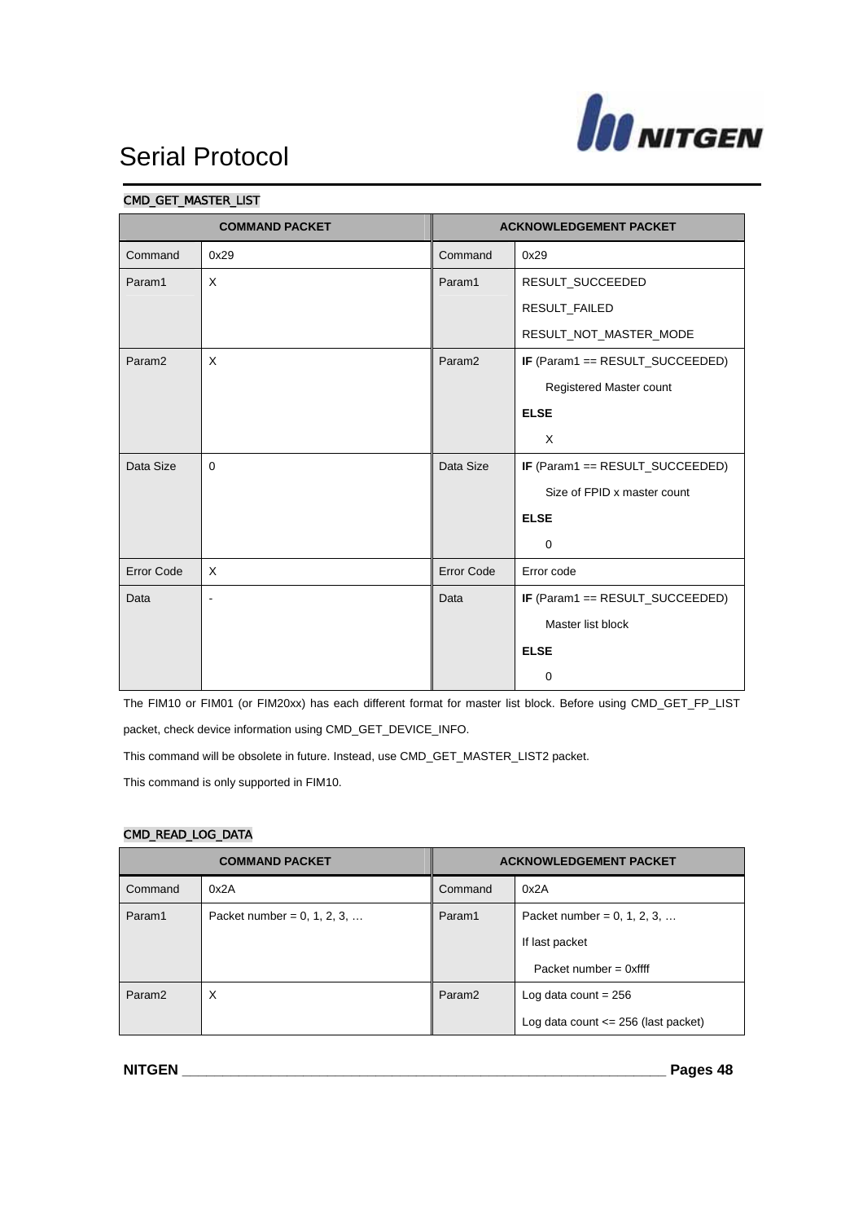# Serial Protocol

### CMD_GET_MASTER_LIST

| COMMAND PACKET | | ACKNOWLEDGEMENT PACKET | |
|---|---|---|---|
| Command | 0x29 | Command | 0x29 |
| Param1 | X | Param1 | RESULT_SUCCEEDED<br>RESULT_FAILED<br>RESULT_NOT_MASTER_MODE |
| Param2 | X | Param2 | **IF** (Param1 == RESULT_SUCCEEDED)<br>Registered Master count<br>**ELSE**<br>X |
| Data Size | 0 | Data Size | **IF** (Param1 == RESULT_SUCCEEDED)<br>Size of FPID x master count<br>**ELSE**<br>0 |
| Error Code | X | Error Code | Error code |
| Data | - | Data | **IF** (Param1 == RESULT_SUCCEEDED)<br>Master list block<br>**ELSE**<br>0 |

The FIM10 or FIM01 (or FIM20xx) has each different format for master list block. Before using CMD_GET_FP_LIST packet, check device information using CMD_GET_DEVICE_INFO.

This command will be obsolete in future. Instead, use CMD_GET_MASTER_LIST2 packet.

This command is only supported in FIM10.

### CMD_READ_LOG_DATA

| COMMAND PACKET | | ACKNOWLEDGEMENT PACKET | |
|---|---|---|---|
| Command | 0x2A | Command | 0x2A |
| Param1 | Packet number = 0, 1, 2, 3, … | Param1 | Packet number = 0, 1, 2, 3, …<br>If last packet<br>Packet number = 0xffff |
| Param2 | X | Param2 | Log data count = 256<br>Log data count <= 256 (last packet) |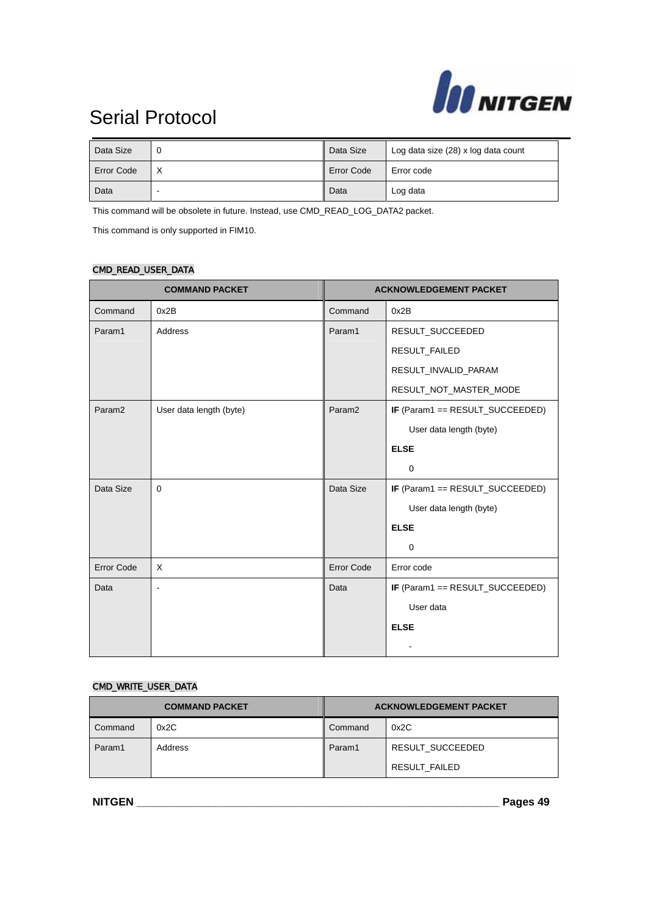| Data Size | 0 | Data Size | Log data size (28) x log data count |
|---|---|---|---|
| Error Code | X | Error Code | Error code |
| Data | - | Data | Log data |

This command will be obsolete in future. Instead, use CMD_READ_LOG_DATA2 packet.

This command is only supported in FIM10.

### CMD_READ_USER_DATA

| COMMAND PACKET | | ACKNOWLEDGEMENT PACKET | |
|---|---|---|---|
| Command | 0x2B | Command | 0x2B |
| Param1 | Address | Param1 | RESULT_SUCCEEDED<br>RESULT_FAILED<br>RESULT_INVALID_PARAM<br>RESULT_NOT_MASTER_MODE |
| Param2 | User data length (byte) | Param2 | **IF** (Param1 == RESULT_SUCCEEDED)<br>User data length (byte)<br>**ELSE**<br>0 |
| Data Size | 0 | Data Size | **IF** (Param1 == RESULT_SUCCEEDED)<br>User data length (byte)<br>**ELSE**<br>0 |
| Error Code | X | Error Code | Error code |
| Data | - | Data | **IF** (Param1 == RESULT_SUCCEEDED)<br>User data<br>**ELSE**<br>- |

### CMD_WRITE_USER_DATA

| COMMAND PACKET | | ACKNOWLEDGEMENT PACKET | |
|---|---|---|---|
| Command | 0x2C | Command | 0x2C |
| Param1 | Address | Param1 | RESULT_SUCCEEDED<br>RESULT_FAILED |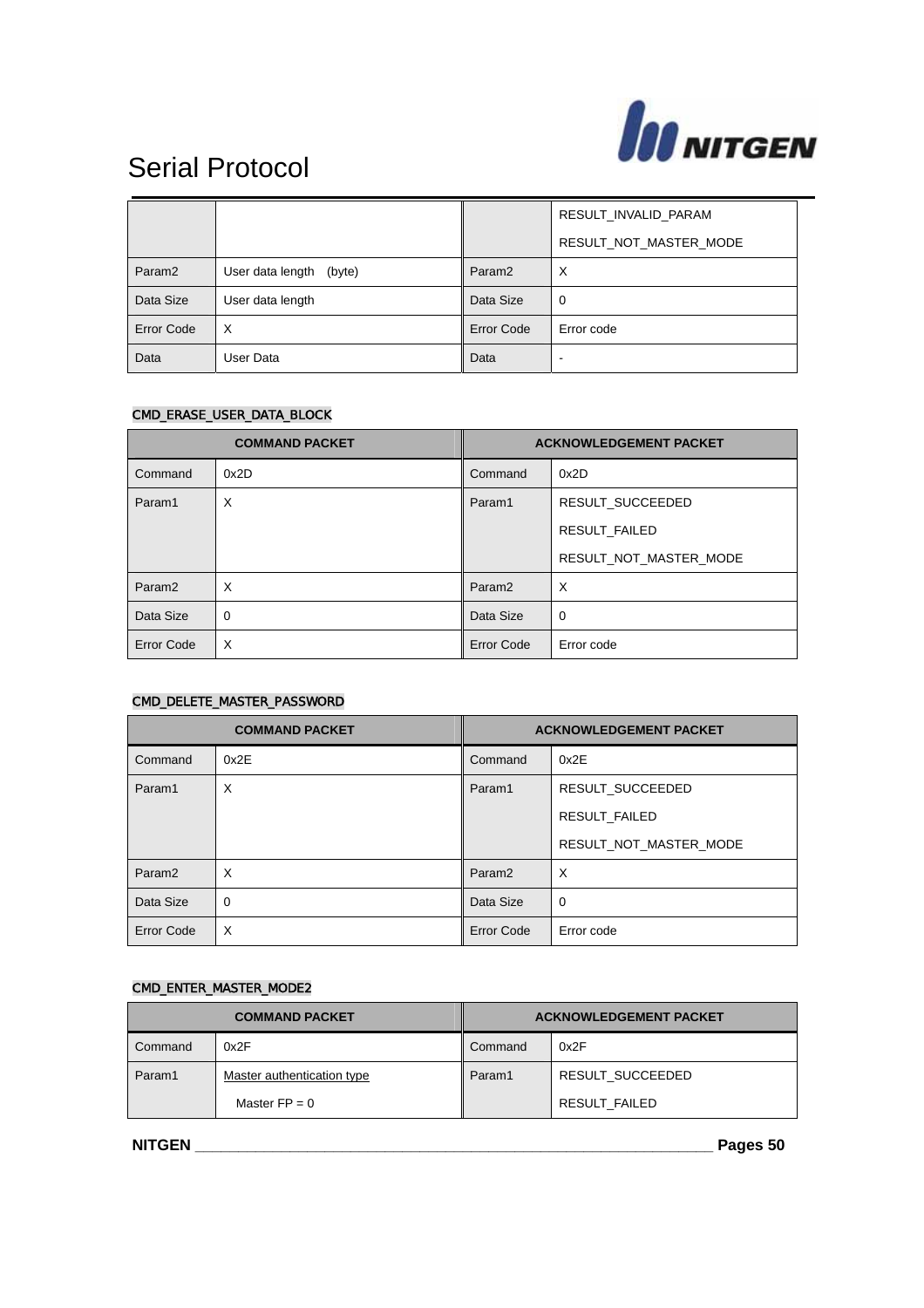| | | | |
|---|---|---|---|
| | | | RESULT_INVALID_PARAM<br>RESULT_NOT_MASTER_MODE |
| Param2 | User data length (byte) | Param2 | X |
| Data Size | User data length | Data Size | 0 |
| Error Code | X | Error Code | Error code |
| Data | User Data | Data | - |

### CMD_ERASE_USER_DATA_BLOCK

| COMMAND PACKET | | ACKNOWLEDGEMENT PACKET | |
|---|---|---|---|
| Command | 0x2D | Command | 0x2D |
| Param1 | X | Param1 | RESULT_SUCCEEDED<br>RESULT_FAILED<br>RESULT_NOT_MASTER_MODE |
| Param2 | X | Param2 | X |
| Data Size | 0 | Data Size | 0 |
| Error Code | X | Error Code | Error code |

### CMD_DELETE_MASTER_PASSWORD

| COMMAND PACKET | | ACKNOWLEDGEMENT PACKET | |
|---|---|---|---|
| Command | 0x2E | Command | 0x2E |
| Param1 | X | Param1 | RESULT_SUCCEEDED<br>RESULT_FAILED<br>RESULT_NOT_MASTER_MODE |
| Param2 | X | Param2 | X |
| Data Size | 0 | Data Size | 0 |
| Error Code | X | Error Code | Error code |

### CMD_ENTER_MASTER_MODE2

| COMMAND PACKET | | ACKNOWLEDGEMENT PACKET | |
|---|---|---|---|
| Command | 0x2F | Command | 0x2F |
| Param1 | Master authentication type<br>Master FP = 0 | Param1 | RESULT_SUCCEEDED<br>RESULT_FAILED |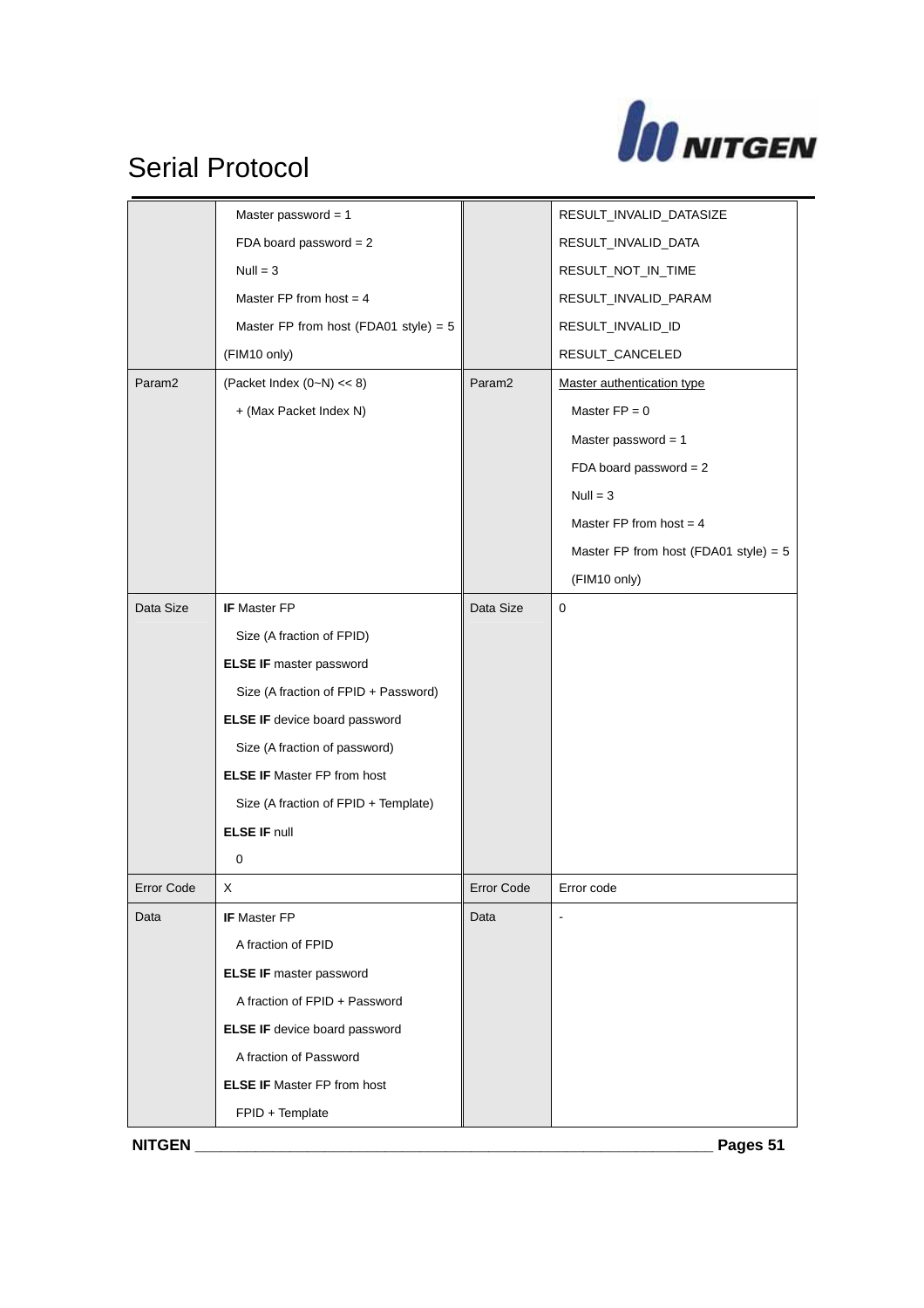| | | | |
|---|---|---|---|
| | Master password = 1<br>FDA board password = 2<br>Null = 3<br>Master FP from host = 4<br>Master FP from host (FDA01 style) = 5 (FIM10 only) | | RESULT_INVALID_DATASIZE<br>RESULT_INVALID_DATA<br>RESULT_NOT_IN_TIME<br>RESULT_INVALID_PARAM<br>RESULT_INVALID_ID<br>RESULT_CANCELED |
| Param2 | (Packet Index (0~N) << 8)<br>+ (Max Packet Index N) | Param2 | Master authentication type<br>Master FP = 0<br>Master password = 1<br>FDA board password = 2<br>Null = 3<br>Master FP from host = 4<br>Master FP from host (FDA01 style) = 5<br>(FIM10 only) |
| Data Size | **IF** Master FP<br>Size (A fraction of FPID)<br>**ELSE IF** master password<br>Size (A fraction of FPID + Password)<br>**ELSE IF** device board password<br>Size (A fraction of password)<br>**ELSE IF** Master FP from host<br>Size (A fraction of FPID + Template)<br>**ELSE IF** null<br>0 | Data Size | 0 |
| Error Code | X | Error Code | Error code |
| Data | **IF** Master FP<br>A fraction of FPID<br>**ELSE IF** master password<br>A fraction of FPID + Password<br>**ELSE IF** device board password<br>A fraction of Password<br>**ELSE IF** Master FP from host<br>FPID + Template | Data | - |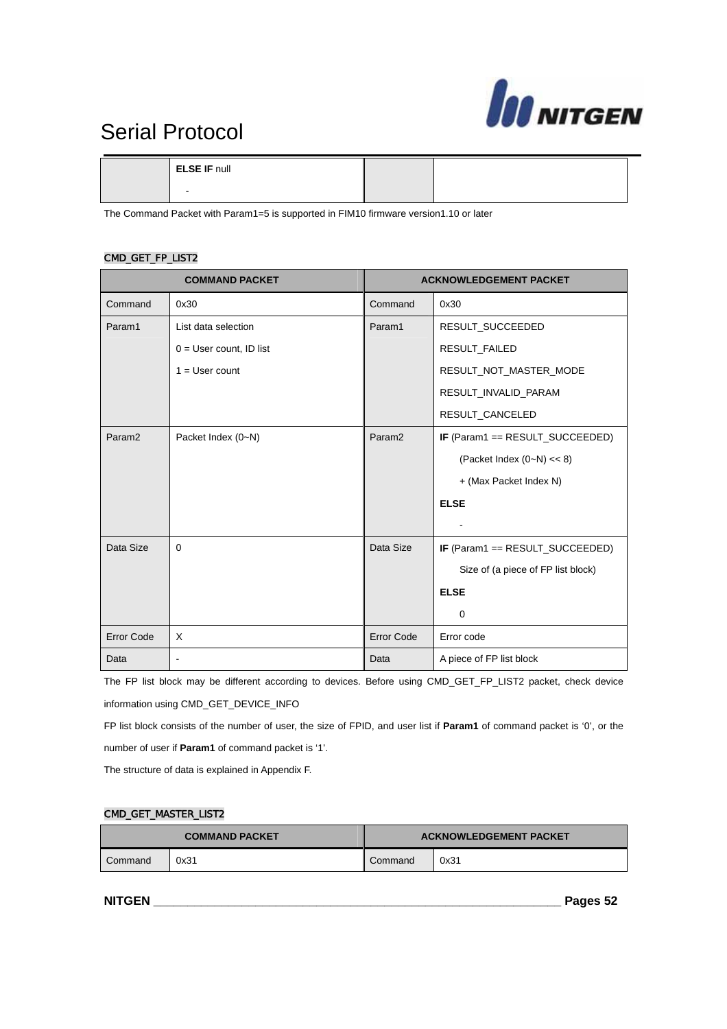| | ELSE IF null<br>- | | |
|---|---|---|---|

The Command Packet with Param1=5 is supported in FIM10 firmware version1.10 or later

### CMD_GET_FP_LIST2

| COMMAND PACKET | | ACKNOWLEDGEMENT PACKET | |
|---|---|---|---|
| Command | 0x30 | Command | 0x30 |
| Param1 | List data selection<br>0 = User count, ID list<br>1 = User count | Param1 | RESULT_SUCCEEDED<br>RESULT_FAILED<br>RESULT_NOT_MASTER_MODE<br>RESULT_INVALID_PARAM<br>RESULT_CANCELED |
| Param2 | Packet Index (0~N) | Param2 | **IF** (Param1 == RESULT_SUCCEEDED)<br>(Packet Index (0~N) << 8)<br>+ (Max Packet Index N)<br>**ELSE**<br>- |
| Data Size | 0 | Data Size | **IF** (Param1 == RESULT_SUCCEEDED)<br>Size of (a piece of FP list block)<br>**ELSE**<br>0 |
| Error Code | X | Error Code | Error code |
| Data | - | Data | A piece of FP list block |

The FP list block may be different according to devices. Before using CMD_GET_FP_LIST2 packet, check device information using CMD_GET_DEVICE_INFO

FP list block consists of the number of user, the size of FPID, and user list if **Param1** of command packet is '0', or the number of user if **Param1** of command packet is '1'.

The structure of data is explained in Appendix F.

### CMD_GET_MASTER_LIST2

| COMMAND PACKET | | ACKNOWLEDGEMENT PACKET | |
|---|---|---|---|
| Command | 0x31 | Command | 0x31 |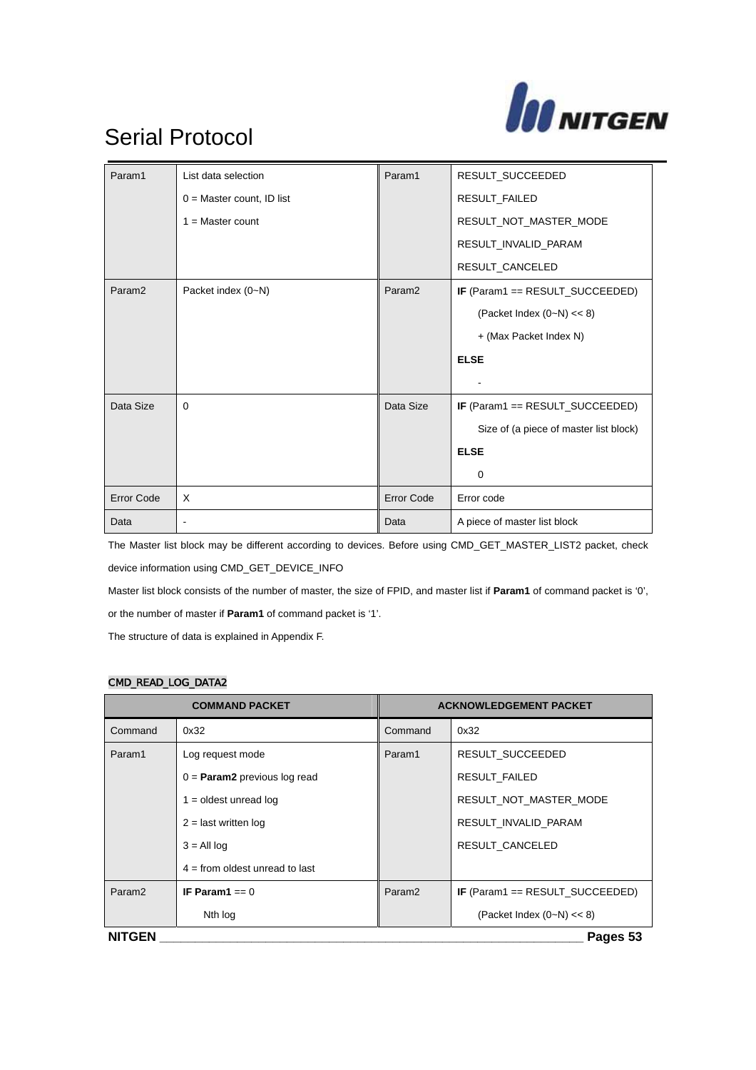| Param1 | List data selection<br>0 = Master count, ID list<br>1 = Master count | Param1 | RESULT_SUCCEEDED<br>RESULT_FAILED<br>RESULT_NOT_MASTER_MODE<br>RESULT_INVALID_PARAM<br>RESULT_CANCELED |
|---|---|---|---|
| Param2 | Packet index (0~N) | Param2 | **IF** (Param1 == RESULT_SUCCEEDED)<br>(Packet Index (0~N) << 8)<br>+ (Max Packet Index N)<br>**ELSE**<br>- |
| Data Size | 0 | Data Size | **IF** (Param1 == RESULT_SUCCEEDED)<br>Size of (a piece of master list block)<br>**ELSE**<br>0 |
| Error Code | X | Error Code | Error code |
| Data | - | Data | A piece of master list block |

The Master list block may be different according to devices. Before using CMD_GET_MASTER_LIST2 packet, check device information using CMD_GET_DEVICE_INFO

Master list block consists of the number of master, the size of FPID, and master list if **Param1** of command packet is '0', or the number of master if **Param1** of command packet is '1'.

The structure of data is explained in Appendix F.

### CMD_READ_LOG_DATA2

| COMMAND PACKET | | ACKNOWLEDGEMENT PACKET | |
|---|---|---|---|
| Command | 0x32 | Command | 0x32 |
| Param1 | Log request mode<br>0 = **Param2** previous log read<br>1 = oldest unread log<br>2 = last written log<br>3 = All log<br>4 = from oldest unread to last | Param1 | RESULT_SUCCEEDED<br>RESULT_FAILED<br>RESULT_NOT_MASTER_MODE<br>RESULT_INVALID_PARAM<br>RESULT_CANCELED |
| Param2 | **IF Param1** == 0<br>Nth log | Param2 | **IF** (Param1 == RESULT_SUCCEEDED)<br>(Packet Index (0~N) << 8) |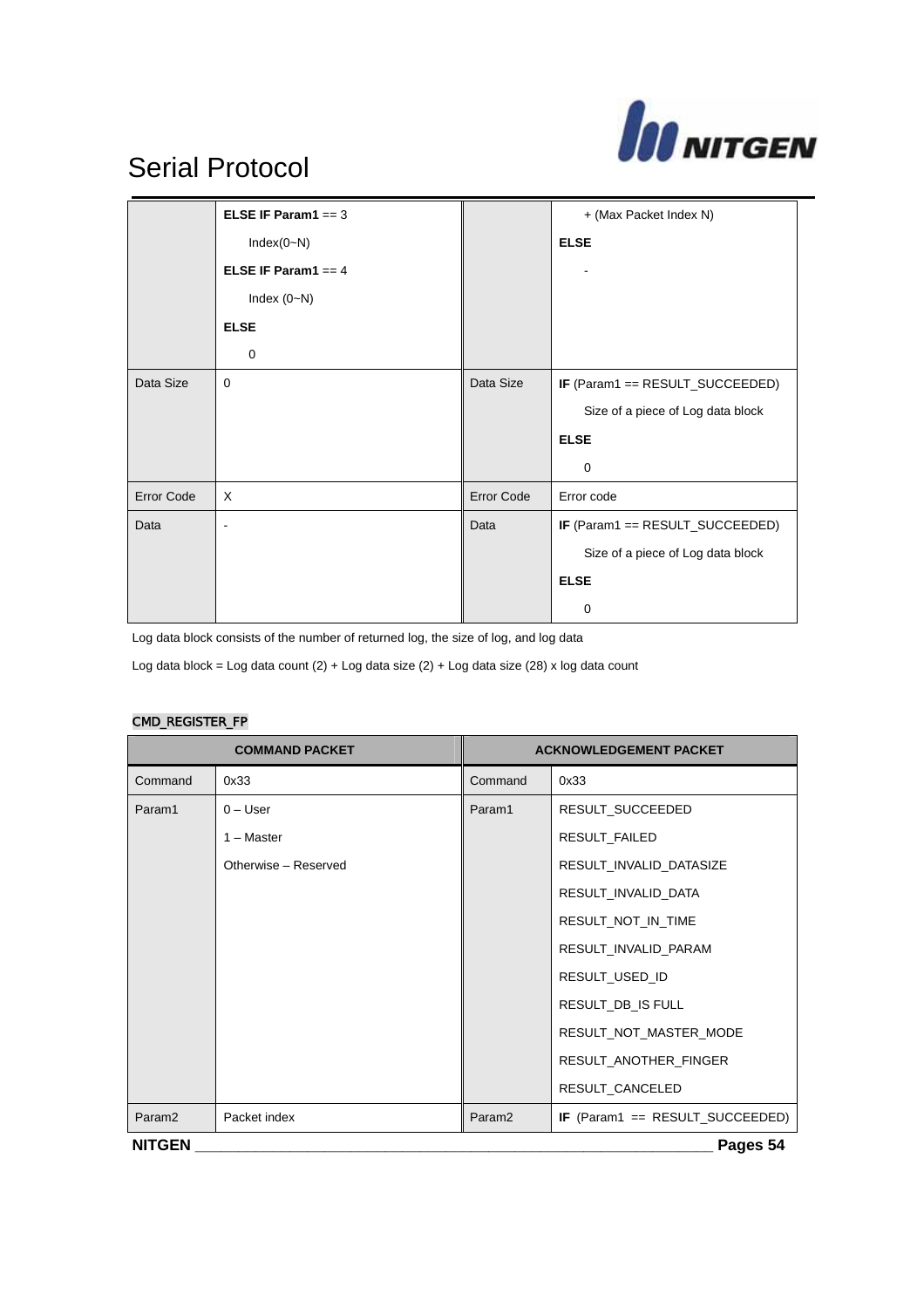| | | | |
|---|---|---|---|
| | **ELSE IF Param1** == 3<br>Index(0~N)<br>**ELSE IF Param1** == 4<br>Index (0~N)<br>**ELSE**<br>0 | | + (Max Packet Index N)<br>**ELSE**<br>- |
| Data Size | 0 | Data Size | **IF** (Param1 == RESULT_SUCCEEDED)<br>Size of a piece of Log data block<br>**ELSE**<br>0 |
| Error Code | X | Error Code | Error code |
| Data | - | Data | **IF** (Param1 == RESULT_SUCCEEDED)<br>Size of a piece of Log data block<br>**ELSE**<br>0 |

Log data block consists of the number of returned log, the size of log, and log data

Log data block = Log data count (2) + Log data size (2) + Log data size (28) x log data count

### CMD_REGISTER_FP

| COMMAND PACKET | | ACKNOWLEDGEMENT PACKET | |
|---|---|---|---|
| Command | 0x33 | Command | 0x33 |
| Param1 | 0 – User<br>1 – Master<br>Otherwise – Reserved | Param1 | RESULT_SUCCEEDED<br>RESULT_FAILED<br>RESULT_INVALID_DATASIZE<br>RESULT_INVALID_DATA<br>RESULT_NOT_IN_TIME<br>RESULT_INVALID_PARAM<br>RESULT_USED_ID<br>RESULT_DB_IS FULL<br>RESULT_NOT_MASTER_MODE<br>RESULT_ANOTHER_FINGER<br>RESULT_CANCELED |
| Param2 | Packet index | Param2 | **IF** (Param1 == RESULT_SUCCEEDED) |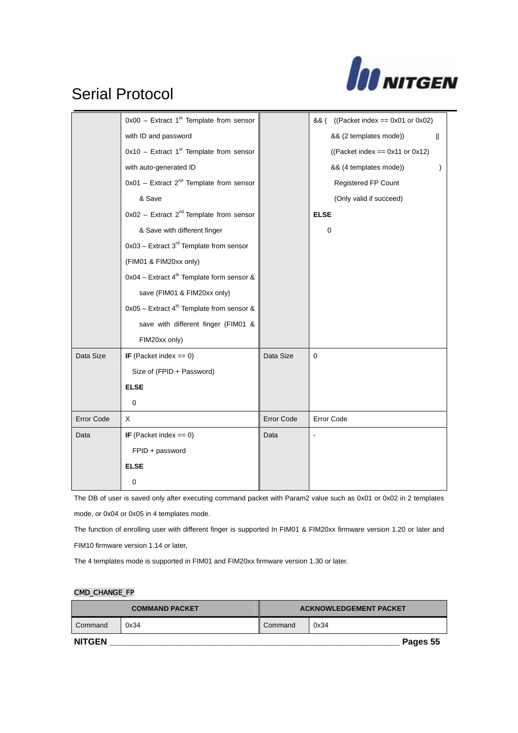| | | | |
|---|---|---|---|
| | 0x00 – Extract 1st Template from sensor with ID and password<br>0x10 – Extract 1st Template from sensor with auto-generated ID<br>0x01 – Extract 2nd Template from sensor & Save<br>0x02 – Extract 2nd Template from sensor & Save with different finger<br>0x03 – Extract 3rd Template from sensor (FIM01 & FIM20xx only)<br>0x04 – Extract 4th Template form sensor & save (FIM01 & FIM20xx only)<br>0x05 – Extract 4th Template from sensor & save with different finger (FIM01 & FIM20xx only) | | && ( ((Packet index == 0x01 or 0x02) && (2 templates mode)) \|\| ((Packet index == 0x11 or 0x12) && (4 templates mode)) )<br>Registered FP Count<br>(Only valid if succeed)<br>**ELSE**<br>0 |
| Data Size | **IF** (Packet index == 0)<br>Size of (FPID + Password)<br>**ELSE**<br>0 | Data Size | 0 |
| Error Code | X | Error Code | Error Code |
| Data | **IF** (Packet index == 0)<br>FPID + password<br>**ELSE**<br>0 | Data | - |

The DB of user is saved only after executing command packet with Param2 value such as 0x01 or 0x02 in 2 templates mode, or 0x04 or 0x05 in 4 templates mode.

The function of enrolling user with different finger is supported In FIM01 & FIM20xx firmware version 1.20 or later and FIM10 firmware version 1.14 or later,

The 4 templates mode is supported in FIM01 and FIM20xx firmware version 1.30 or later.

### CMD_CHANGE_FP

| COMMAND PACKET | | ACKNOWLEDGEMENT PACKET | |
|---|---|---|---|
| Command | 0x34 | Command | 0x34 |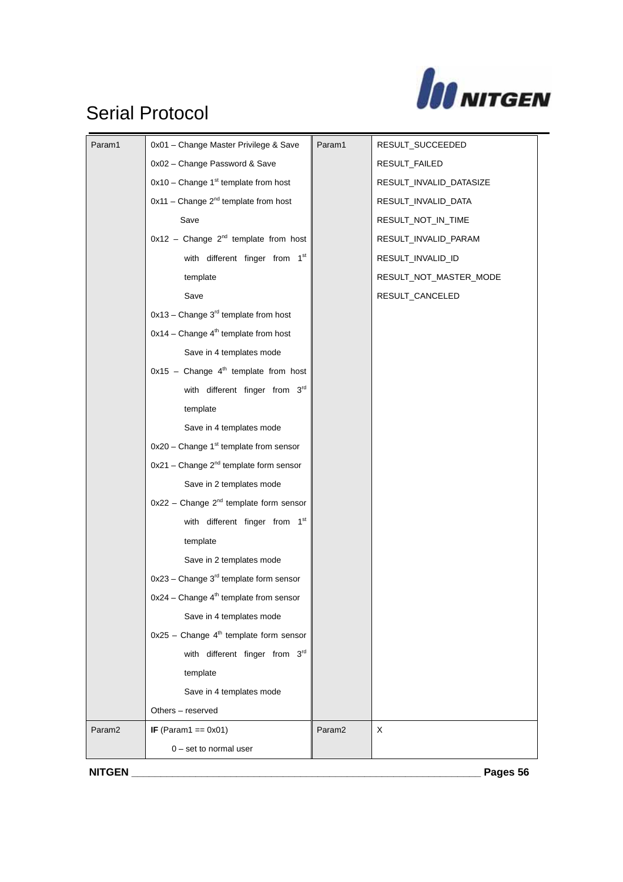| | | | |
|---|---|---|---|
| Param1 | 0x01 – Change Master Privilege & Save<br>0x02 – Change Password & Save<br>0x10 – Change 1st template from host<br>0x11 – Change 2nd template from host<br>Save<br>0x12 – Change 2nd template from host with different finger from 1st template<br>Save<br>0x13 – Change 3rd template from host<br>0x14 – Change 4th template from host<br>Save in 4 templates mode<br>0x15 – Change 4th template from host with different finger from 3rd template<br>Save in 4 templates mode<br>0x20 – Change 1st template from sensor<br>0x21 – Change 2nd template form sensor<br>Save in 2 templates mode<br>0x22 – Change 2nd template form sensor with different finger from 1st template<br>Save in 2 templates mode<br>0x23 – Change 3rd template form sensor<br>0x24 – Change 4th template from sensor<br>Save in 4 templates mode<br>0x25 – Change 4th template form sensor with different finger from 3rd template<br>Save in 4 templates mode<br>Others – reserved | Param1 | RESULT_SUCCEEDED<br>RESULT_FAILED<br>RESULT_INVALID_DATASIZE<br>RESULT_INVALID_DATA<br>RESULT_NOT_IN_TIME<br>RESULT_INVALID_PARAM<br>RESULT_INVALID_ID<br>RESULT_NOT_MASTER_MODE<br>RESULT_CANCELED |
| Param2 | **IF** (Param1 == 0x01)<br>0 – set to normal user | Param2 | X |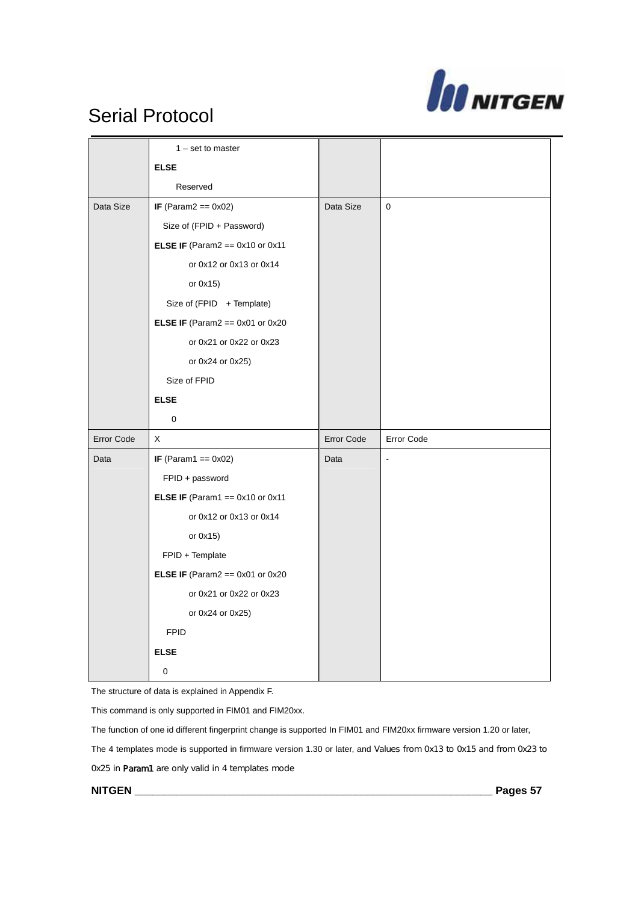| | | | |
|---|---|---|---|
| | 1 – set to master<br>**ELSE**<br>Reserved | | |
| Data Size | **IF** (Param2 == 0x02)<br>Size of (FPID + Password)<br>**ELSE IF** (Param2 == 0x10 or 0x11 or 0x12 or 0x13 or 0x14 or 0x15)<br>Size of (FPID + Template)<br>**ELSE IF** (Param2 == 0x01 or 0x20 or 0x21 or 0x22 or 0x23 or 0x24 or 0x25)<br>Size of FPID<br>**ELSE**<br>0 | Data Size | 0 |
| Error Code | X | Error Code | Error Code |
| Data | **IF** (Param1 == 0x02)<br>FPID + password<br>**ELSE IF** (Param1 == 0x10 or 0x11 or 0x12 or 0x13 or 0x14 or 0x15)<br>FPID + Template<br>**ELSE IF** (Param2 == 0x01 or 0x20 or 0x21 or 0x22 or 0x23 or 0x24 or 0x25)<br>FPID<br>**ELSE**<br>0 | Data | - |

The structure of data is explained in Appendix F.

This command is only supported in FIM01 and FIM20xx.

The function of one id different fingerprint change is supported In FIM01 and FIM20xx firmware version 1.20 or later,

The 4 templates mode is supported in firmware version 1.30 or later, and Values from 0x13 to 0x15 and from 0x23 to 0x25 in Param1 are only valid in 4 templates mode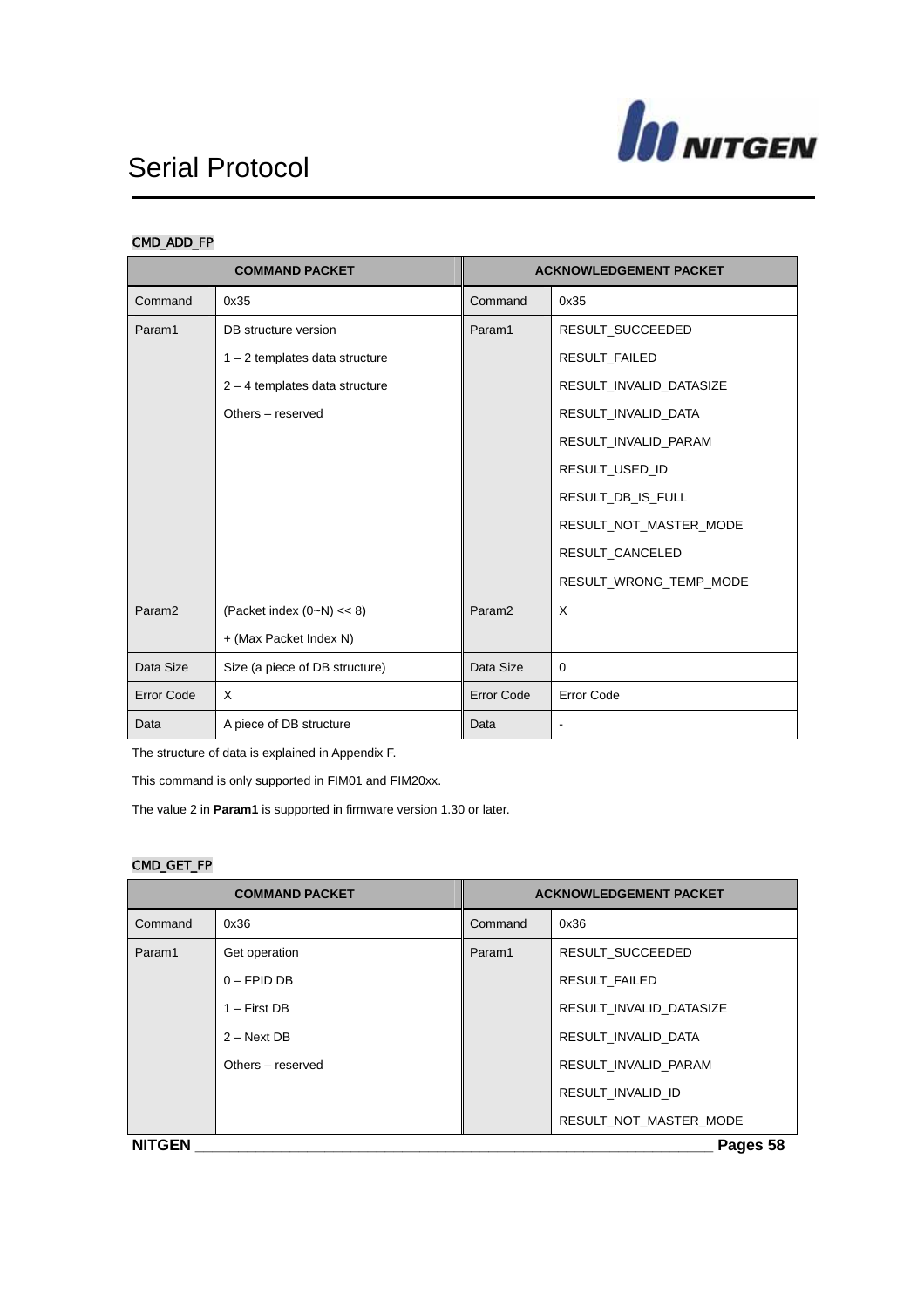#### CMD_ADD_FP

| COMMAND PACKET | | ACKNOWLEDGEMENT PACKET | |
|---|---|---|---|
| Command | 0x35 | Command | 0x35 |
| Param1 | DB structure version<br>1 – 2 templates data structure<br>2 – 4 templates data structure<br>Others – reserved | Param1 | RESULT_SUCCEEDED<br>RESULT_FAILED<br>RESULT_INVALID_DATASIZE<br>RESULT_INVALID_DATA<br>RESULT_INVALID_PARAM<br>RESULT_USED_ID<br>RESULT_DB_IS_FULL<br>RESULT_NOT_MASTER_MODE<br>RESULT_CANCELED<br>RESULT_WRONG_TEMP_MODE |
| Param2 | (Packet index (0~N) << 8)<br>+ (Max Packet Index N) | Param2 | X |
| Data Size | Size (a piece of DB structure) | Data Size | 0 |
| Error Code | X | Error Code | Error Code |
| Data | A piece of DB structure | Data | - |

The structure of data is explained in Appendix F.

This command is only supported in FIM01 and FIM20xx.

The value 2 in **Param1** is supported in firmware version 1.30 or later.

#### CMD_GET_FP

| COMMAND PACKET | | ACKNOWLEDGEMENT PACKET | |
|---|---|---|---|
| Command | 0x36 | Command | 0x36 |
| Param1 | Get operation<br>0 – FPID DB<br>1 – First DB<br>2 – Next DB<br>Others – reserved | Param1 | RESULT_SUCCEEDED<br>RESULT_FAILED<br>RESULT_INVALID_DATASIZE<br>RESULT_INVALID_DATA<br>RESULT_INVALID_PARAM<br>RESULT_INVALID_ID<br>RESULT_NOT_MASTER_MODE |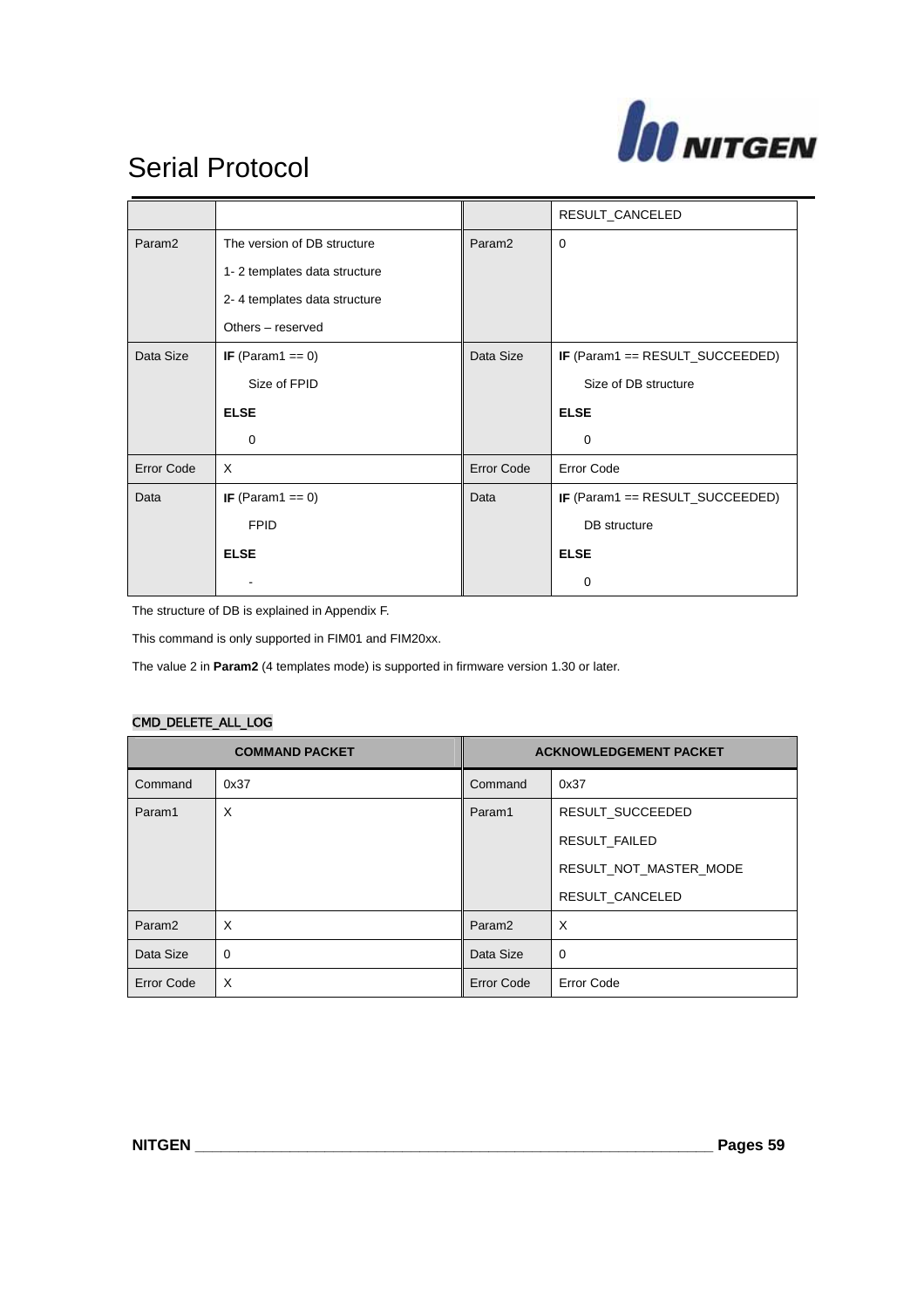|  |  |  | RESULT_CANCELED |
|---|---|---|---|
| Param2 | The version of DB structure<br>1- 2 templates data structure<br>2- 4 templates data structure<br>Others – reserved | Param2 | 0 |
| Data Size | **IF** (Param1 == 0)<br>Size of FPID<br>**ELSE**<br>0 | Data Size | **IF** (Param1 == RESULT_SUCCEEDED)<br>Size of DB structure<br>**ELSE**<br>0 |
| Error Code | X | Error Code | Error Code |
| Data | **IF** (Param1 == 0)<br>FPID<br>**ELSE**<br>- | Data | **IF** (Param1 == RESULT_SUCCEEDED)<br>DB structure<br>**ELSE**<br>0 |

The structure of DB is explained in Appendix F.

This command is only supported in FIM01 and FIM20xx.

The value 2 in **Param2** (4 templates mode) is supported in firmware version 1.30 or later.

### CMD_DELETE_ALL_LOG

| COMMAND PACKET | | ACKNOWLEDGEMENT PACKET | |
|---|---|---|---|
| Command | 0x37 | Command | 0x37 |
| Param1 | X | Param1 | RESULT_SUCCEEDED<br>RESULT_FAILED<br>RESULT_NOT_MASTER_MODE<br>RESULT_CANCELED |
| Param2 | X | Param2 | X |
| Data Size | 0 | Data Size | 0 |
| Error Code | X | Error Code | Error Code |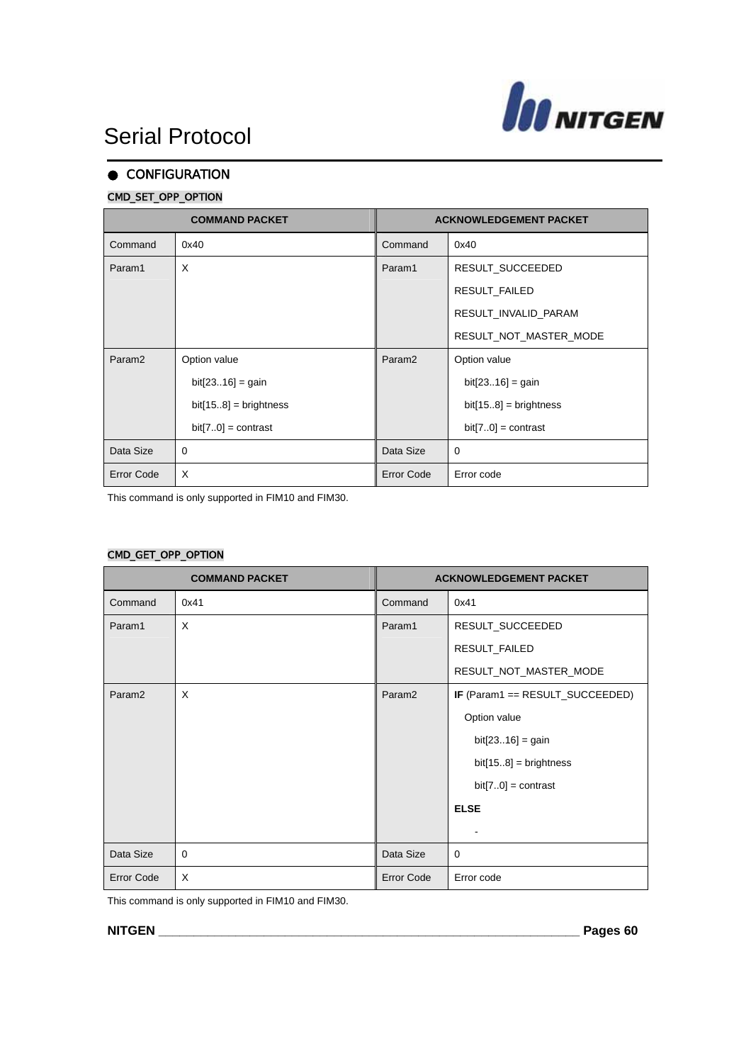## ● CONFIGURATION

### CMD_SET_OPP_OPTION

| COMMAND PACKET | | ACKNOWLEDGEMENT PACKET | |
|---|---|---|---|
| Command | 0x40 | Command | 0x40 |
| Param1 | X | Param1 | RESULT_SUCCEEDED<br>RESULT_FAILED<br>RESULT_INVALID_PARAM<br>RESULT_NOT_MASTER_MODE |
| Param2 | Option value<br>bit[23..16] = gain<br>bit[15..8] = brightness<br>bit[7..0] = contrast | Param2 | Option value<br>bit[23..16] = gain<br>bit[15..8] = brightness<br>bit[7..0] = contrast |
| Data Size | 0 | Data Size | 0 |
| Error Code | X | Error Code | Error code |

This command is only supported in FIM10 and FIM30.

### CMD_GET_OPP_OPTION

| COMMAND PACKET | | ACKNOWLEDGEMENT PACKET | |
|---|---|---|---|
| Command | 0x41 | Command | 0x41 |
| Param1 | X | Param1 | RESULT_SUCCEEDED<br>RESULT_FAILED<br>RESULT_NOT_MASTER_MODE |
| Param2 | X | Param2 | **IF** (Param1 == RESULT_SUCCEEDED)<br>Option value<br>bit[23..16] = gain<br>bit[15..8] = brightness<br>bit[7..0] = contrast<br>**ELSE**<br>- |
| Data Size | 0 | Data Size | 0 |
| Error Code | X | Error Code | Error code |

This command is only supported in FIM10 and FIM30.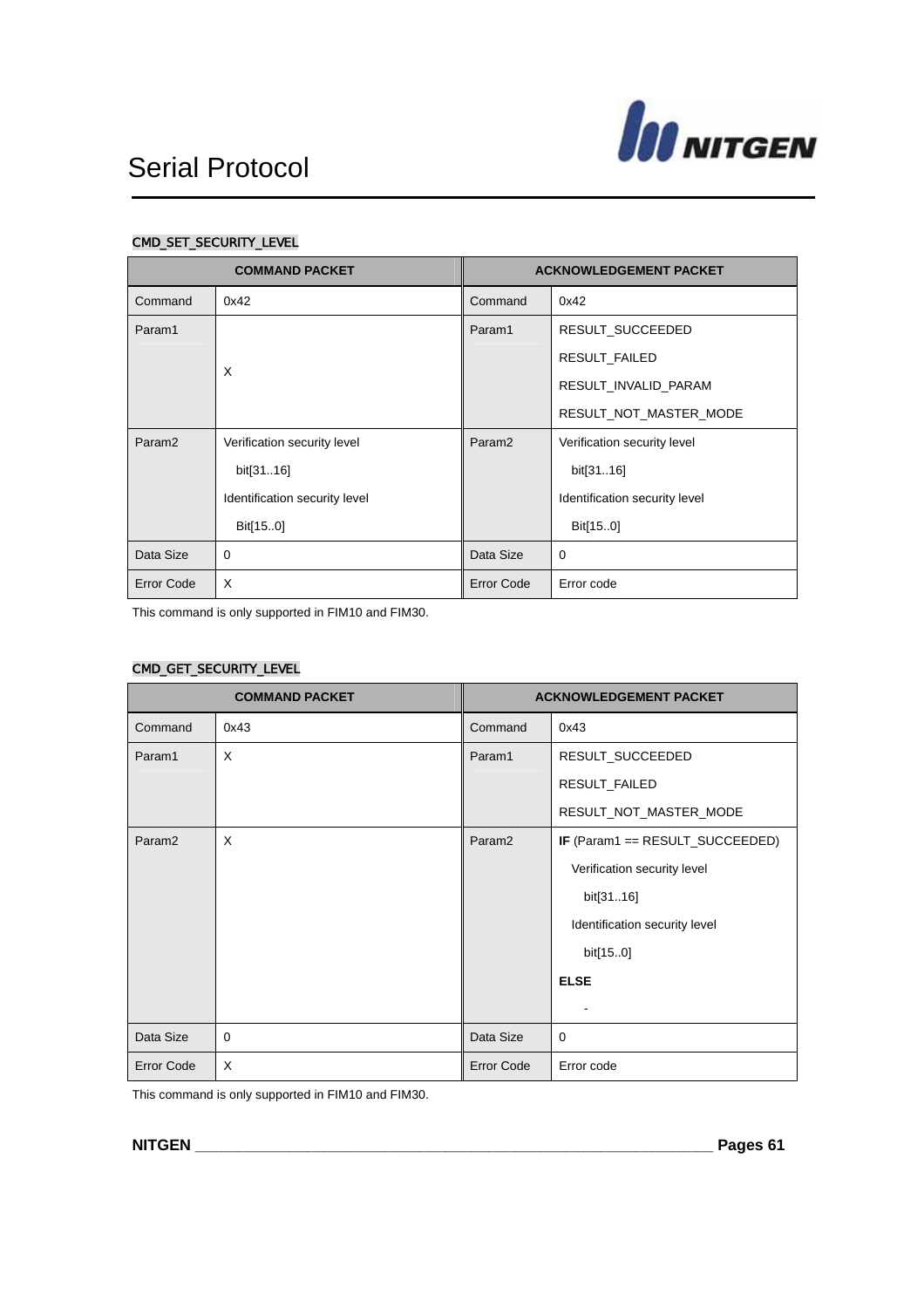#### CMD_SET_SECURITY_LEVEL

| COMMAND PACKET | | ACKNOWLEDGEMENT PACKET | |
|---|---|---|---|
| Command | 0x42 | Command | 0x42 |
| Param1 | X | Param1 | RESULT_SUCCEEDED<br>RESULT_FAILED<br>RESULT_INVALID_PARAM<br>RESULT_NOT_MASTER_MODE |
| Param2 | Verification security level<br>bit[31..16]<br>Identification security level<br>Bit[15..0] | Param2 | Verification security level<br>bit[31..16]<br>Identification security level<br>Bit[15..0] |
| Data Size | 0 | Data Size | 0 |
| Error Code | X | Error Code | Error code |

This command is only supported in FIM10 and FIM30.

#### CMD_GET_SECURITY_LEVEL

| COMMAND PACKET | | ACKNOWLEDGEMENT PACKET | |
|---|---|---|---|
| Command | 0x43 | Command | 0x43 |
| Param1 | X | Param1 | RESULT_SUCCEEDED<br>RESULT_FAILED<br>RESULT_NOT_MASTER_MODE |
| Param2 | X | Param2 | **IF** (Param1 == RESULT_SUCCEEDED)<br>Verification security level<br>bit[31..16]<br>Identification security level<br>bit[15..0]<br>**ELSE**<br>- |
| Data Size | 0 | Data Size | 0 |
| Error Code | X | Error Code | Error code |

This command is only supported in FIM10 and FIM30.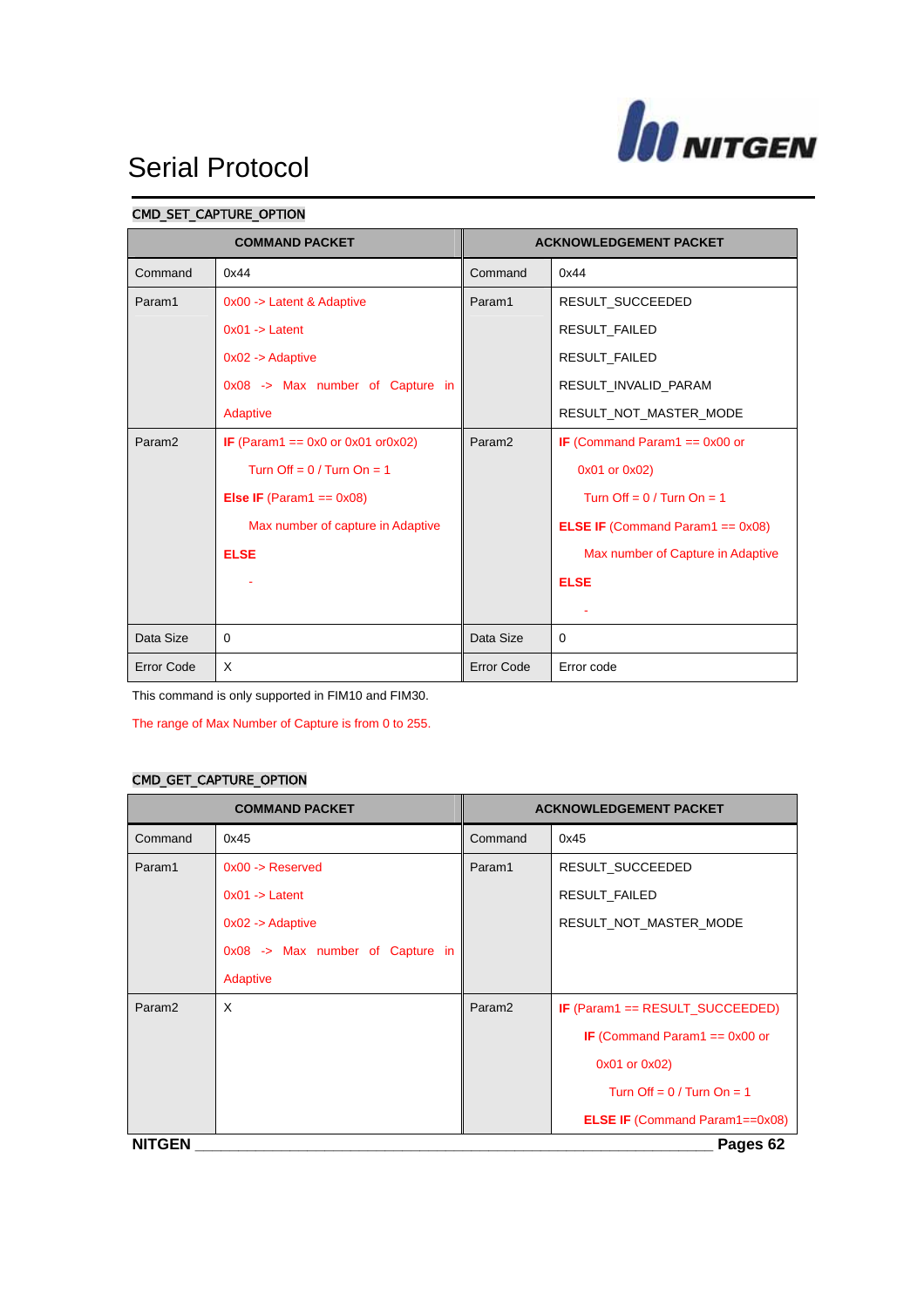# Serial Protocol

### CMD_SET_CAPTURE_OPTION

| COMMAND PACKET | | ACKNOWLEDGEMENT PACKET | |
|---|---|---|---|
| Command | 0x44 | Command | 0x44 |
| Param1 | 0x00 -> Latent & Adaptive<br>0x01 -> Latent<br>0x02 -> Adaptive<br>0x08 -> Max number of Capture in Adaptive | Param1 | RESULT_SUCCEEDED<br>RESULT_FAILED<br>RESULT_FAILED<br>RESULT_INVALID_PARAM<br>RESULT_NOT_MASTER_MODE |
| Param2 | **IF** (Param1 == 0x0 or 0x01 or0x02)<br>Turn Off = 0 / Turn On = 1<br>**Else IF** (Param1 == 0x08)<br>Max number of capture in Adaptive<br>**ELSE**<br>- | Param2 | **IF** (Command Param1 == 0x00 or 0x01 or 0x02)<br>Turn Off = 0 / Turn On = 1<br>**ELSE IF** (Command Param1 == 0x08)<br>Max number of Capture in Adaptive<br>**ELSE**<br>- |
| Data Size | 0 | Data Size | 0 |
| Error Code | X | Error Code | Error code |

This command is only supported in FIM10 and FIM30.

The range of Max Number of Capture is from 0 to 255.

### CMD_GET_CAPTURE_OPTION

| COMMAND PACKET | | ACKNOWLEDGEMENT PACKET | |
|---|---|---|---|
| Command | 0x45 | Command | 0x45 |
| Param1 | 0x00 -> Reserved<br>0x01 -> Latent<br>0x02 -> Adaptive<br>0x08 -> Max number of Capture in Adaptive | Param1 | RESULT_SUCCEEDED<br>RESULT_FAILED<br>RESULT_NOT_MASTER_MODE |
| Param2 | X | Param2 | **IF** (Param1 == RESULT_SUCCEEDED)<br>**IF** (Command Param1 == 0x00 or 0x01 or 0x02)<br>Turn Off = 0 / Turn On = 1<br>**ELSE IF** (Command Param1==0x08) |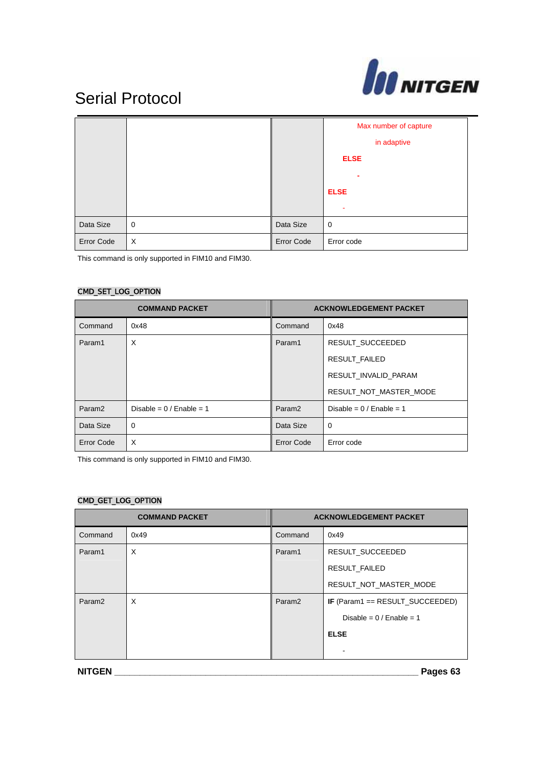| | | | |
|---|---|---|---|
| | | | Max number of capture in adaptive<br>**ELSE**<br>-<br>**ELSE**<br>- |
| Data Size | 0 | Data Size | 0 |
| Error Code | X | Error Code | Error code |

This command is only supported in FIM10 and FIM30.

### CMD_SET_LOG_OPTION

| COMMAND PACKET | | ACKNOWLEDGEMENT PACKET | |
|---|---|---|---|
| Command | 0x48 | Command | 0x48 |
| Param1 | X | Param1 | RESULT_SUCCEEDED<br>RESULT_FAILED<br>RESULT_INVALID_PARAM<br>RESULT_NOT_MASTER_MODE |
| Param2 | Disable = 0 / Enable = 1 | Param2 | Disable = 0 / Enable = 1 |
| Data Size | 0 | Data Size | 0 |
| Error Code | X | Error Code | Error code |

This command is only supported in FIM10 and FIM30.

### CMD_GET_LOG_OPTION

| COMMAND PACKET | | ACKNOWLEDGEMENT PACKET | |
|---|---|---|---|
| Command | 0x49 | Command | 0x49 |
| Param1 | X | Param1 | RESULT_SUCCEEDED<br>RESULT_FAILED<br>RESULT_NOT_MASTER_MODE |
| Param2 | X | Param2 | **IF** (Param1 == RESULT_SUCCEEDED)<br>Disable = 0 / Enable = 1<br>**ELSE**<br>- |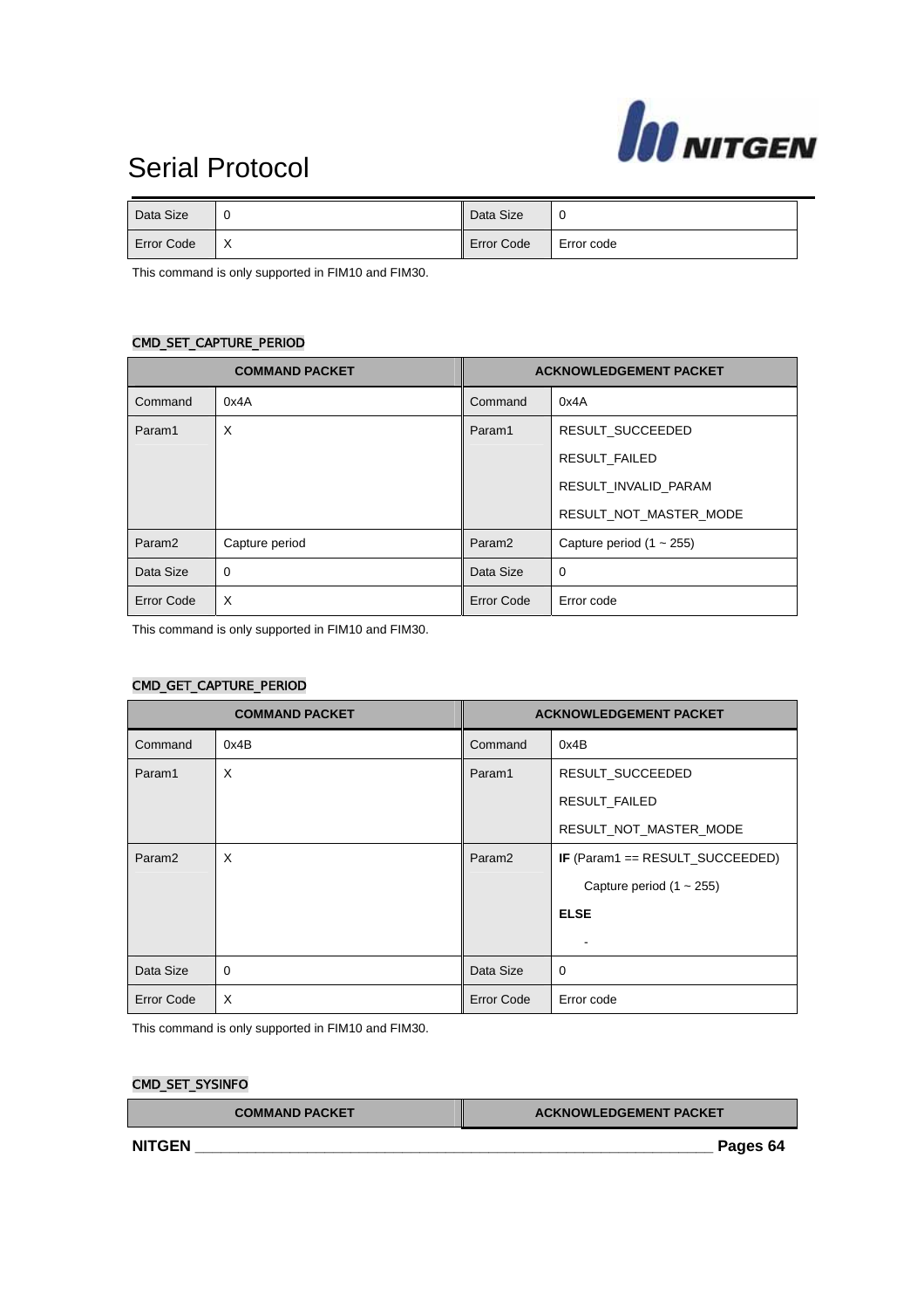| Data Size | 0 | Data Size | 0 |
|---|---|---|---|
| Error Code | X | Error Code | Error code |

This command is only supported in FIM10 and FIM30.

### CMD_SET_CAPTURE_PERIOD

| COMMAND PACKET | | ACKNOWLEDGEMENT PACKET | |
|---|---|---|---|
| Command | 0x4A | Command | 0x4A |
| Param1 | X | Param1 | RESULT_SUCCEEDED<br>RESULT_FAILED<br>RESULT_INVALID_PARAM<br>RESULT_NOT_MASTER_MODE |
| Param2 | Capture period | Param2 | Capture period (1 ~ 255) |
| Data Size | 0 | Data Size | 0 |
| Error Code | X | Error Code | Error code |

This command is only supported in FIM10 and FIM30.

### CMD_GET_CAPTURE_PERIOD

| COMMAND PACKET | | ACKNOWLEDGEMENT PACKET | |
|---|---|---|---|
| Command | 0x4B | Command | 0x4B |
| Param1 | X | Param1 | RESULT_SUCCEEDED<br>RESULT_FAILED<br>RESULT_NOT_MASTER_MODE |
| Param2 | X | Param2 | **IF** (Param1 == RESULT_SUCCEEDED)<br>Capture period (1 ~ 255)<br>**ELSE**<br>- |
| Data Size | 0 | Data Size | 0 |
| Error Code | X | Error Code | Error code |

This command is only supported in FIM10 and FIM30.

### CMD_SET_SYSINFO

| COMMAND PACKET | ACKNOWLEDGEMENT PACKET |
|---|---|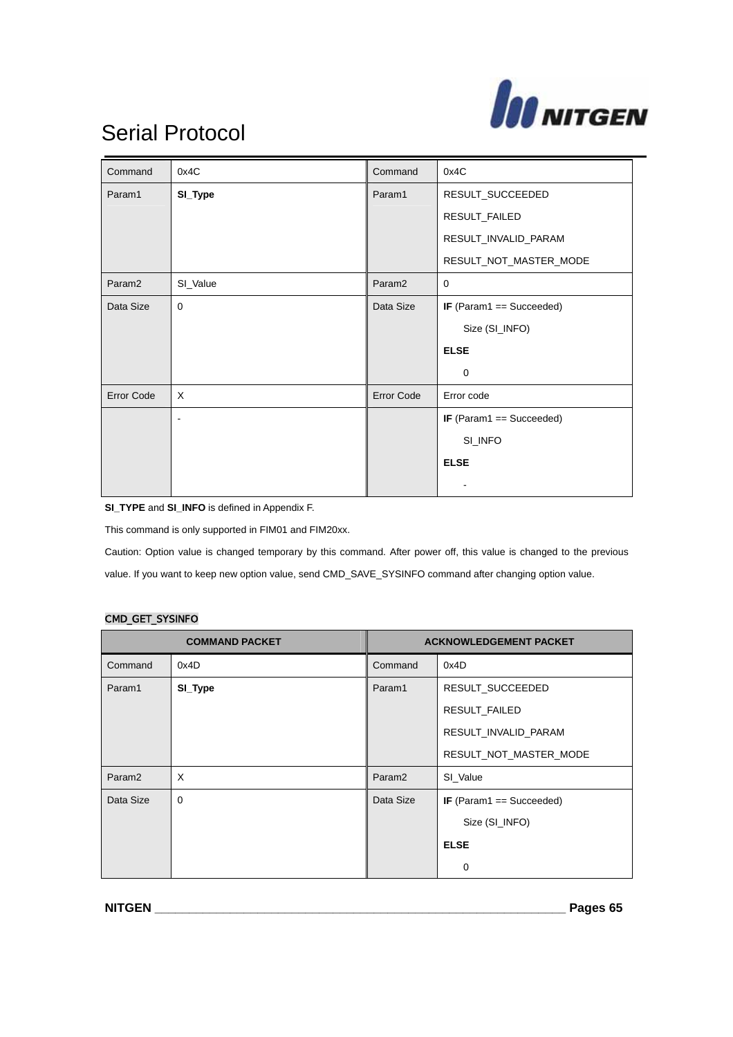| Command | 0x4C | Command | 0x4C |
|---|---|---|---|
| Param1 | **SI_Type** | Param1 | RESULT_SUCCEEDED<br>RESULT_FAILED<br>RESULT_INVALID_PARAM<br>RESULT_NOT_MASTER_MODE |
| Param2 | SI_Value | Param2 | 0 |
| Data Size | 0 | Data Size | **IF** (Param1 == Succeeded)<br>Size (SI_INFO)<br>**ELSE**<br>0 |
| Error Code | X | Error Code | Error code |
| | - | | **IF** (Param1 == Succeeded)<br>SI_INFO<br>**ELSE**<br>- |

**SI_TYPE** and **SI_INFO** is defined in Appendix F.

This command is only supported in FIM01 and FIM20xx.

Caution: Option value is changed temporary by this command. After power off, this value is changed to the previous value. If you want to keep new option value, send CMD_SAVE_SYSINFO command after changing option value.

### CMD_GET_SYSINFO

| COMMAND PACKET | | ACKNOWLEDGEMENT PACKET | |
|---|---|---|---|
| Command | 0x4D | Command | 0x4D |
| Param1 | **SI_Type** | Param1 | RESULT_SUCCEEDED<br>RESULT_FAILED<br>RESULT_INVALID_PARAM<br>RESULT_NOT_MASTER_MODE |
| Param2 | X | Param2 | SI_Value |
| Data Size | 0 | Data Size | **IF** (Param1 == Succeeded)<br>Size (SI_INFO)<br>**ELSE**<br>0 |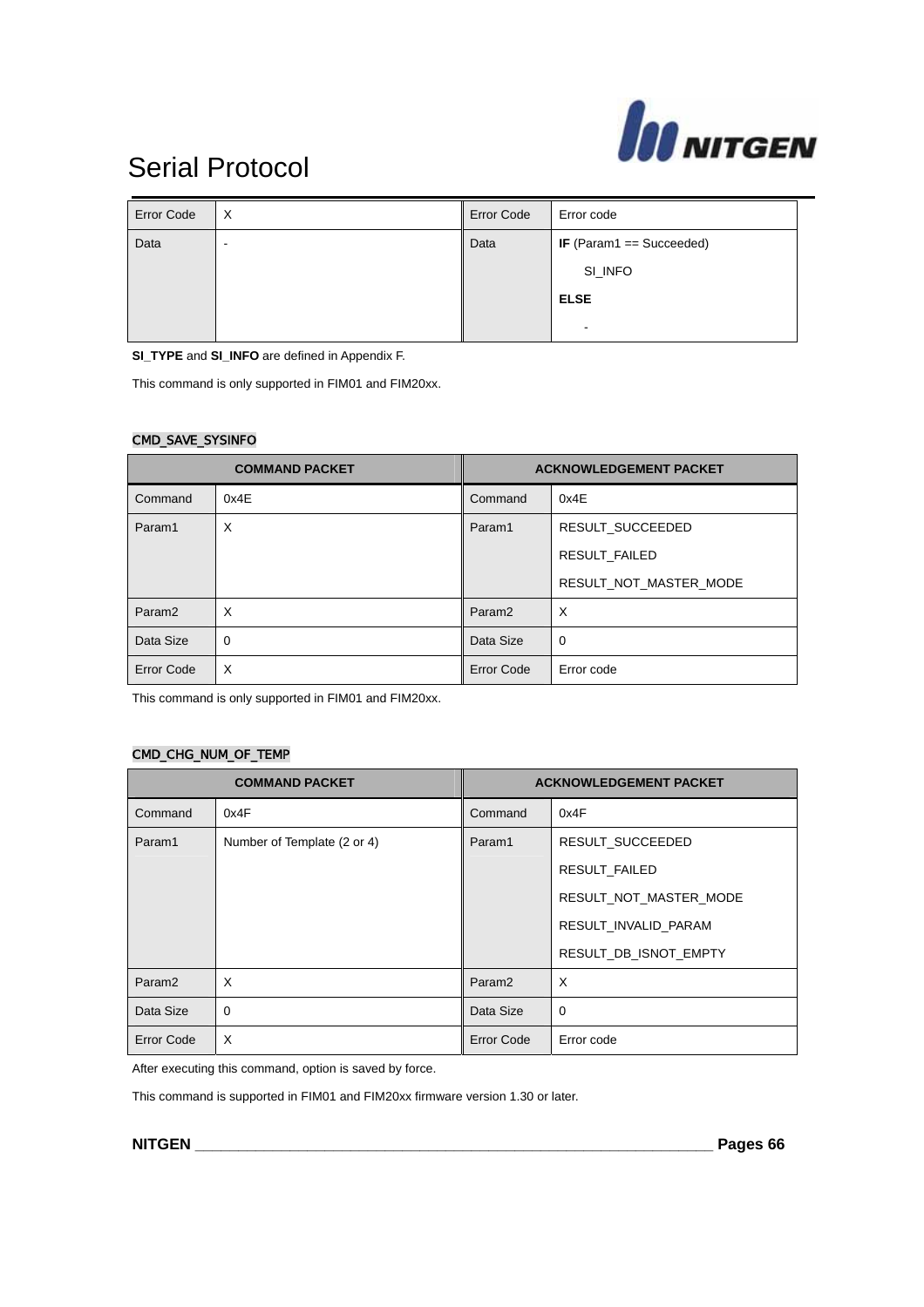| Error Code | X | Error Code | Error code |
|---|---|---|---|
| Data | - | Data | **IF** (Param1 == Succeeded)<br>SI_INFO<br>**ELSE**<br>- |

**SI_TYPE** and **SI_INFO** are defined in Appendix F.

This command is only supported in FIM01 and FIM20xx.

### CMD_SAVE_SYSINFO

| COMMAND PACKET | | ACKNOWLEDGEMENT PACKET | |
|---|---|---|---|
| Command | 0x4E | Command | 0x4E |
| Param1 | X | Param1 | RESULT_SUCCEEDED<br>RESULT_FAILED<br>RESULT_NOT_MASTER_MODE |
| Param2 | X | Param2 | X |
| Data Size | 0 | Data Size | 0 |
| Error Code | X | Error Code | Error code |

This command is only supported in FIM01 and FIM20xx.

### CMD_CHG_NUM_OF_TEMP

| COMMAND PACKET | | ACKNOWLEDGEMENT PACKET | |
|---|---|---|---|
| Command | 0x4F | Command | 0x4F |
| Param1 | Number of Template (2 or 4) | Param1 | RESULT_SUCCEEDED<br>RESULT_FAILED<br>RESULT_NOT_MASTER_MODE<br>RESULT_INVALID_PARAM<br>RESULT_DB_ISNOT_EMPTY |
| Param2 | X | Param2 | X |
| Data Size | 0 | Data Size | 0 |
| Error Code | X | Error Code | Error code |

After executing this command, option is saved by force.

This command is supported in FIM01 and FIM20xx firmware version 1.30 or later.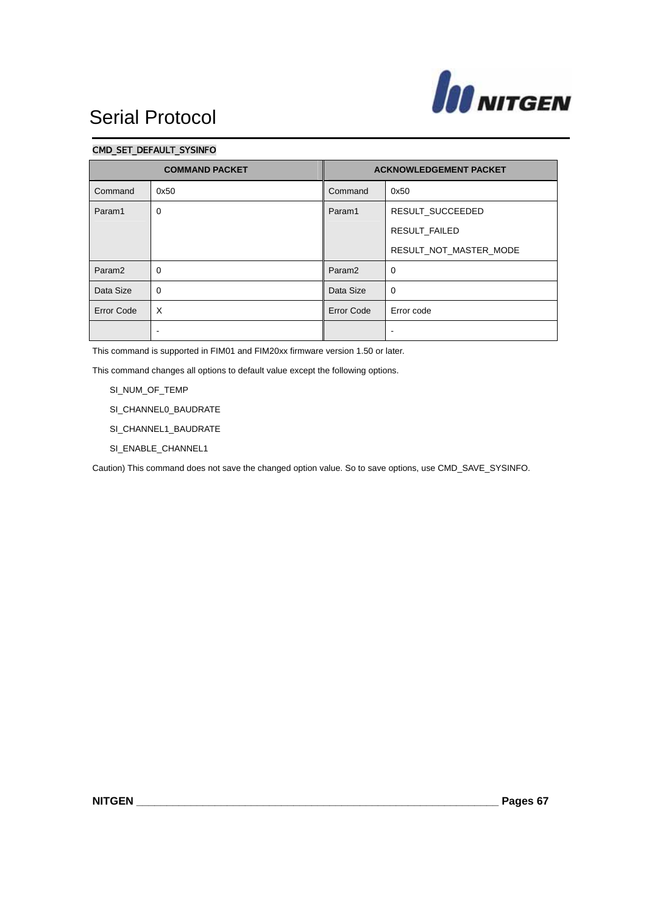### CMD_SET_DEFAULT_SYSINFO

| COMMAND PACKET | | ACKNOWLEDGEMENT PACKET | |
|---|---|---|---|
| Command | 0x50 | Command | 0x50 |
| Param1 | 0 | Param1 | RESULT_SUCCEEDED<br>RESULT_FAILED<br>RESULT_NOT_MASTER_MODE |
| Param2 | 0 | Param2 | 0 |
| Data Size | 0 | Data Size | 0 |
| Error Code | X | Error Code | Error code |
| | - | | - |

This command is supported in FIM01 and FIM20xx firmware version 1.50 or later.

This command changes all options to default value except the following options.

SI_NUM_OF_TEMP

SI_CHANNEL0_BAUDRATE

SI_CHANNEL1_BAUDRATE

SI_ENABLE_CHANNEL1

Caution) This command does not save the changed option value. So to save options, use CMD_SAVE_SYSINFO.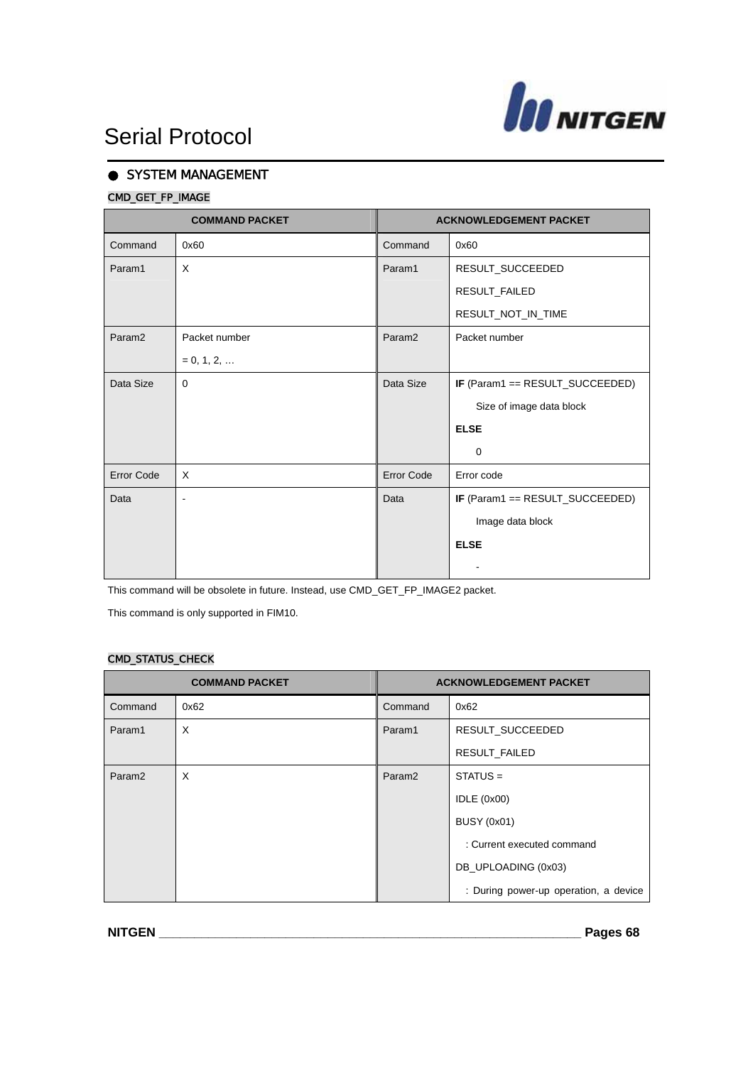# Serial Protocol

## ● SYSTEM MANAGEMENT

### CMD_GET_FP_IMAGE

| COMMAND PACKET | | ACKNOWLEDGEMENT PACKET | |
|---|---|---|---|
| Command | 0x60 | Command | 0x60 |
| Param1 | X | Param1 | RESULT_SUCCEEDED<br>RESULT_FAILED<br>RESULT_NOT_IN_TIME |
| Param2 | Packet number<br>= 0, 1, 2, … | Param2 | Packet number |
| Data Size | 0 | Data Size | **IF** (Param1 == RESULT_SUCCEEDED)<br>Size of image data block<br>**ELSE**<br>0 |
| Error Code | X | Error Code | Error code |
| Data | - | Data | **IF** (Param1 == RESULT_SUCCEEDED)<br>Image data block<br>**ELSE**<br>- |

This command will be obsolete in future. Instead, use CMD_GET_FP_IMAGE2 packet.

This command is only supported in FIM10.

### CMD_STATUS_CHECK

| COMMAND PACKET | | ACKNOWLEDGEMENT PACKET | |
|---|---|---|---|
| Command | 0x62 | Command | 0x62 |
| Param1 | X | Param1 | RESULT_SUCCEEDED<br>RESULT_FAILED |
| Param2 | X | Param2 | STATUS =<br>IDLE (0x00)<br>BUSY (0x01)<br>: Current executed command<br>DB_UPLOADING (0x03)<br>: During power-up operation, a device |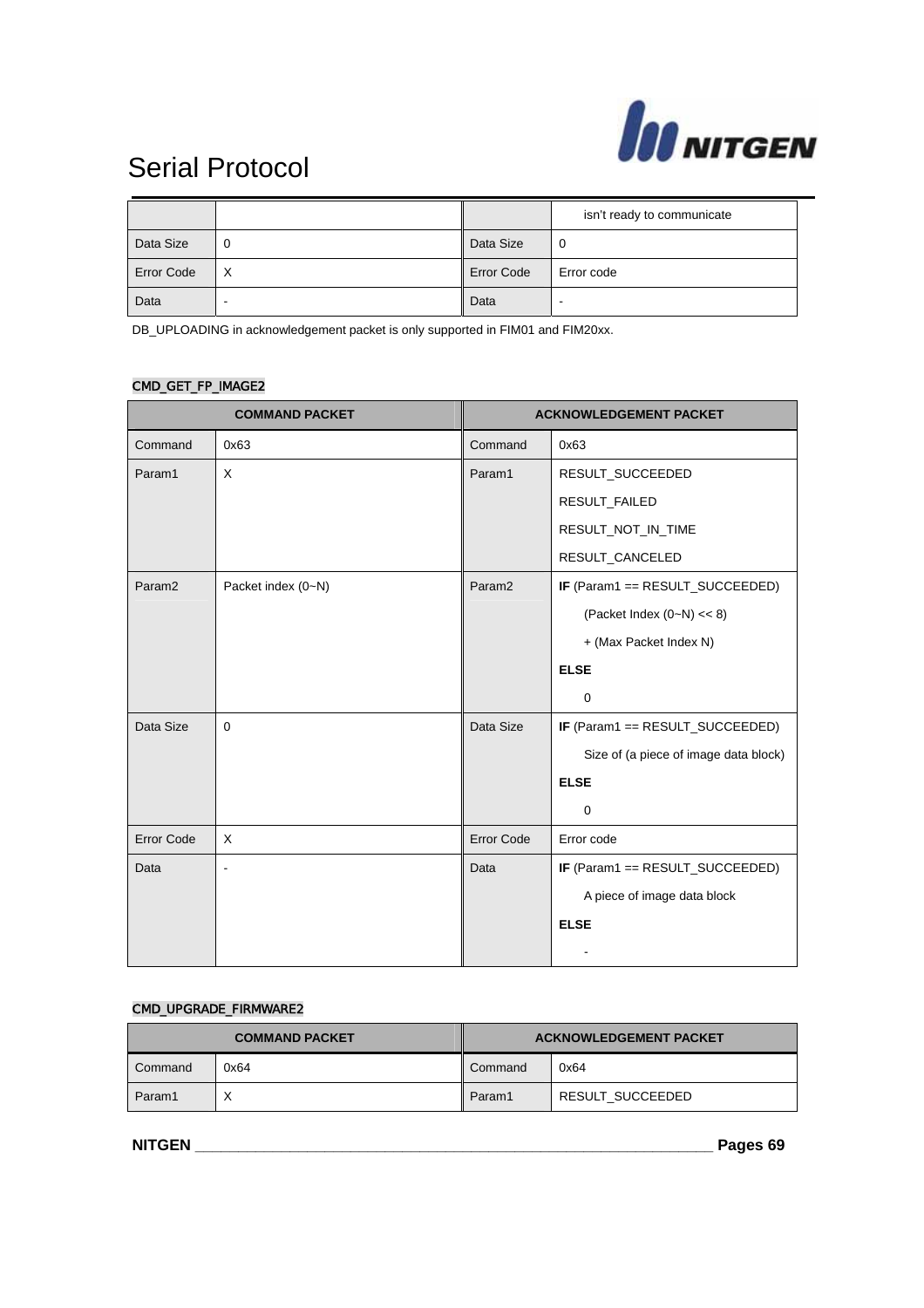| | | | isn't ready to communicate |
|---|---|---|---|
| Data Size | 0 | Data Size | 0 |
| Error Code | X | Error Code | Error code |
| Data | - | Data | - |

DB_UPLOADING in acknowledgement packet is only supported in FIM01 and FIM20xx.

### CMD_GET_FP_IMAGE2

| COMMAND PACKET | | ACKNOWLEDGEMENT PACKET | |
|---|---|---|---|
| Command | 0x63 | Command | 0x63 |
| Param1 | X | Param1 | RESULT_SUCCEEDED<br>RESULT_FAILED<br>RESULT_NOT_IN_TIME<br>RESULT_CANCELED |
| Param2 | Packet index (0~N) | Param2 | **IF** (Param1 == RESULT_SUCCEEDED)<br>(Packet Index (0~N) << 8)<br>+ (Max Packet Index N)<br>**ELSE**<br>0 |
| Data Size | 0 | Data Size | **IF** (Param1 == RESULT_SUCCEEDED)<br>Size of (a piece of image data block)<br>**ELSE**<br>0 |
| Error Code | X | Error Code | Error code |
| Data | - | Data | **IF** (Param1 == RESULT_SUCCEEDED)<br>A piece of image data block<br>**ELSE**<br>- |

### CMD_UPGRADE_FIRMWARE2

| COMMAND PACKET | | ACKNOWLEDGEMENT PACKET | |
|---|---|---|---|
| Command | 0x64 | Command | 0x64 |
| Param1 | X | Param1 | RESULT_SUCCEEDED |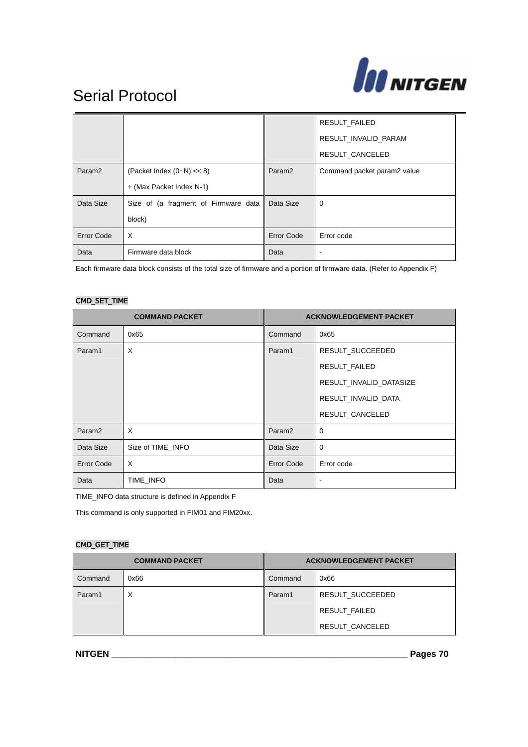| | | | |
|---|---|---|---|
| | | | RESULT_FAILED<br>RESULT_INVALID_PARAM<br>RESULT_CANCELED |
| Param2 | (Packet Index (0~N) << 8)<br>+ (Max Packet Index N-1) | Param2 | Command packet param2 value |
| Data Size | Size of (a fragment of Firmware data block) | Data Size | 0 |
| Error Code | X | Error Code | Error code |
| Data | Firmware data block | Data | - |

Each firmware data block consists of the total size of firmware and a portion of firmware data. (Refer to Appendix F)

### CMD_SET_TIME

| COMMAND PACKET | | ACKNOWLEDGEMENT PACKET | |
|---|---|---|---|
| Command | 0x65 | Command | 0x65 |
| Param1 | X | Param1 | RESULT_SUCCEEDED<br>RESULT_FAILED<br>RESULT_INVALID_DATASIZE<br>RESULT_INVALID_DATA<br>RESULT_CANCELED |
| Param2 | X | Param2 | 0 |
| Data Size | Size of TIME_INFO | Data Size | 0 |
| Error Code | X | Error Code | Error code |
| Data | TIME_INFO | Data | - |

TIME_INFO data structure is defined in Appendix F

This command is only supported in FIM01 and FIM20xx.

### CMD_GET_TIME

| COMMAND PACKET | | ACKNOWLEDGEMENT PACKET | |
|---|---|---|---|
| Command | 0x66 | Command | 0x66 |
| Param1 | X | Param1 | RESULT_SUCCEEDED<br>RESULT_FAILED<br>RESULT_CANCELED |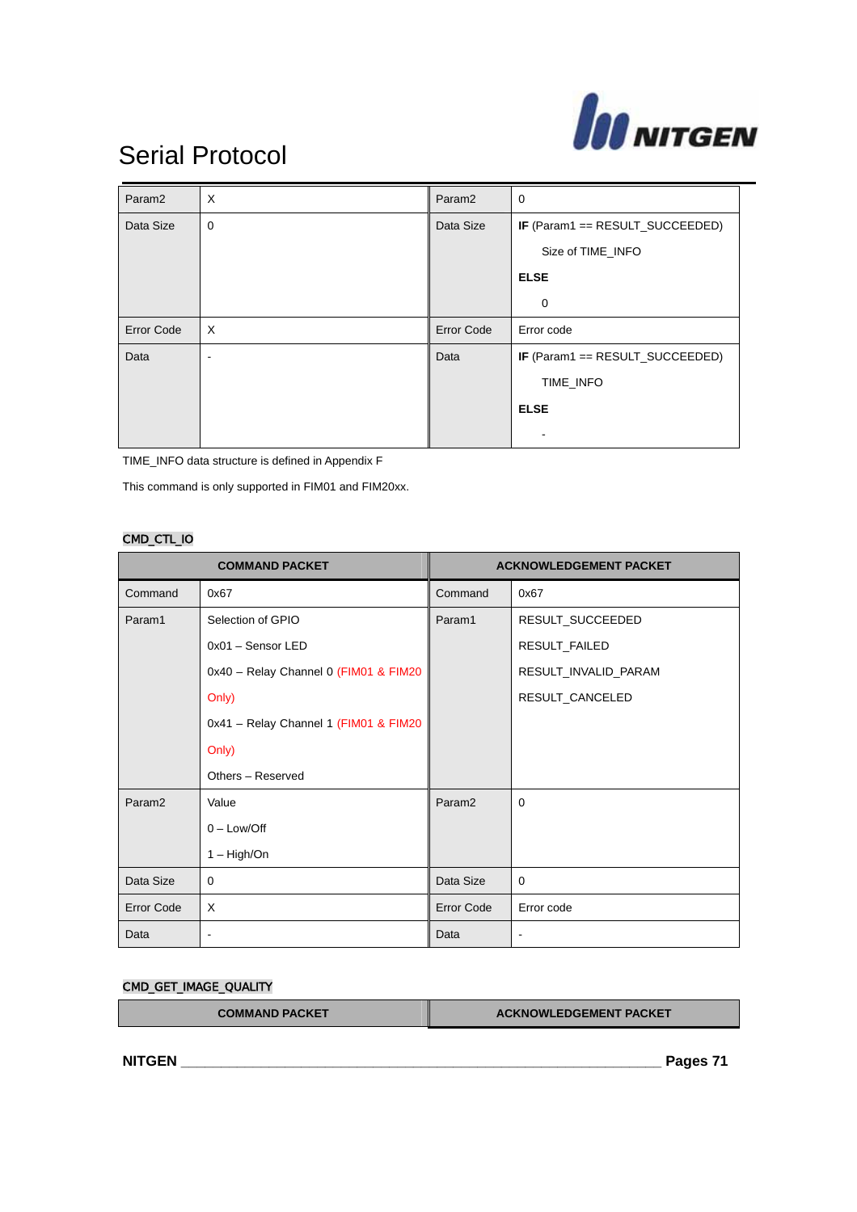# Serial Protocol

| | | | |
|---|---|---|---|
| Param2 | X | Param2 | 0 |
| Data Size | 0 | Data Size | **IF** (Param1 == RESULT_SUCCEEDED)<br>Size of TIME_INFO<br>**ELSE**<br>0 |
| Error Code | X | Error Code | Error code |
| Data | - | Data | **IF** (Param1 == RESULT_SUCCEEDED)<br>TIME_INFO<br>**ELSE**<br>- |

TIME_INFO data structure is defined in Appendix F

This command is only supported in FIM01 and FIM20xx.

### CMD_CTL_IO

| COMMAND PACKET | | ACKNOWLEDGEMENT PACKET | |
|---|---|---|---|
| Command | 0x67 | Command | 0x67 |
| Param1 | Selection of GPIO<br>0x01 – Sensor LED<br>0x40 – Relay Channel 0 (FIM01 & FIM20 Only)<br>0x41 – Relay Channel 1 (FIM01 & FIM20 Only)<br>Others – Reserved | Param1 | RESULT_SUCCEEDED<br>RESULT_FAILED<br>RESULT_INVALID_PARAM<br>RESULT_CANCELED |
| Param2 | Value<br>0 – Low/Off<br>1 – High/On | Param2 | 0 |
| Data Size | 0 | Data Size | 0 |
| Error Code | X | Error Code | Error code |
| Data | - | Data | - |

### CMD_GET_IMAGE_QUALITY

| COMMAND PACKET | ACKNOWLEDGEMENT PACKET |
|---|---|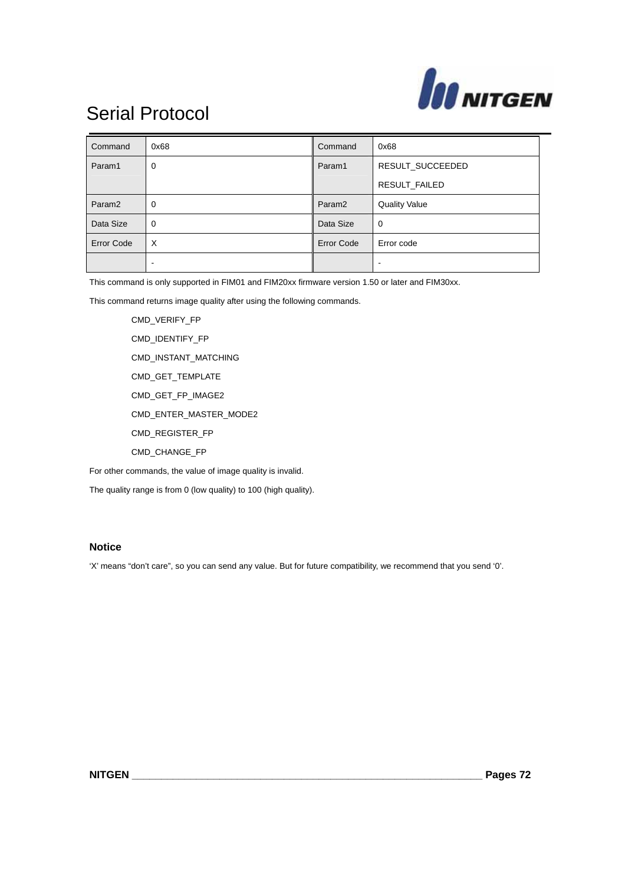| Command | 0x68 | Command | 0x68 |
|---|---|---|---|
| Param1 | 0 | Param1 | RESULT_SUCCEEDED<br>RESULT_FAILED |
| Param2 | 0 | Param2 | Quality Value |
| Data Size | 0 | Data Size | 0 |
| Error Code | X | Error Code | Error code |
| | - | | - |

This command is only supported in FIM01 and FIM20xx firmware version 1.50 or later and FIM30xx.

This command returns image quality after using the following commands.

- CMD_VERIFY_FP
- CMD_IDENTIFY_FP
- CMD_INSTANT_MATCHING
- CMD_GET_TEMPLATE
- CMD_GET_FP_IMAGE2
- CMD_ENTER_MASTER_MODE2
- CMD_REGISTER_FP
- CMD_CHANGE_FP

For other commands, the value of image quality is invalid.

The quality range is from 0 (low quality) to 100 (high quality).

**Notice**

'X' means "don't care", so you can send any value. But for future compatibility, we recommend that you send '0'.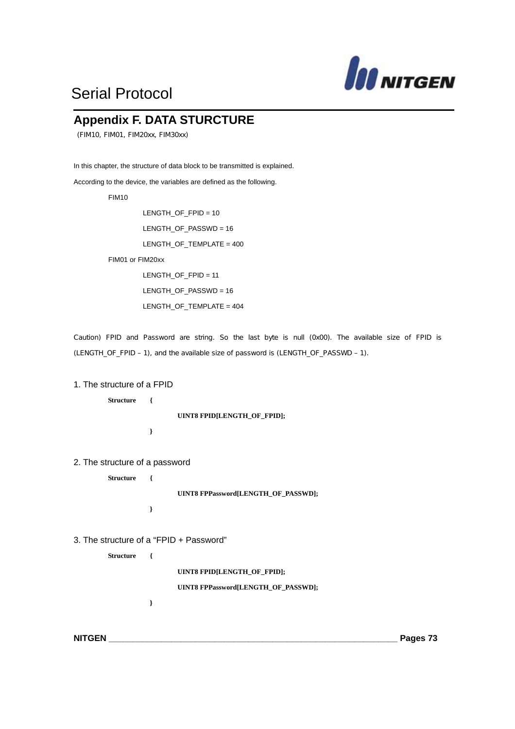# Appendix F. DATA STURCTURE

(FIM10, FIM01, FIM20xx, FIM30xx)

In this chapter, the structure of data block to be transmitted is explained.

According to the device, the variables are defined as the following.

FIM10

LENGTH_OF_FPID = 10

LENGTH_OF_PASSWD = 16

LENGTH_OF_TEMPLATE = 400

FIM01 or FIM20xx

LENGTH_OF_FPID = 11

LENGTH_OF_PASSWD = 16

LENGTH_OF_TEMPLATE = 404

Caution) FPID and Password are string. So the last byte is null (0x00). The available size of FPID is (LENGTH_OF_FPID – 1), and the available size of password is (LENGTH_OF_PASSWD – 1).

## 1. The structure of a FPID

```
Structure   {
                UINT8 FPID[LENGTH_OF_FPID];
            }
```

## 2. The structure of a password

```
Structure   {
                UINT8 FPPassword[LENGTH_OF_PASSWD];
            }
```

## 3. The structure of a "FPID + Password"

```
Structure   {
                UINT8 FPID[LENGTH_OF_FPID];
                UINT8 FPPassword[LENGTH_OF_PASSWD];
            }
```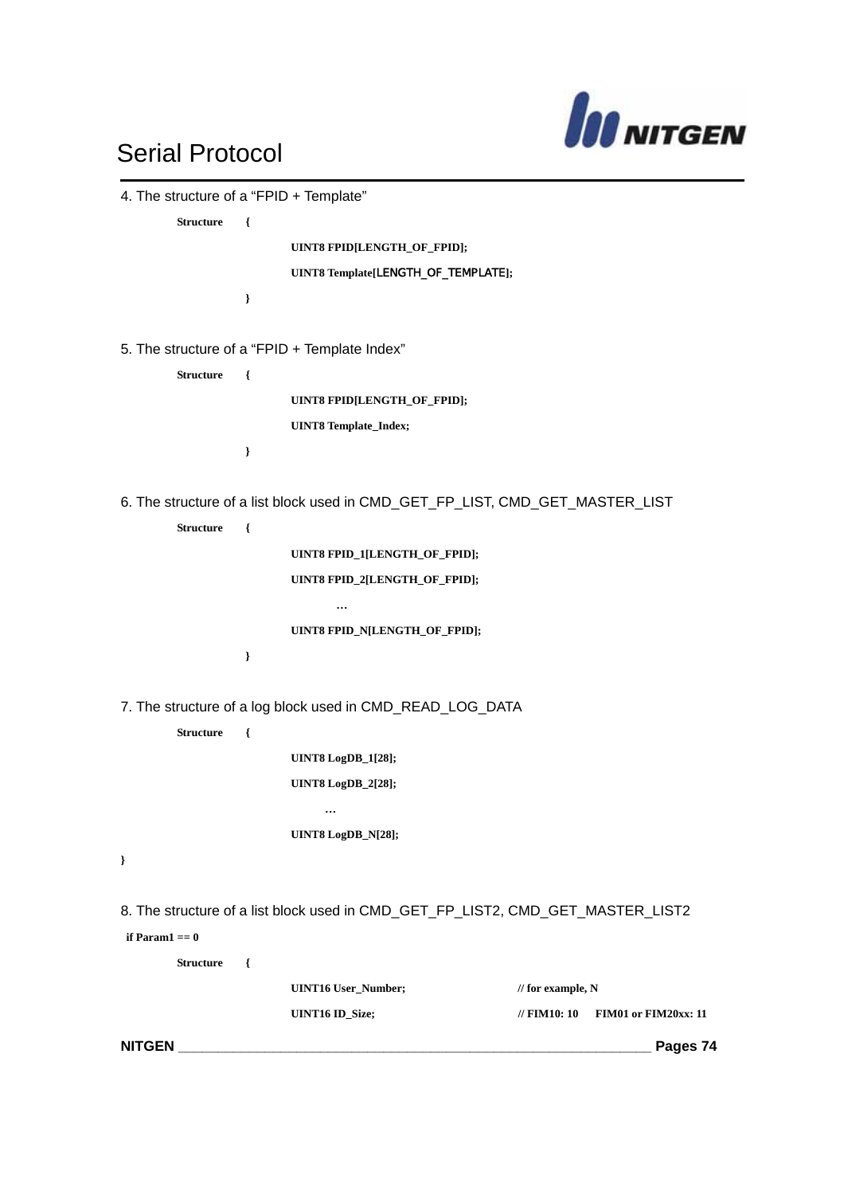4. The structure of a "FPID + Template"

```
Structure    {
                 UINT8 FPID[LENGTH_OF_FPID];
                 UINT8 Template[LENGTH_OF_TEMPLATE];
             }
```

5. The structure of a "FPID + Template Index"

```
Structure    {
                 UINT8 FPID[LENGTH_OF_FPID];
                 UINT8 Template_Index;
             }
```

6. The structure of a list block used in CMD_GET_FP_LIST, CMD_GET_MASTER_LIST

```
Structure    {
                 UINT8 FPID_1[LENGTH_OF_FPID];
                 UINT8 FPID_2[LENGTH_OF_FPID];
                       …
                 UINT8 FPID_N[LENGTH_OF_FPID];
             }
```

7. The structure of a log block used in CMD_READ_LOG_DATA

```
Structure    {
                 UINT8 LogDB_1[28];
                 UINT8 LogDB_2[28];
                       …
                 UINT8 LogDB_N[28];
}
```

8. The structure of a list block used in CMD_GET_FP_LIST2, CMD_GET_MASTER_LIST2

if Param1 == 0

```
Structure    {
                 UINT16 User_Number;          // for example, N
                 UINT16 ID_Size;              // FIM10: 10     FIM01 or FIM20xx: 11
```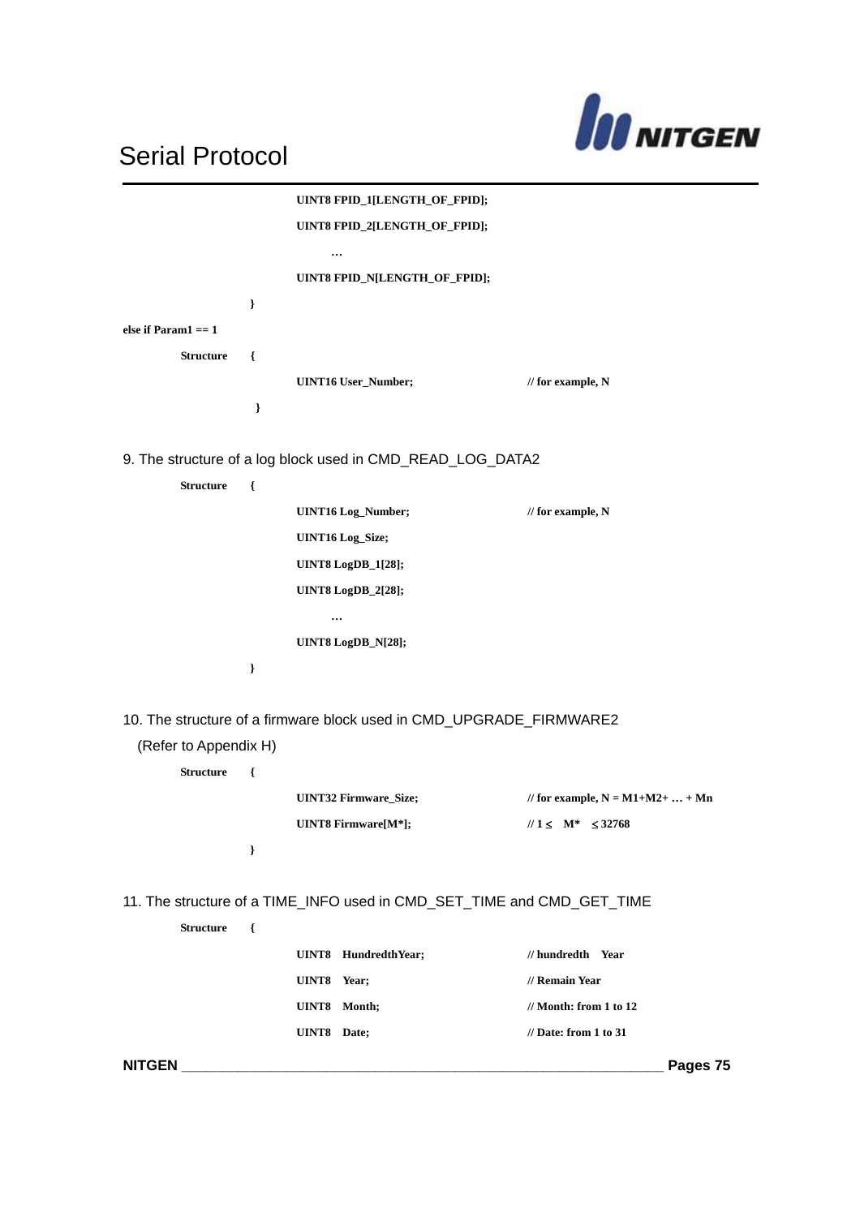```
                UINT8 FPID_1[LENGTH_OF_FPID];
                UINT8 FPID_2[LENGTH_OF_FPID];
                    …
                UINT8 FPID_N[LENGTH_OF_FPID];
            }
else if Param1 == 1
    Structure   {
                UINT16 User_Number;             // for example, N
                }
```

9. The structure of a log block used in CMD_READ_LOG_DATA2

```
    Structure   {
                UINT16 Log_Number;              // for example, N
                UINT16 Log_Size;
                UINT8 LogDB_1[28];
                UINT8 LogDB_2[28];
                    …
                UINT8 LogDB_N[28];
            }
```

10. The structure of a firmware block used in CMD_UPGRADE_FIRMWARE2
(Refer to Appendix H)

```
    Structure   {
                UINT32 Firmware_Size;           // for example, N = M1+M2+ … + Mn
                UINT8 Firmware[M*];             // 1 ≤   M*   ≤ 32768
            }
```

11. The structure of a TIME_INFO used in CMD_SET_TIME and CMD_GET_TIME

```
    Structure   {
                UINT8   HundredthYear;          // hundredth   Year
                UINT8   Year;                   // Remain Year
                UINT8   Month;                  // Month: from 1 to 12
                UINT8   Date;                   // Date: from 1 to 31
```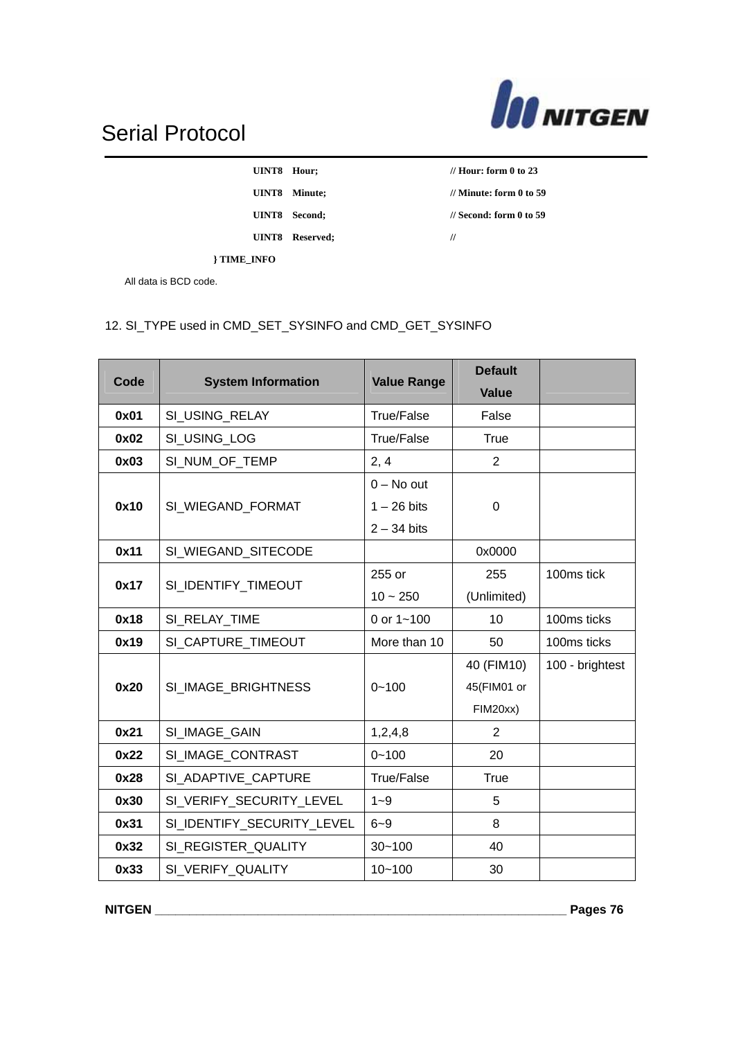```
        UINT8   Hour;                       // Hour: form 0 to 23
        UINT8   Minute;                     // Minute: form 0 to 59
        UINT8   Second;                     // Second: form 0 to 59
        UINT8   Reserved;                   //
    } TIME_INFO
```

All data is BCD code.

12. SI_TYPE used in CMD_SET_SYSINFO and CMD_GET_SYSINFO

| Code | System Information | Value Range | Default Value | |
|---|---|---|---|---|
| **0x01** | SI_USING_RELAY | True/False | False | |
| **0x02** | SI_USING_LOG | True/False | True | |
| **0x03** | SI_NUM_OF_TEMP | 2, 4 | 2 | |
| **0x10** | SI_WIEGAND_FORMAT | 0 – No out<br>1 – 26 bits<br>2 – 34 bits | 0 | |
| **0x11** | SI_WIEGAND_SITECODE | | 0x0000 | |
| **0x17** | SI_IDENTIFY_TIMEOUT | 255 or<br>10 ~ 250 | 255<br>(Unlimited) | 100ms tick |
| **0x18** | SI_RELAY_TIME | 0 or 1~100 | 10 | 100ms ticks |
| **0x19** | SI_CAPTURE_TIMEOUT | More than 10 | 50 | 100ms ticks |
| **0x20** | SI_IMAGE_BRIGHTNESS | 0~100 | 40 (FIM10)<br>45(FIM01 or FIM20xx) | 100 - brightest |
| **0x21** | SI_IMAGE_GAIN | 1,2,4,8 | 2 | |
| **0x22** | SI_IMAGE_CONTRAST | 0~100 | 20 | |
| **0x28** | SI_ADAPTIVE_CAPTURE | True/False | True | |
| **0x30** | SI_VERIFY_SECURITY_LEVEL | 1~9 | 5 | |
| **0x31** | SI_IDENTIFY_SECURITY_LEVEL | 6~9 | 8 | |
| **0x32** | SI_REGISTER_QUALITY | 30~100 | 40 | |
| **0x33** | SI_VERIFY_QUALITY | 10~100 | 30 | |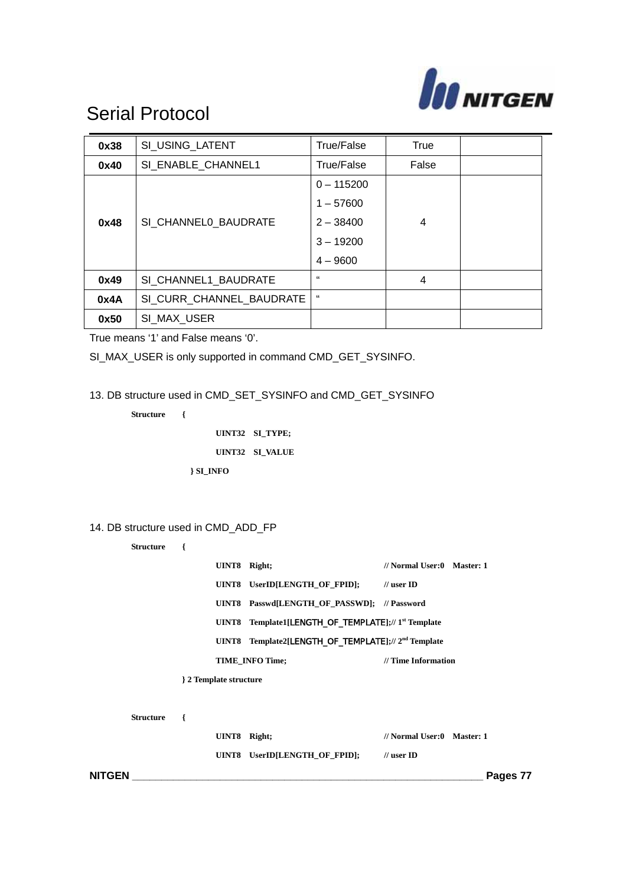| 0x38 | SI_USING_LATENT | True/False | True | |
|---|---|---|---|---|
| 0x40 | SI_ENABLE_CHANNEL1 | True/False | False | |
| 0x48 | SI_CHANNEL0_BAUDRATE | 0 – 115200<br>1 – 57600<br>2 – 38400<br>3 – 19200<br>4 – 9600 | 4 | |
| 0x49 | SI_CHANNEL1_BAUDRATE | " | 4 | |
| 0x4A | SI_CURR_CHANNEL_BAUDRATE | " | | |
| 0x50 | SI_MAX_USER | | | |

True means '1' and False means '0'.

SI_MAX_USER is only supported in command CMD_GET_SYSINFO.

13. DB structure used in CMD_SET_SYSINFO and CMD_GET_SYSINFO

```
Structure    {
                 UINT32   SI_TYPE;
                 UINT32   SI_VALUE
             } SI_INFO
```

14. DB structure used in CMD_ADD_FP

```
Structure    {
                 UINT8   Right;                                // Normal User:0   Master: 1
                 UINT8   UserID[LENGTH_OF_FPID];               // user ID
                 UINT8   Passwd[LENGTH_OF_PASSWD];             // Password
                 UINT8   Template1[LENGTH_OF_TEMPLATE];// 1st Template
                 UINT8   Template2[LENGTH_OF_TEMPLATE];// 2nd Template
                 TIME_INFO Time;                               // Time Information
             } 2 Template structure
```

```
Structure    {
                 UINT8   Right;                                // Normal User:0   Master: 1
                 UINT8   UserID[LENGTH_OF_FPID];               // user ID
```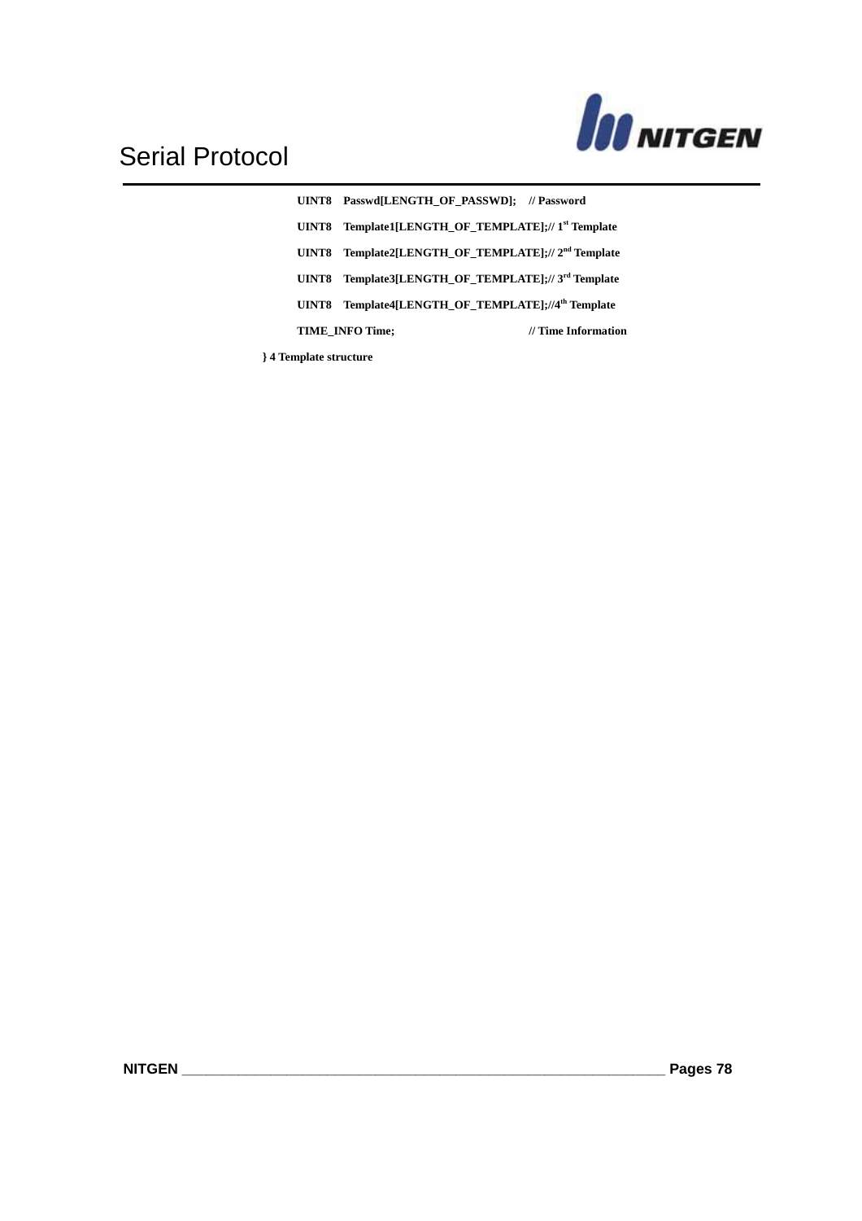```
    UINT8   Passwd[LENGTH_OF_PASSWD];    // Password
    UINT8   Template1[LENGTH_OF_TEMPLATE];// 1st Template
    UINT8   Template2[LENGTH_OF_TEMPLATE];// 2nd Template
    UINT8   Template3[LENGTH_OF_TEMPLATE];// 3rd Template
    UINT8   Template4[LENGTH_OF_TEMPLATE];//4th Template
    TIME_INFO Time;                      // Time Information
} 4 Template structure
```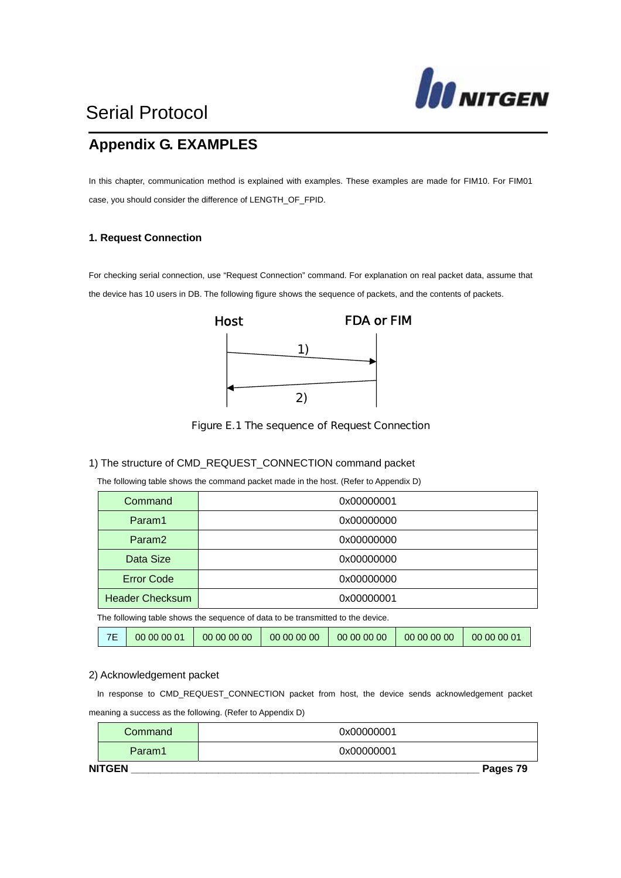## Appendix G. EXAMPLES

In this chapter, communication method is explained with examples. These examples are made for FIM10. For FIM01 case, you should consider the difference of LENGTH_OF_FPID.

### 1. Request Connection

For checking serial connection, use "Request Connection" command. For explanation on real packet data, assume that the device has 10 users in DB. The following figure shows the sequence of packets, and the contents of packets.

Host → FDA or FIM: 1)

FDA or FIM → Host: 2)

Figure E.1 The sequence of Request Connection

1) The structure of CMD_REQUEST_CONNECTION command packet

The following table shows the command packet made in the host. (Refer to Appendix D)

| Command | 0x00000001 |
|---|---|
| Param1 | 0x00000000 |
| Param2 | 0x00000000 |
| Data Size | 0x00000000 |
| Error Code | 0x00000000 |
| Header Checksum | 0x00000001 |

The following table shows the sequence of data to be transmitted to the device.

| 7E | 00 00 00 01 | 00 00 00 00 | 00 00 00 00 | 00 00 00 00 | 00 00 00 00 | 00 00 00 01 |
|---|---|---|---|---|---|---|

2) Acknowledgement packet

In response to CMD_REQUEST_CONNECTION packet from host, the device sends acknowledgement packet meaning a success as the following. (Refer to Appendix D)

| Command | 0x00000001 |
|---|---|
| Param1 | 0x00000001 |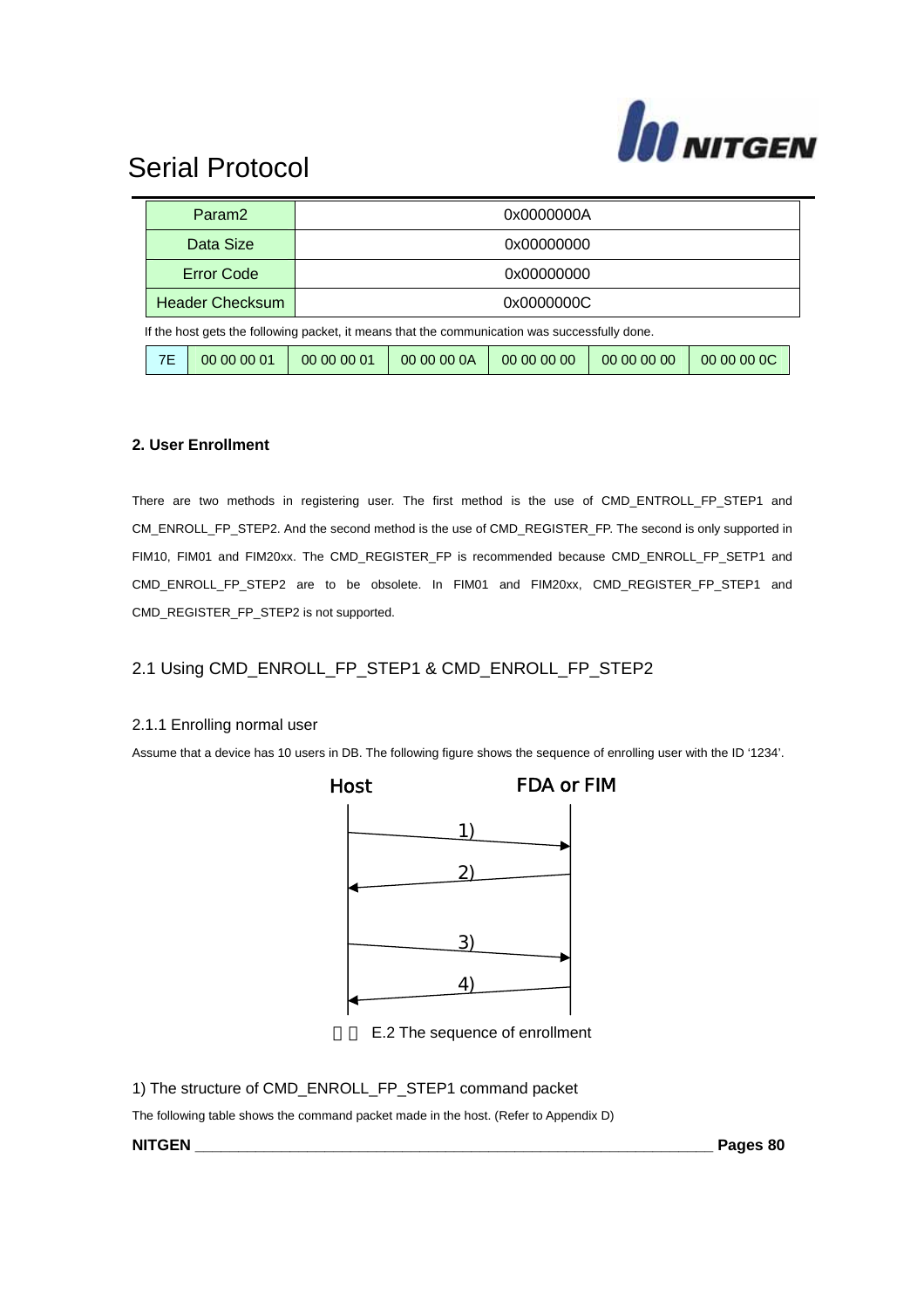| Param2 | 0x0000000A |
|---|---|
| Data Size | 0x00000000 |
| Error Code | 0x00000000 |
| Header Checksum | 0x0000000C |

If the host gets the following packet, it means that the communication was successfully done.

| 7E | 00 00 00 01 | 00 00 00 01 | 00 00 00 0A | 00 00 00 00 | 00 00 00 00 | 00 00 00 0C |
|---|---|---|---|---|---|---|

### 2. User Enrollment

There are two methods in registering user. The first method is the use of CMD_ENTROLL_FP_STEP1 and CM_ENROLL_FP_STEP2. And the second method is the use of CMD_REGISTER_FP. The second is only supported in FIM10, FIM01 and FIM20xx. The CMD_REGISTER_FP is recommended because CMD_ENROLL_FP_SETP1 and CMD_ENROLL_FP_STEP2 are to be obsolete. In FIM01 and FIM20xx, CMD_REGISTER_FP_STEP1 and CMD_REGISTER_FP_STEP2 is not supported.

## 2.1 Using CMD_ENROLL_FP_STEP1 & CMD_ENROLL_FP_STEP2

### 2.1.1 Enrolling normal user

Assume that a device has 10 users in DB. The following figure shows the sequence of enrolling user with the ID '1234'.

Host　　　　FDA or FIM

1) Host → FDA or FIM

2) FDA or FIM → Host

3) Host → FDA or FIM

4) FDA or FIM → Host

E.2 The sequence of enrollment

1) The structure of CMD_ENROLL_FP_STEP1 command packet

The following table shows the command packet made in the host. (Refer to Appendix D)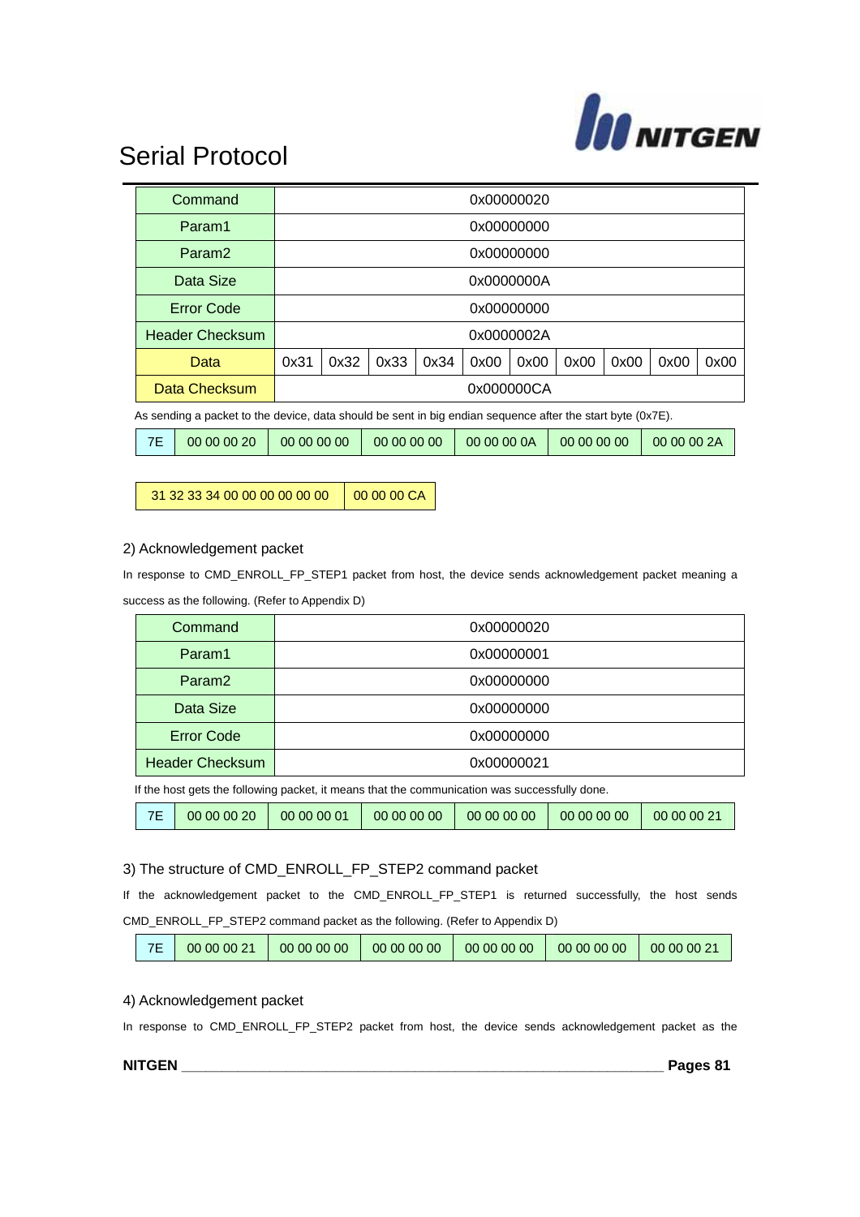# Serial Protocol

| Command | 0x00000020 | | | | | | | | | |
|---|---|---|---|---|---|---|---|---|---|---|
| Param1 | 0x00000000 | | | | | | | | | |
| Param2 | 0x00000000 | | | | | | | | | |
| Data Size | 0x0000000A | | | | | | | | | |
| Error Code | 0x00000000 | | | | | | | | | |
| Header Checksum | 0x0000002A | | | | | | | | | |
| Data | 0x31 | 0x32 | 0x33 | 0x34 | 0x00 | 0x00 | 0x00 | 0x00 | 0x00 | 0x00 |
| Data Checksum | 0x000000CA | | | | | | | | | |

As sending a packet to the device, data should be sent in big endian sequence after the start byte (0x7E).

| 7E | 00 00 00 20 | 00 00 00 00 | 00 00 00 00 | 00 00 00 0A | 00 00 00 00 | 00 00 00 2A |
|---|---|---|---|---|---|---|

| 31 32 33 34 00 00 00 00 00 00 | 00 00 00 CA |
|---|---|

2) Acknowledgement packet

In response to CMD_ENROLL_FP_STEP1 packet from host, the device sends acknowledgement packet meaning a success as the following. (Refer to Appendix D)

| Command | 0x00000020 |
|---|---|
| Param1 | 0x00000001 |
| Param2 | 0x00000000 |
| Data Size | 0x00000000 |
| Error Code | 0x00000000 |
| Header Checksum | 0x00000021 |

If the host gets the following packet, it means that the communication was successfully done.

| 7E | 00 00 00 20 | 00 00 00 01 | 00 00 00 00 | 00 00 00 00 | 00 00 00 00 | 00 00 00 21 |
|---|---|---|---|---|---|---|

3) The structure of CMD_ENROLL_FP_STEP2 command packet

If the acknowledgement packet to the CMD_ENROLL_FP_STEP1 is returned successfully, the host sends CMD_ENROLL_FP_STEP2 command packet as the following. (Refer to Appendix D)

| 7E | 00 00 00 21 | 00 00 00 00 | 00 00 00 00 | 00 00 00 00 | 00 00 00 00 | 00 00 00 21 |
|---|---|---|---|---|---|---|

4) Acknowledgement packet

In response to CMD_ENROLL_FP_STEP2 packet from host, the device sends acknowledgement packet as the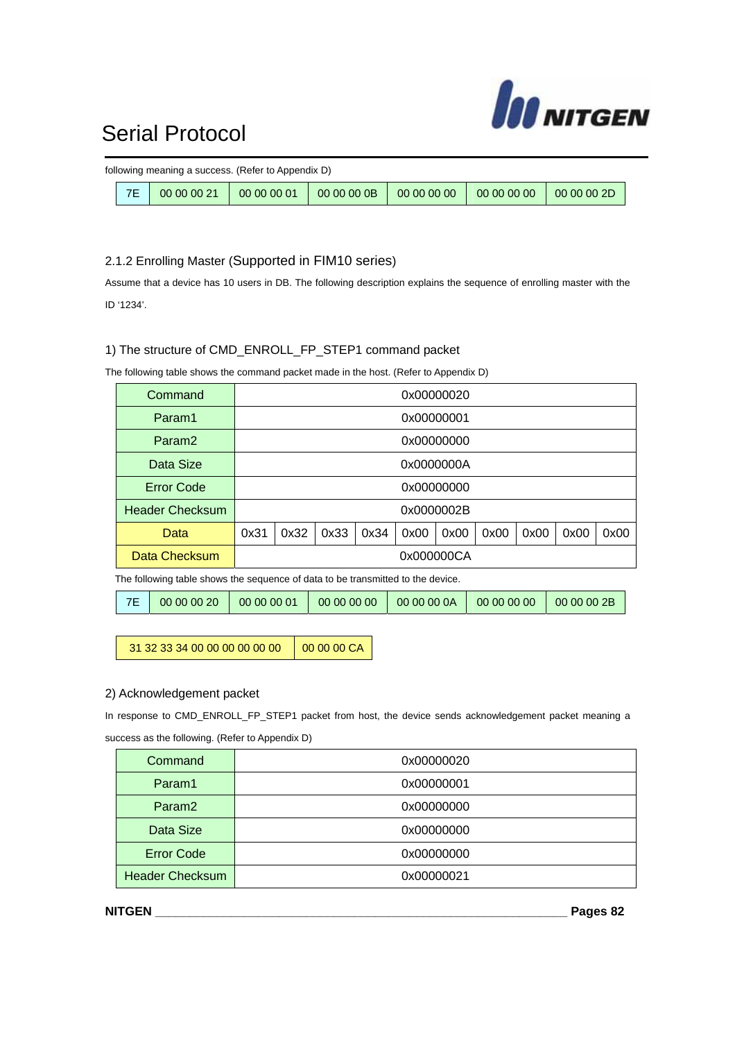following meaning a success. (Refer to Appendix D)

| 7E | 00 00 00 21 | 00 00 00 01 | 00 00 00 0B | 00 00 00 00 | 00 00 00 00 | 00 00 00 2D |
|---|---|---|---|---|---|---|

### 2.1.2 Enrolling Master (Supported in FIM10 series)

Assume that a device has 10 users in DB. The following description explains the sequence of enrolling master with the ID '1234'.

#### 1) The structure of CMD_ENROLL_FP_STEP1 command packet

The following table shows the command packet made in the host. (Refer to Appendix D)

| Command | 0x00000020 | | | | | | | | | |
|---|---|---|---|---|---|---|---|---|---|---|
| Param1 | 0x00000001 | | | | | | | | | |
| Param2 | 0x00000000 | | | | | | | | | |
| Data Size | 0x0000000A | | | | | | | | | |
| Error Code | 0x00000000 | | | | | | | | | |
| Header Checksum | 0x0000002B | | | | | | | | | |
| Data | 0x31 | 0x32 | 0x33 | 0x34 | 0x00 | 0x00 | 0x00 | 0x00 | 0x00 | 0x00 |
| Data Checksum | 0x000000CA | | | | | | | | | |

The following table shows the sequence of data to be transmitted to the device.

| 7E | 00 00 00 20 | 00 00 00 01 | 00 00 00 00 | 00 00 00 0A | 00 00 00 00 | 00 00 00 2B |
|---|---|---|---|---|---|---|

| 31 32 33 34 00 00 00 00 00 00 | 00 00 00 CA |
|---|---|

#### 2) Acknowledgement packet

In response to CMD_ENROLL_FP_STEP1 packet from host, the device sends acknowledgement packet meaning a success as the following. (Refer to Appendix D)

| Command | 0x00000020 |
|---|---|
| Param1 | 0x00000001 |
| Param2 | 0x00000000 |
| Data Size | 0x00000000 |
| Error Code | 0x00000000 |
| Header Checksum | 0x00000021 |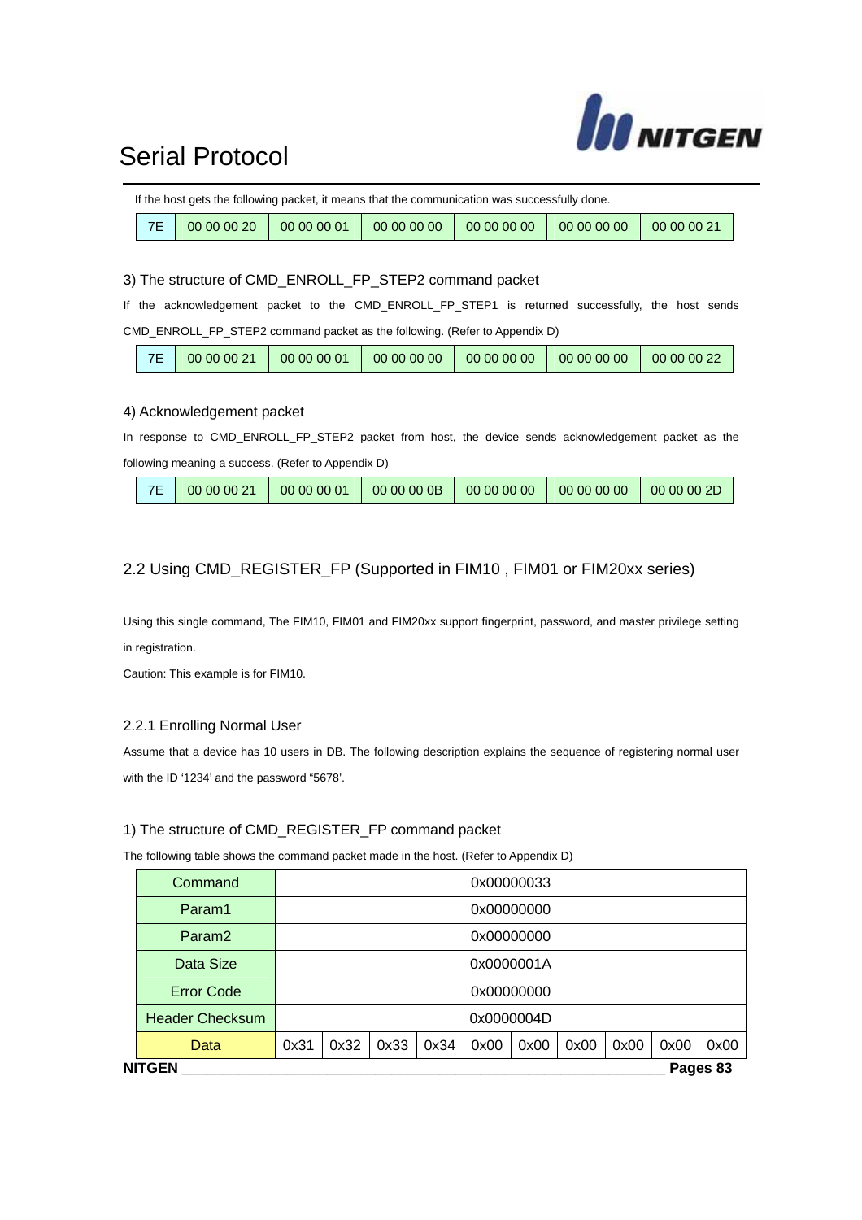If the host gets the following packet, it means that the communication was successfully done.

| 7E | 00 00 00 20 | 00 00 00 01 | 00 00 00 00 | 00 00 00 00 | 00 00 00 00 | 00 00 00 21 |
|---|---|---|---|---|---|---|

3) The structure of CMD_ENROLL_FP_STEP2 command packet

If the acknowledgement packet to the CMD_ENROLL_FP_STEP1 is returned successfully, the host sends CMD_ENROLL_FP_STEP2 command packet as the following. (Refer to Appendix D)

| 7E | 00 00 00 21 | 00 00 00 01 | 00 00 00 00 | 00 00 00 00 | 00 00 00 00 | 00 00 00 22 |
|---|---|---|---|---|---|---|

4) Acknowledgement packet

In response to CMD_ENROLL_FP_STEP2 packet from host, the device sends acknowledgement packet as the following meaning a success. (Refer to Appendix D)

| 7E | 00 00 00 21 | 00 00 00 01 | 00 00 00 0B | 00 00 00 00 | 00 00 00 00 | 00 00 00 2D |
|---|---|---|---|---|---|---|

## 2.2 Using CMD_REGISTER_FP (Supported in FIM10 , FIM01 or FIM20xx series)

Using this single command, The FIM10, FIM01 and FIM20xx support fingerprint, password, and master privilege setting in registration.

Caution: This example is for FIM10.

### 2.2.1 Enrolling Normal User

Assume that a device has 10 users in DB. The following description explains the sequence of registering normal user with the ID '1234' and the password "5678'.

1) The structure of CMD_REGISTER_FP command packet

The following table shows the command packet made in the host. (Refer to Appendix D)

| Command | 0x00000033 | | | | | | | | | |
|---|---|---|---|---|---|---|---|---|---|---|
| Param1 | 0x00000000 | | | | | | | | | |
| Param2 | 0x00000000 | | | | | | | | | |
| Data Size | 0x0000001A | | | | | | | | | |
| Error Code | 0x00000000 | | | | | | | | | |
| Header Checksum | 0x0000004D | | | | | | | | | |
| Data | 0x31 | 0x32 | 0x33 | 0x34 | 0x00 | 0x00 | 0x00 | 0x00 | 0x00 | 0x00 |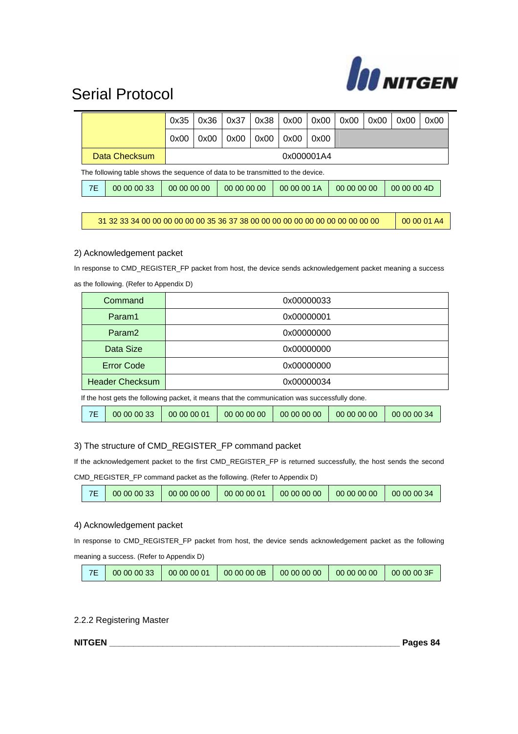# Serial Protocol

| | 0x35 | 0x36 | 0x37 | 0x38 | 0x00 | 0x00 | 0x00 | 0x00 | 0x00 | 0x00 |
|---|---|---|---|---|---|---|---|---|---|---|
| | 0x00 | 0x00 | 0x00 | 0x00 | 0x00 | 0x00 | | | | |
| Data Checksum | 0x000001A4 | | | | | | | | | |

The following table shows the sequence of data to be transmitted to the device.

| 7E | 00 00 00 33 | 00 00 00 00 | 00 00 00 00 | 00 00 00 1A | 00 00 00 00 | 00 00 00 4D |
|---|---|---|---|---|---|---|

| 31 32 33 34 00 00 00 00 00 00 35 36 37 38 00 00 00 00 00 00 00 00 00 00 00 00 | 00 00 01 A4 |
|---|---|

2) Acknowledgement packet

In response to CMD_REGISTER_FP packet from host, the device sends acknowledgement packet meaning a success as the following. (Refer to Appendix D)

| Command | 0x00000033 |
|---|---|
| Param1 | 0x00000001 |
| Param2 | 0x00000000 |
| Data Size | 0x00000000 |
| Error Code | 0x00000000 |
| Header Checksum | 0x00000034 |

If the host gets the following packet, it means that the communication was successfully done.

| 7E | 00 00 00 33 | 00 00 00 01 | 00 00 00 00 | 00 00 00 00 | 00 00 00 00 | 00 00 00 34 |
|---|---|---|---|---|---|---|

3) The structure of CMD_REGISTER_FP command packet

If the acknowledgement packet to the first CMD_REGISTER_FP is returned successfully, the host sends the second CMD_REGISTER_FP command packet as the following. (Refer to Appendix D)

| 7E | 00 00 00 33 | 00 00 00 00 | 00 00 00 01 | 00 00 00 00 | 00 00 00 00 | 00 00 00 34 |
|---|---|---|---|---|---|---|

4) Acknowledgement packet

In response to CMD_REGISTER_FP packet from host, the device sends acknowledgement packet as the following meaning a success. (Refer to Appendix D)

| 7E | 00 00 00 33 | 00 00 00 01 | 00 00 00 0B | 00 00 00 00 | 00 00 00 00 | 00 00 00 3F |
|---|---|---|---|---|---|---|

2.2.2 Registering Master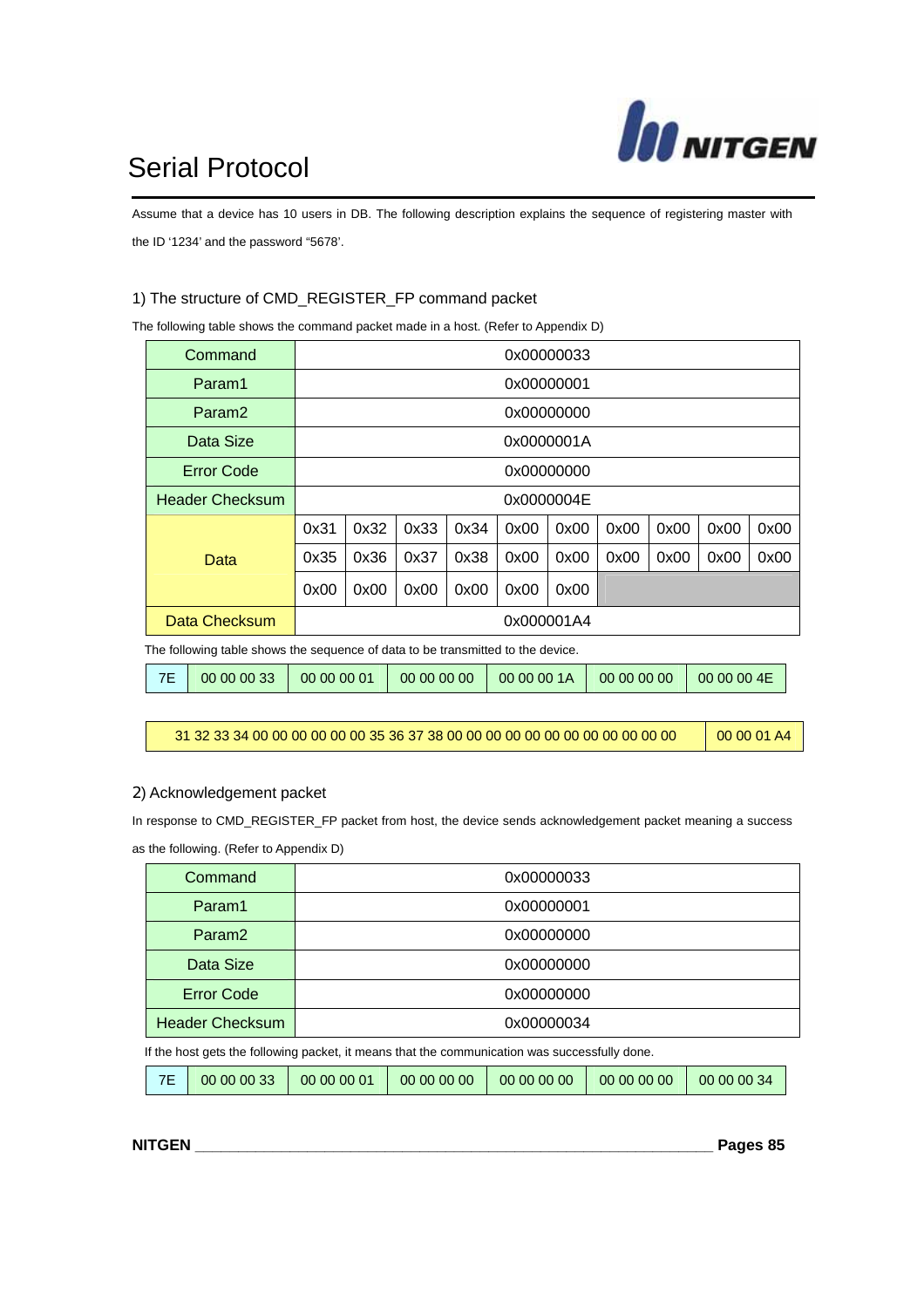# Serial Protocol

Assume that a device has 10 users in DB. The following description explains the sequence of registering master with the ID '1234' and the password "5678'.

### 1) The structure of CMD_REGISTER_FP command packet

The following table shows the command packet made in a host. (Refer to Appendix D)

| Command | 0x00000033 | | | | | | | | | |
|---|---|---|---|---|---|---|---|---|---|---|
| Param1 | 0x00000001 | | | | | | | | | |
| Param2 | 0x00000000 | | | | | | | | | |
| Data Size | 0x0000001A | | | | | | | | | |
| Error Code | 0x00000000 | | | | | | | | | |
| Header Checksum | 0x0000004E | | | | | | | | | |
| Data | 0x31 | 0x32 | 0x33 | 0x34 | 0x00 | 0x00 | 0x00 | 0x00 | 0x00 | 0x00 |
| | 0x35 | 0x36 | 0x37 | 0x38 | 0x00 | 0x00 | 0x00 | 0x00 | 0x00 | 0x00 |
| | 0x00 | 0x00 | 0x00 | 0x00 | 0x00 | 0x00 | | | | |
| Data Checksum | 0x000001A4 | | | | | | | | | |

The following table shows the sequence of data to be transmitted to the device.

| 7E | 00 00 00 33 | 00 00 00 01 | 00 00 00 00 | 00 00 00 1A | 00 00 00 00 | 00 00 00 4E |
|---|---|---|---|---|---|---|

| 31 32 33 34 00 00 00 00 00 00 35 36 37 38 00 00 00 00 00 00 00 00 00 00 00 00 | 00 00 01 A4 |
|---|---|

### 2) Acknowledgement packet

In response to CMD_REGISTER_FP packet from host, the device sends acknowledgement packet meaning a success as the following. (Refer to Appendix D)

| Command | 0x00000033 |
|---|---|
| Param1 | 0x00000001 |
| Param2 | 0x00000000 |
| Data Size | 0x00000000 |
| Error Code | 0x00000000 |
| Header Checksum | 0x00000034 |

If the host gets the following packet, it means that the communication was successfully done.

| 7E | 00 00 00 33 | 00 00 00 01 | 00 00 00 00 | 00 00 00 00 | 00 00 00 00 | 00 00 00 34 |
|---|---|---|---|---|---|---|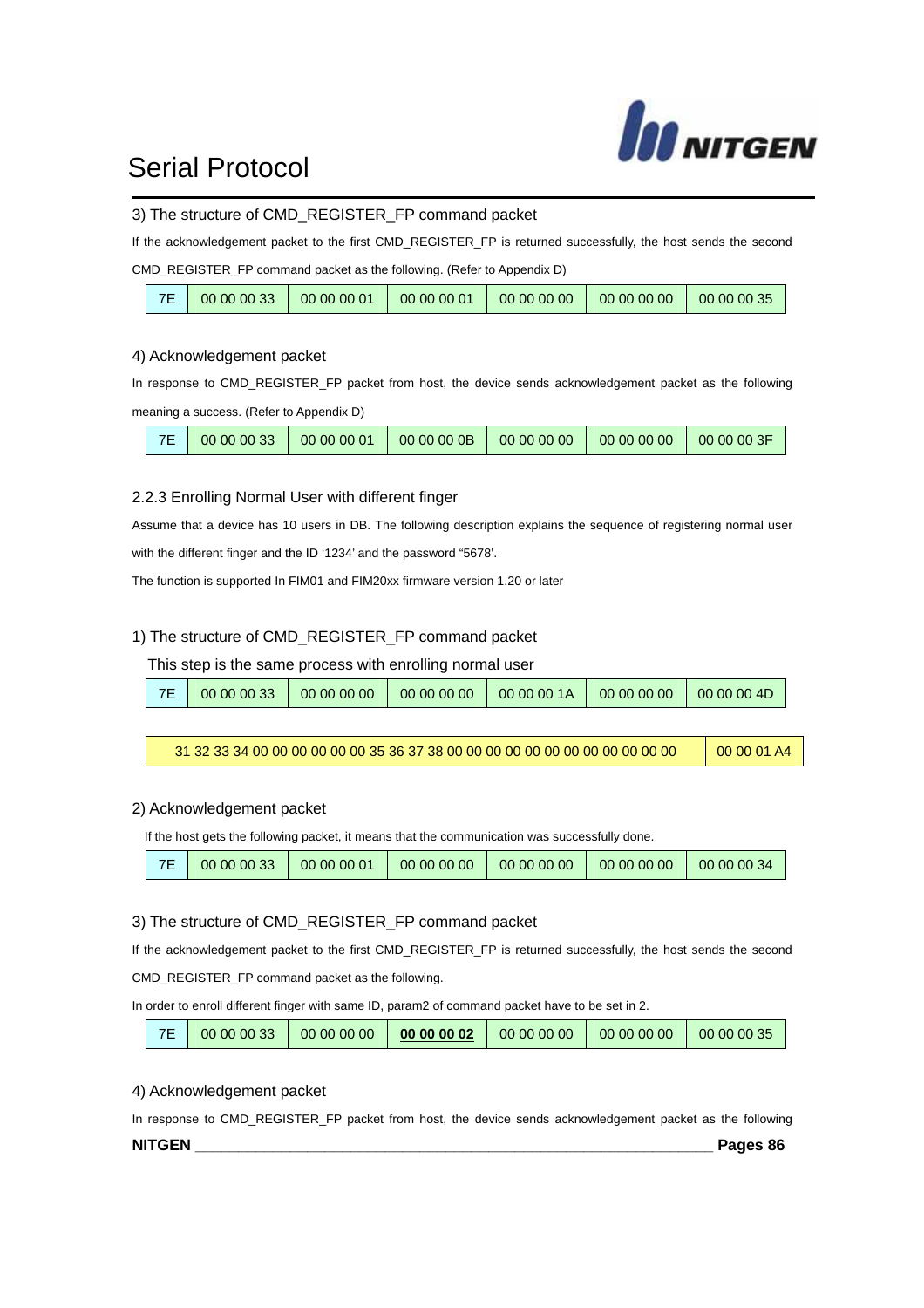3) The structure of CMD_REGISTER_FP command packet

If the acknowledgement packet to the first CMD_REGISTER_FP is returned successfully, the host sends the second CMD_REGISTER_FP command packet as the following. (Refer to Appendix D)

| 7E | 00 00 00 33 | 00 00 00 01 | 00 00 00 01 | 00 00 00 00 | 00 00 00 00 | 00 00 00 35 |
|---|---|---|---|---|---|---|

4) Acknowledgement packet

In response to CMD_REGISTER_FP packet from host, the device sends acknowledgement packet as the following meaning a success. (Refer to Appendix D)

| 7E | 00 00 00 33 | 00 00 00 01 | 00 00 00 0B | 00 00 00 00 | 00 00 00 00 | 00 00 00 3F |
|---|---|---|---|---|---|---|

2.2.3 Enrolling Normal User with different finger

Assume that a device has 10 users in DB. The following description explains the sequence of registering normal user with the different finger and the ID '1234' and the password "5678'.

The function is supported In FIM01 and FIM20xx firmware version 1.20 or later

1) The structure of CMD_REGISTER_FP command packet

This step is the same process with enrolling normal user

| 7E | 00 00 00 33 | 00 00 00 00 | 00 00 00 00 | 00 00 00 1A | 00 00 00 00 | 00 00 00 4D |
|---|---|---|---|---|---|---|

| 31 32 33 34 00 00 00 00 00 00 35 36 37 38 00 00 00 00 00 00 00 00 00 00 00 00 | 00 00 01 A4 |
|---|---|

2) Acknowledgement packet

If the host gets the following packet, it means that the communication was successfully done.

| 7E | 00 00 00 33 | 00 00 00 01 | 00 00 00 00 | 00 00 00 00 | 00 00 00 00 | 00 00 00 34 |
|---|---|---|---|---|---|---|

3) The structure of CMD_REGISTER_FP command packet

If the acknowledgement packet to the first CMD_REGISTER_FP is returned successfully, the host sends the second CMD_REGISTER_FP command packet as the following.

In order to enroll different finger with same ID, param2 of command packet have to be set in 2.

| 7E | 00 00 00 33 | 00 00 00 00 | **00 00 00 02** | 00 00 00 00 | 00 00 00 00 | 00 00 00 35 |
|---|---|---|---|---|---|---|

4) Acknowledgement packet

In response to CMD_REGISTER_FP packet from host, the device sends acknowledgement packet as the following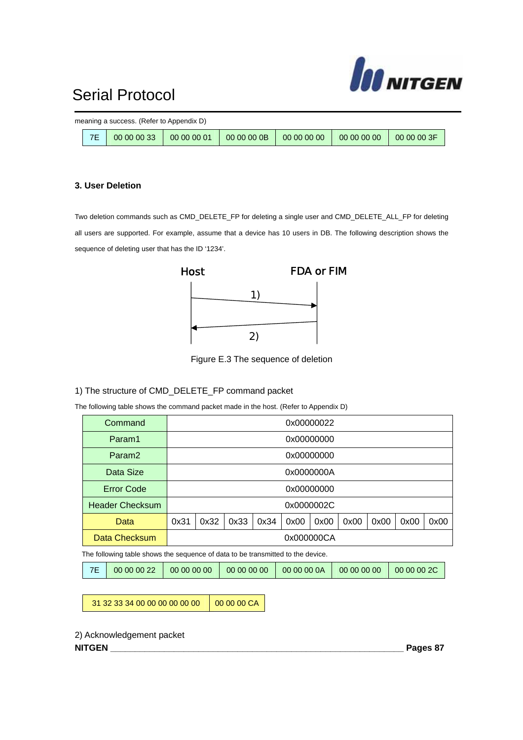meaning a success. (Refer to Appendix D)

| 7E | 00 00 00 33 | 00 00 00 01 | 00 00 00 0B | 00 00 00 00 | 00 00 00 00 | 00 00 00 3F |
|---|---|---|---|---|---|---|

### 3. User Deletion

Two deletion commands such as CMD_DELETE_FP for deleting a single user and CMD_DELETE_ALL_FP for deleting all users are supported. For example, assume that a device has 10 users in DB. The following description shows the sequence of deleting user that has the ID '1234'.

Host — FDA or FIM

1) Host → FDA or FIM

2) FDA or FIM → Host

Figure E.3 The sequence of deletion

1) The structure of CMD_DELETE_FP command packet

The following table shows the command packet made in the host. (Refer to Appendix D)

| Command | 0x00000022 | | | | | | | | | |
|---|---|---|---|---|---|---|---|---|---|---|
| Param1 | 0x00000000 | | | | | | | | | |
| Param2 | 0x00000000 | | | | | | | | | |
| Data Size | 0x0000000A | | | | | | | | | |
| Error Code | 0x00000000 | | | | | | | | | |
| Header Checksum | 0x0000002C | | | | | | | | | |
| Data | 0x31 | 0x32 | 0x33 | 0x34 | 0x00 | 0x00 | 0x00 | 0x00 | 0x00 | 0x00 |
| Data Checksum | 0x000000CA | | | | | | | | | |

The following table shows the sequence of data to be transmitted to the device.

| 7E | 00 00 00 22 | 00 00 00 00 | 00 00 00 00 | 00 00 00 0A | 00 00 00 00 | 00 00 00 2C |
|---|---|---|---|---|---|---|

| 31 32 33 34 00 00 00 00 00 00 | 00 00 00 CA |
|---|---|

2) Acknowledgement packet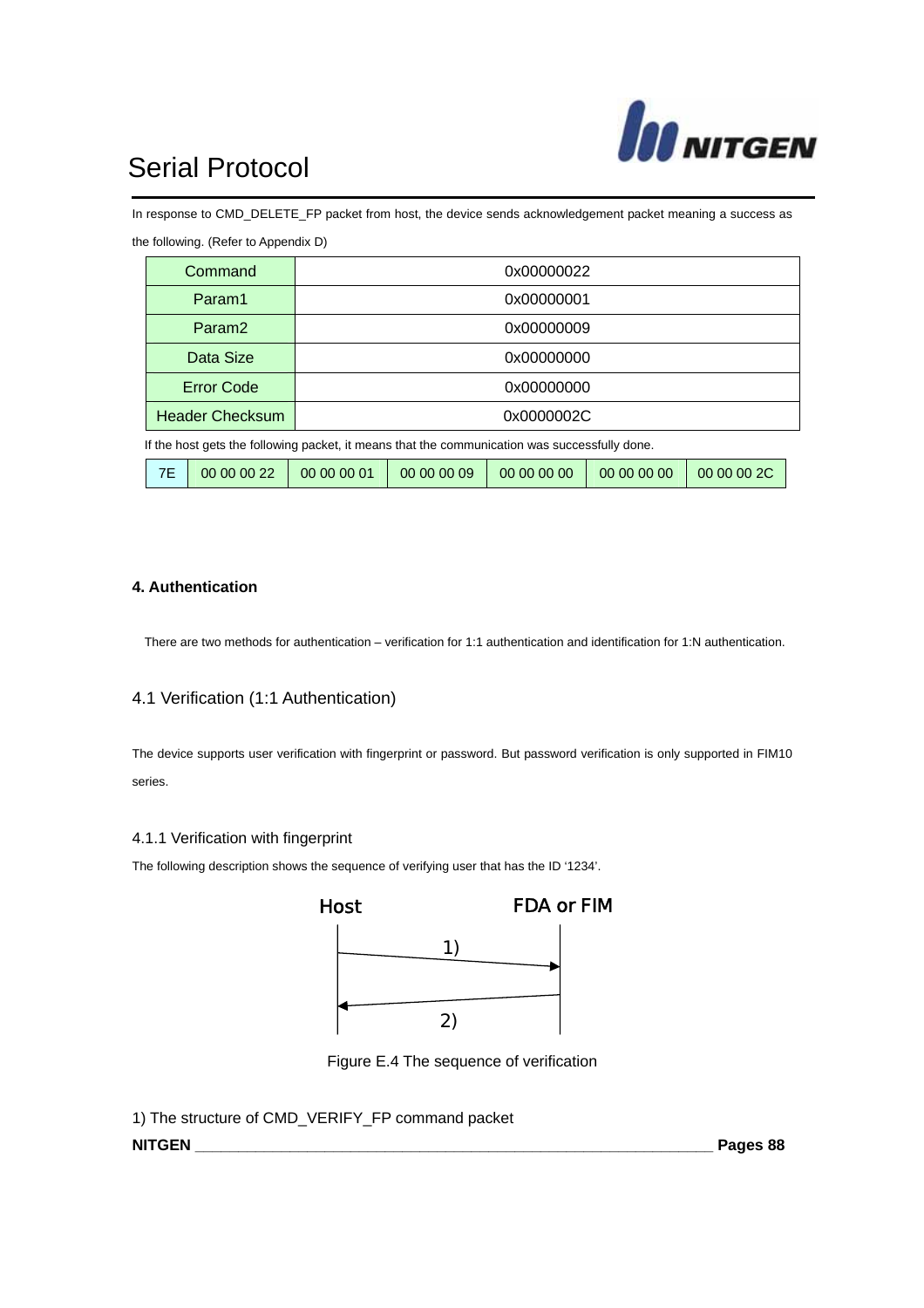In response to CMD_DELETE_FP packet from host, the device sends acknowledgement packet meaning a success as the following. (Refer to Appendix D)

| Command | 0x00000022 |
|---|---|
| Param1 | 0x00000001 |
| Param2 | 0x00000009 |
| Data Size | 0x00000000 |
| Error Code | 0x00000000 |
| Header Checksum | 0x0000002C |

If the host gets the following packet, it means that the communication was successfully done.

| 7E | 00 00 00 22 | 00 00 00 01 | 00 00 00 09 | 00 00 00 00 | 00 00 00 00 | 00 00 00 2C |
|---|---|---|---|---|---|---|

### 4. Authentication

There are two methods for authentication – verification for 1:1 authentication and identification for 1:N authentication.

### 4.1 Verification (1:1 Authentication)

The device supports user verification with fingerprint or password. But password verification is only supported in FIM10 series.

#### 4.1.1 Verification with fingerprint

The following description shows the sequence of verifying user that has the ID '1234'.

Host                FDA or FIM

1) Host → FDA or FIM

2) FDA or FIM → Host

Figure E.4 The sequence of verification

1) The structure of CMD_VERIFY_FP command packet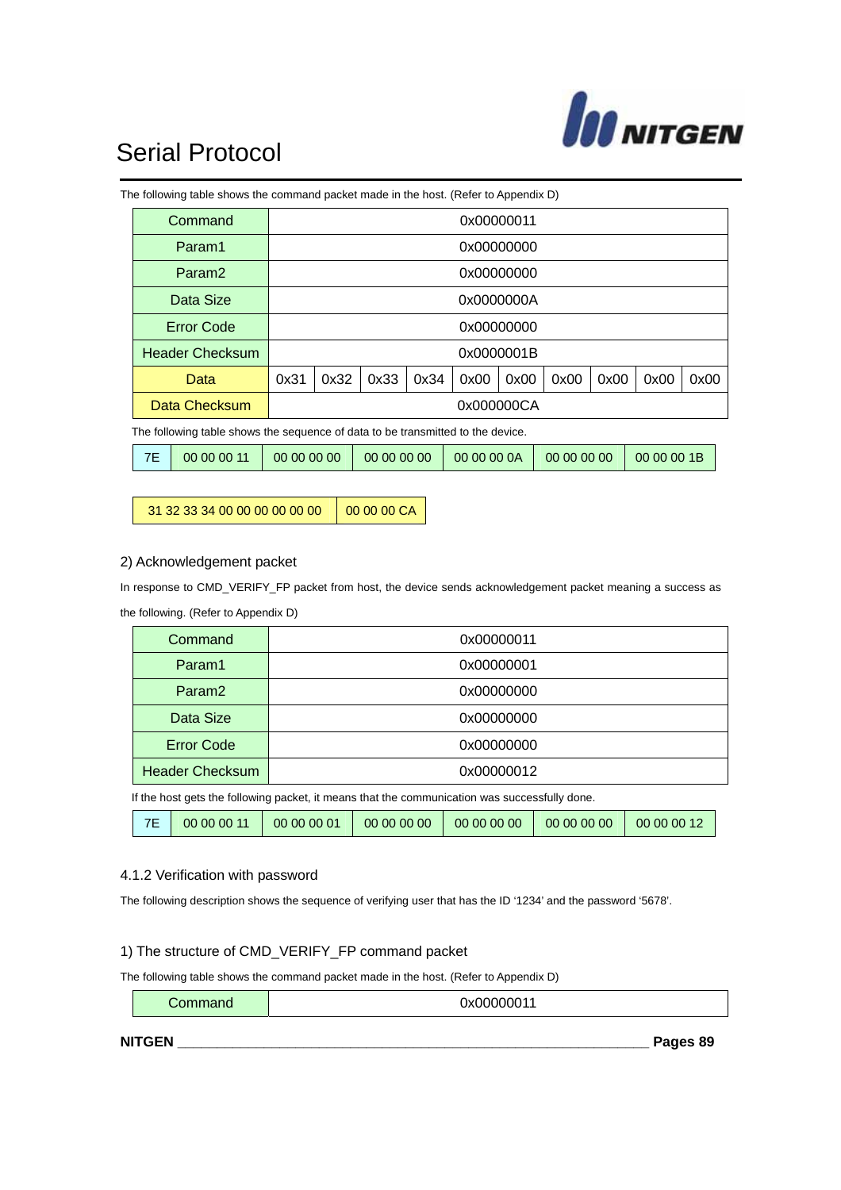The following table shows the command packet made in the host. (Refer to Appendix D)

| Command | 0x00000011 | | | | | | | | | |
|---|---|---|---|---|---|---|---|---|---|---|
| Param1 | 0x00000000 | | | | | | | | | |
| Param2 | 0x00000000 | | | | | | | | | |
| Data Size | 0x0000000A | | | | | | | | | |
| Error Code | 0x00000000 | | | | | | | | | |
| Header Checksum | 0x0000001B | | | | | | | | | |
| Data | 0x31 | 0x32 | 0x33 | 0x34 | 0x00 | 0x00 | 0x00 | 0x00 | 0x00 | 0x00 |
| Data Checksum | 0x000000CA | | | | | | | | | |

The following table shows the sequence of data to be transmitted to the device.

| 7E | 00 00 00 11 | 00 00 00 00 | 00 00 00 00 | 00 00 00 0A | 00 00 00 00 | 00 00 00 1B |
|---|---|---|---|---|---|---|

| 31 32 33 34 00 00 00 00 00 00 | 00 00 00 CA |
|---|---|

2) Acknowledgement packet

In response to CMD_VERIFY_FP packet from host, the device sends acknowledgement packet meaning a success as the following. (Refer to Appendix D)

| Command | 0x00000011 |
|---|---|
| Param1 | 0x00000001 |
| Param2 | 0x00000000 |
| Data Size | 0x00000000 |
| Error Code | 0x00000000 |
| Header Checksum | 0x00000012 |

If the host gets the following packet, it means that the communication was successfully done.

| 7E | 00 00 00 11 | 00 00 00 01 | 00 00 00 00 | 00 00 00 00 | 00 00 00 00 | 00 00 00 12 |
|---|---|---|---|---|---|---|

### 4.1.2 Verification with password

The following description shows the sequence of verifying user that has the ID '1234' and the password '5678'.

1) The structure of CMD_VERIFY_FP command packet

The following table shows the command packet made in the host. (Refer to Appendix D)

| Command | 0x00000011 |
|---|---|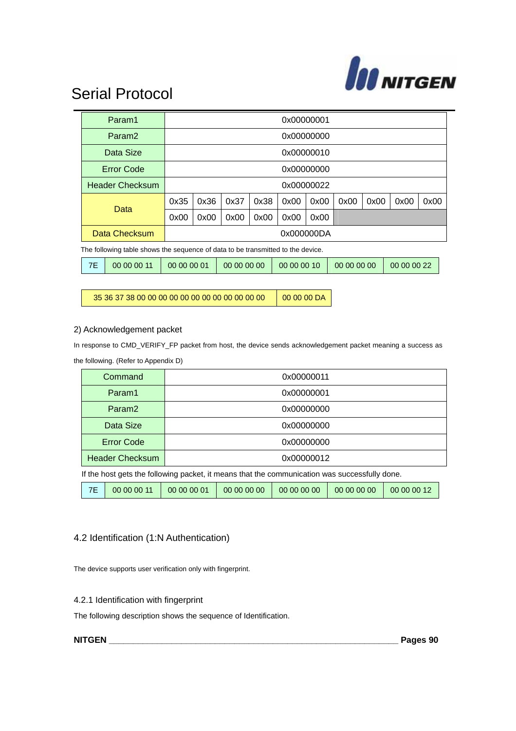| Param1 | 0x00000001 | | | | | | | | | |
|---|---|---|---|---|---|---|---|---|---|---|
| Param2 | 0x00000000 | | | | | | | | | |
| Data Size | 0x00000010 | | | | | | | | | |
| Error Code | 0x00000000 | | | | | | | | | |
| Header Checksum | 0x00000022 | | | | | | | | | |
| Data | 0x35 | 0x36 | 0x37 | 0x38 | 0x00 | 0x00 | 0x00 | 0x00 | 0x00 | 0x00 |
| | 0x00 | 0x00 | 0x00 | 0x00 | 0x00 | 0x00 | | | | |
| Data Checksum | 0x000000DA | | | | | | | | | |

The following table shows the sequence of data to be transmitted to the device.

| 7E | 00 00 00 11 | 00 00 00 01 | 00 00 00 00 | 00 00 00 10 | 00 00 00 00 | 00 00 00 22 |
|---|---|---|---|---|---|---|

| 35 36 37 38 00 00 00 00 00 00 00 00 00 00 00 00 | 00 00 00 DA |
|---|---|

2) Acknowledgement packet

In response to CMD_VERIFY_FP packet from host, the device sends acknowledgement packet meaning a success as the following. (Refer to Appendix D)

| Command | 0x00000011 |
|---|---|
| Param1 | 0x00000001 |
| Param2 | 0x00000000 |
| Data Size | 0x00000000 |
| Error Code | 0x00000000 |
| Header Checksum | 0x00000012 |

If the host gets the following packet, it means that the communication was successfully done.

| 7E | 00 00 00 11 | 00 00 00 01 | 00 00 00 00 | 00 00 00 00 | 00 00 00 00 | 00 00 00 12 |
|---|---|---|---|---|---|---|

## 4.2 Identification (1:N Authentication)

The device supports user verification only with fingerprint.

### 4.2.1 Identification with fingerprint

The following description shows the sequence of Identification.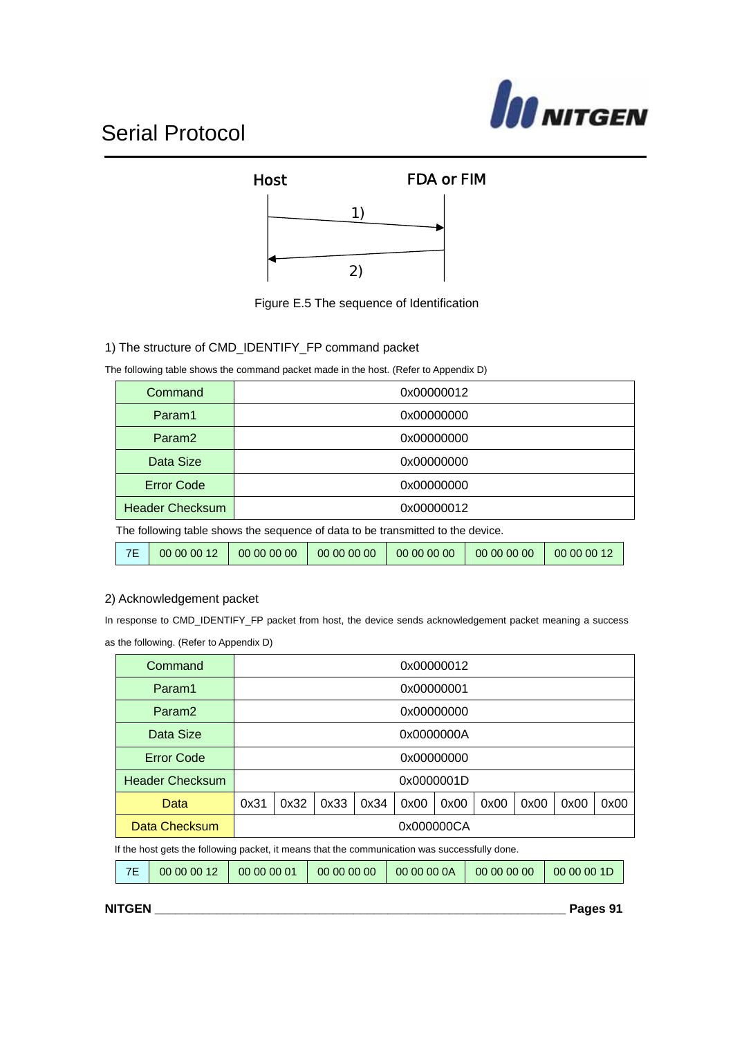# Serial Protocol

Host FDA or FIM

1)

2)

Figure E.5 The sequence of Identification

1) The structure of CMD_IDENTIFY_FP command packet

The following table shows the command packet made in the host. (Refer to Appendix D)

| Command | 0x00000012 |
|---|---|
| Param1 | 0x00000000 |
| Param2 | 0x00000000 |
| Data Size | 0x00000000 |
| Error Code | 0x00000000 |
| Header Checksum | 0x00000012 |

The following table shows the sequence of data to be transmitted to the device.

| 7E | 00 00 00 12 | 00 00 00 00 | 00 00 00 00 | 00 00 00 00 | 00 00 00 00 | 00 00 00 12 |
|---|---|---|---|---|---|---|

2) Acknowledgement packet

In response to CMD_IDENTIFY_FP packet from host, the device sends acknowledgement packet meaning a success as the following. (Refer to Appendix D)

| Command | 0x00000012 | | | | | | | | | |
|---|---|---|---|---|---|---|---|---|---|---|
| Param1 | 0x00000001 | | | | | | | | | |
| Param2 | 0x00000000 | | | | | | | | | |
| Data Size | 0x0000000A | | | | | | | | | |
| Error Code | 0x00000000 | | | | | | | | | |
| Header Checksum | 0x0000001D | | | | | | | | | |
| Data | 0x31 | 0x32 | 0x33 | 0x34 | 0x00 | 0x00 | 0x00 | 0x00 | 0x00 | 0x00 |
| Data Checksum | 0x000000CA | | | | | | | | | |

If the host gets the following packet, it means that the communication was successfully done.

| 7E | 00 00 00 12 | 00 00 00 01 | 00 00 00 00 | 00 00 00 0A | 00 00 00 00 | 00 00 00 1D |
|---|---|---|---|---|---|---|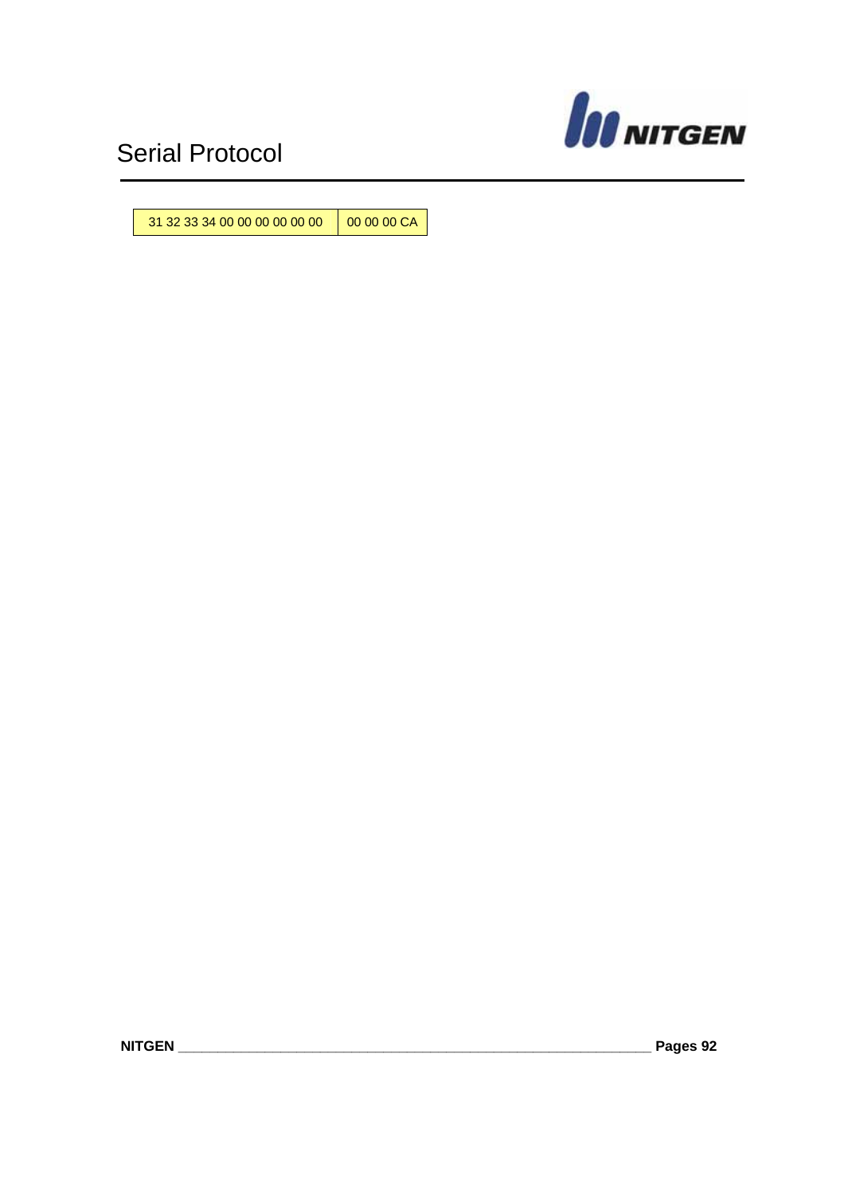| 31 32 33 34 00 00 00 00 00 00 | 00 00 00 CA |
|---|---|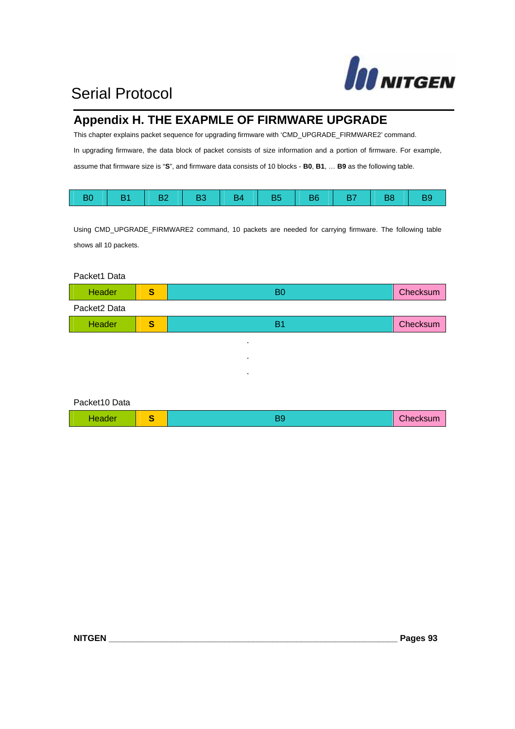## Appendix H. THE EXAPMLE OF FIRMWARE UPGRADE

This chapter explains packet sequence for upgrading firmware with 'CMD_UPGRADE_FIRMWARE2' command.

In upgrading firmware, the data block of packet consists of size information and a portion of firmware. For example, assume that firmware size is "**S**", and firmware data consists of 10 blocks - **B0**, **B1**, … **B9** as the following table.

| B0 | B1 | B2 | B3 | B4 | B5 | B6 | B7 | B8 | B9 |
|---|---|---|---|---|---|---|---|---|---|

Using CMD_UPGRADE_FIRMWARE2 command, 10 packets are needed for carrying firmware. The following table shows all 10 packets.

Packet1 Data

| Header | **S** | B0 | Checksum |
|---|---|---|---|

Packet2 Data

| Header | **S** | B1 | Checksum |
|---|---|---|---|

.

.

.

Packet10 Data

| Header | **S** | B9 | Checksum |
|---|---|---|---|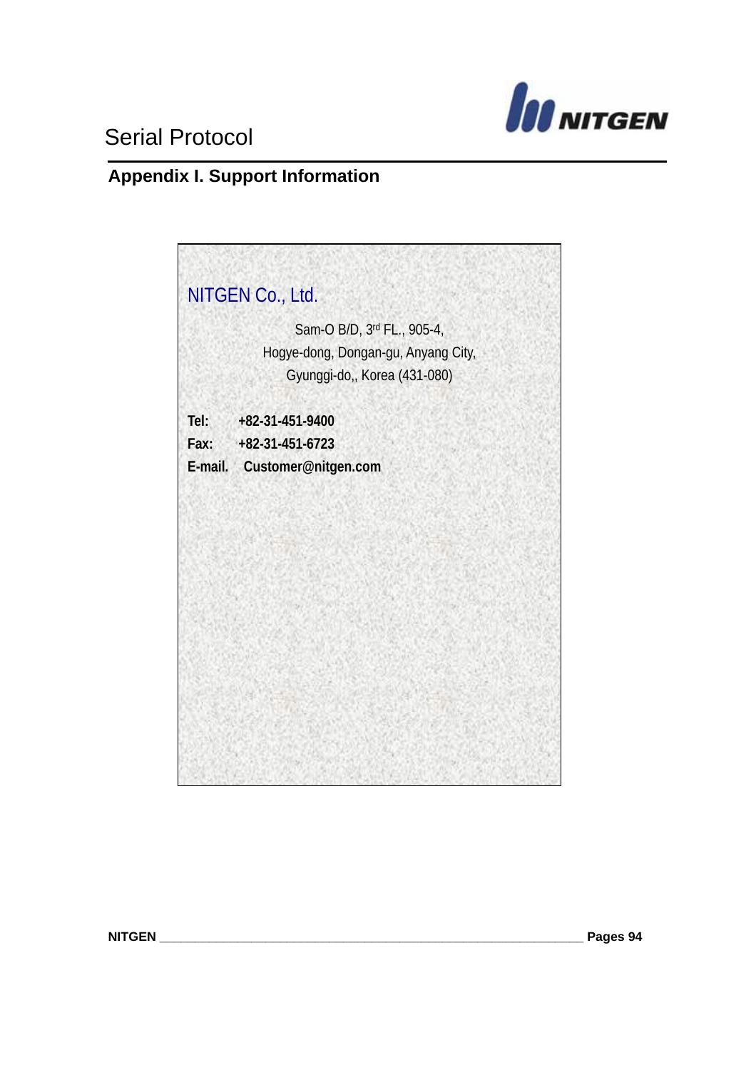## Appendix I. Support Information

NITGEN Co., Ltd.

Sam-O B/D, 3rd FL., 905-4,
Hogye-dong, Dongan-gu, Anyang City,
Gyunggi-do,, Korea (431-080)

**Tel:** **+82-31-451-9400**
**Fax:** **+82-31-451-6723**
**E-mail.** **Customer@nitgen.com**